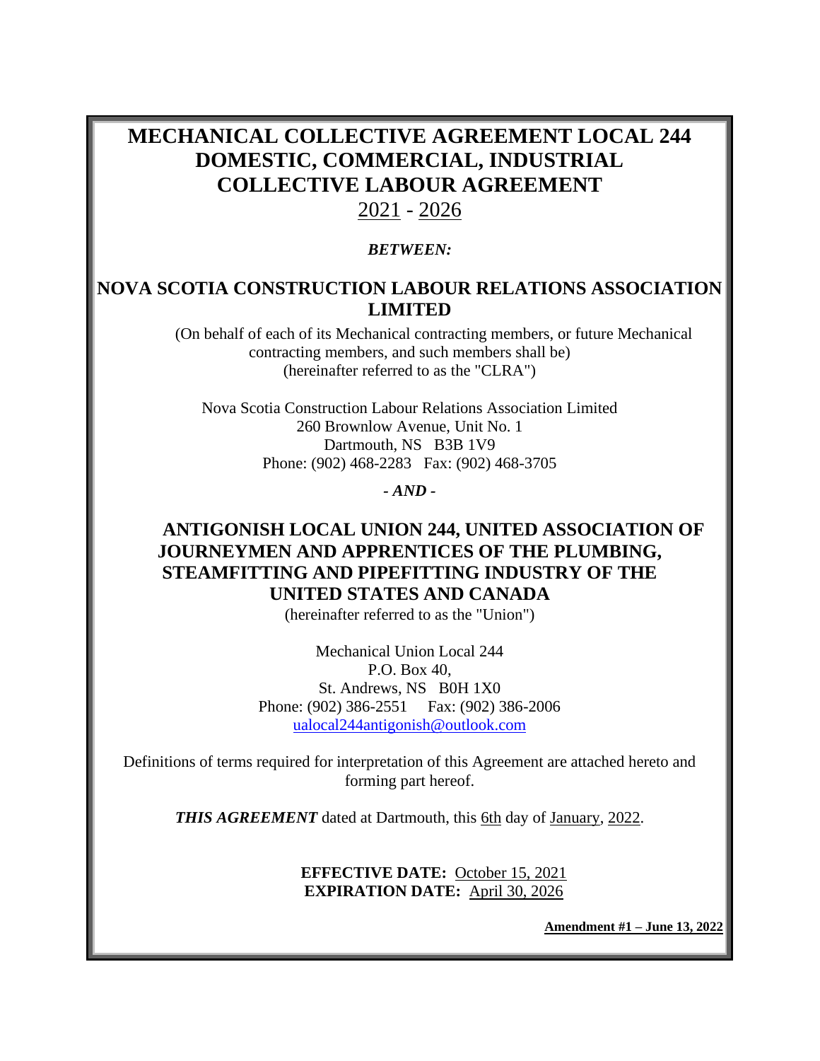# MECHANICAL COLLECTIVE AGREEMENT LOCAL 244 DOMESTIC, COMMERCIAL, INDUSTRIAL COLLECTIVE LABOUR AGREEMENT

2021 - 2026

***BETWEEN:***

## NOVA SCOTIA CONSTRUCTION LABOUR RELATIONS ASSOCIATION LIMITED

(On behalf of each of its Mechanical contracting members, or future Mechanical contracting members, and such members shall be)
(hereinafter referred to as the "CLRA")

Nova Scotia Construction Labour Relations Association Limited
260 Brownlow Avenue, Unit No. 1
Dartmouth, NS B3B 1V9
Phone: (902) 468-2283 Fax: (902) 468-3705

***- AND -***

## ANTIGONISH LOCAL UNION 244, UNITED ASSOCIATION OF JOURNEYMEN AND APPRENTICES OF THE PLUMBING, STEAMFITTING AND PIPEFITTING INDUSTRY OF THE UNITED STATES AND CANADA

(hereinafter referred to as the "Union")

Mechanical Union Local 244
P.O. Box 40,
St. Andrews, NS B0H 1X0
Phone: (902) 386-2551 Fax: (902) 386-2006
ualocal244antigonish@outlook.com

Definitions of terms required for interpretation of this Agreement are attached hereto and forming part hereof.

***THIS AGREEMENT*** dated at Dartmouth, this 6th day of January, 2022.

**EFFECTIVE DATE:** October 15, 2021
**EXPIRATION DATE:** April 30, 2026

**Amendment #1 – June 13, 2022**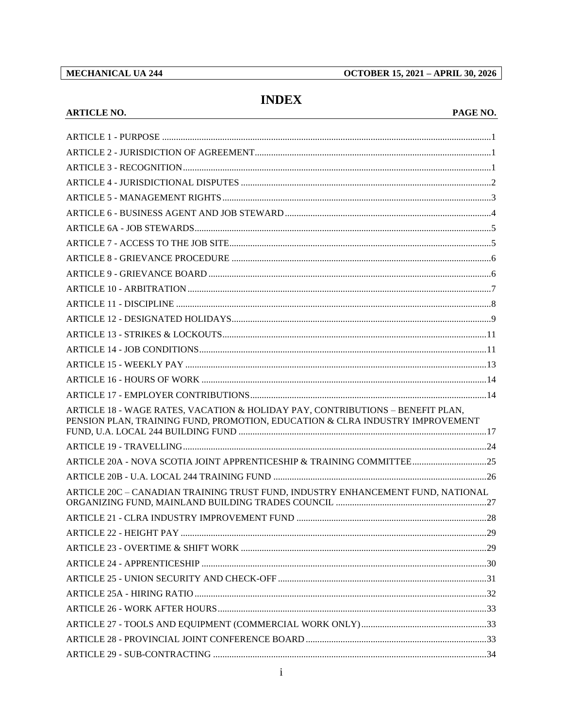# INDEX

| ARTICLE NO. | PAGE NO. |
|---|---|
| ARTICLE 1 - PURPOSE | 1 |
| ARTICLE 2 - JURISDICTION OF AGREEMENT | 1 |
| ARTICLE 3 - RECOGNITION | 1 |
| ARTICLE 4 - JURISDICTIONAL DISPUTES | 2 |
| ARTICLE 5 - MANAGEMENT RIGHTS | 3 |
| ARTICLE 6 - BUSINESS AGENT AND JOB STEWARD | 4 |
| ARTICLE 6A - JOB STEWARDS | 5 |
| ARTICLE 7 - ACCESS TO THE JOB SITE | 5 |
| ARTICLE 8 - GRIEVANCE PROCEDURE | 6 |
| ARTICLE 9 - GRIEVANCE BOARD | 6 |
| ARTICLE 10 - ARBITRATION | 7 |
| ARTICLE 11 - DISCIPLINE | 8 |
| ARTICLE 12 - DESIGNATED HOLIDAYS | 9 |
| ARTICLE 13 - STRIKES & LOCKOUTS | 11 |
| ARTICLE 14 - JOB CONDITIONS | 11 |
| ARTICLE 15 - WEEKLY PAY | 13 |
| ARTICLE 16 - HOURS OF WORK | 14 |
| ARTICLE 17 - EMPLOYER CONTRIBUTIONS | 14 |
| ARTICLE 18 - WAGE RATES, VACATION & HOLIDAY PAY, CONTRIBUTIONS – BENEFIT PLAN, PENSION PLAN, TRAINING FUND, PROMOTION, EDUCATION & CLRA INDUSTRY IMPROVEMENT FUND, U.A. LOCAL 244 BUILDING FUND | 17 |
| ARTICLE 19 - TRAVELLING | 24 |
| ARTICLE 20A - NOVA SCOTIA JOINT APPRENTICESHIP & TRAINING COMMITTEE | 25 |
| ARTICLE 20B - U.A. LOCAL 244 TRAINING FUND | 26 |
| ARTICLE 20C – CANADIAN TRAINING TRUST FUND, INDUSTRY ENHANCEMENT FUND, NATIONAL ORGANIZING FUND, MAINLAND BUILDING TRADES COUNCIL | 27 |
| ARTICLE 21 - CLRA INDUSTRY IMPROVEMENT FUND | 28 |
| ARTICLE 22 - HEIGHT PAY | 29 |
| ARTICLE 23 - OVERTIME & SHIFT WORK | 29 |
| ARTICLE 24 - APPRENTICESHIP | 30 |
| ARTICLE 25 - UNION SECURITY AND CHECK-OFF | 31 |
| ARTICLE 25A - HIRING RATIO | 32 |
| ARTICLE 26 - WORK AFTER HOURS | 33 |
| ARTICLE 27 - TOOLS AND EQUIPMENT (COMMERCIAL WORK ONLY) | 33 |
| ARTICLE 28 - PROVINCIAL JOINT CONFERENCE BOARD | 33 |
| ARTICLE 29 - SUB-CONTRACTING | 34 |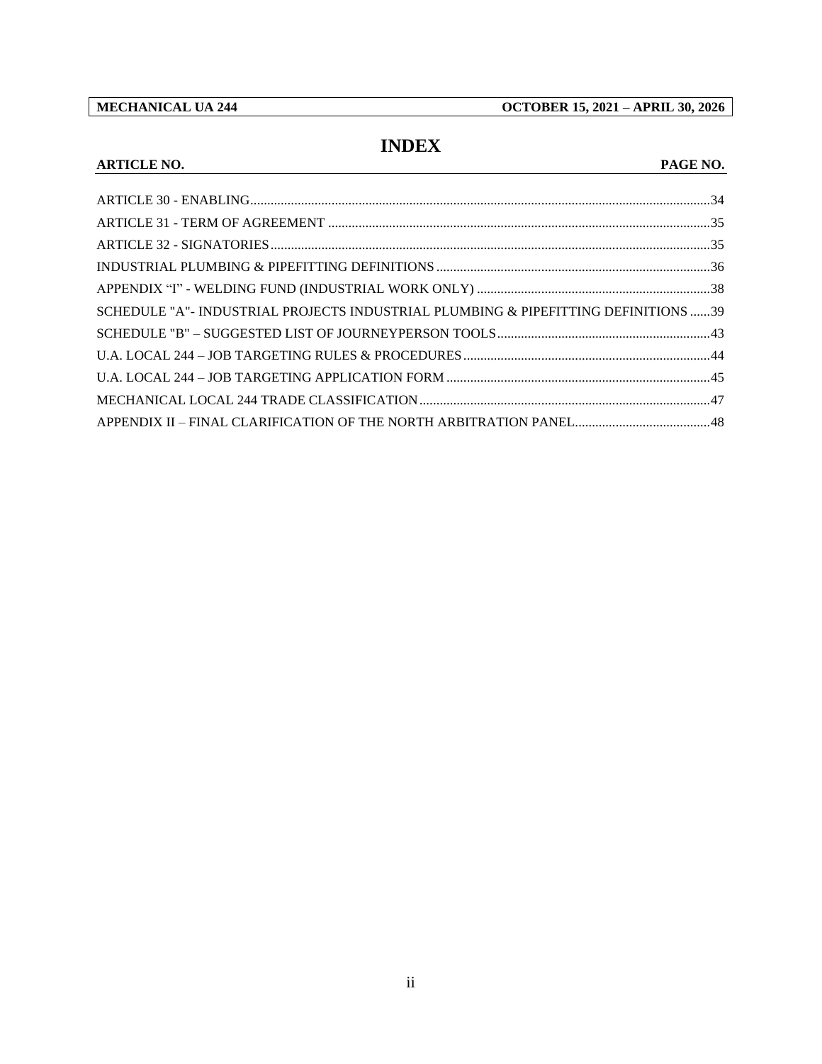# INDEX

| ARTICLE NO. | PAGE NO. |
|---|---|
| ARTICLE 30 - ENABLING | 34 |
| ARTICLE 31 - TERM OF AGREEMENT | 35 |
| ARTICLE 32 - SIGNATORIES | 35 |
| INDUSTRIAL PLUMBING & PIPEFITTING DEFINITIONS | 36 |
| APPENDIX “I” - WELDING FUND (INDUSTRIAL WORK ONLY) | 38 |
| SCHEDULE "A"- INDUSTRIAL PROJECTS INDUSTRIAL PLUMBING & PIPEFITTING DEFINITIONS | 39 |
| SCHEDULE "B" – SUGGESTED LIST OF JOURNEYPERSON TOOLS | 43 |
| U.A. LOCAL 244 – JOB TARGETING RULES & PROCEDURES | 44 |
| U.A. LOCAL 244 – JOB TARGETING APPLICATION FORM | 45 |
| MECHANICAL LOCAL 244 TRADE CLASSIFICATION | 47 |
| APPENDIX II – FINAL CLARIFICATION OF THE NORTH ARBITRATION PANEL | 48 |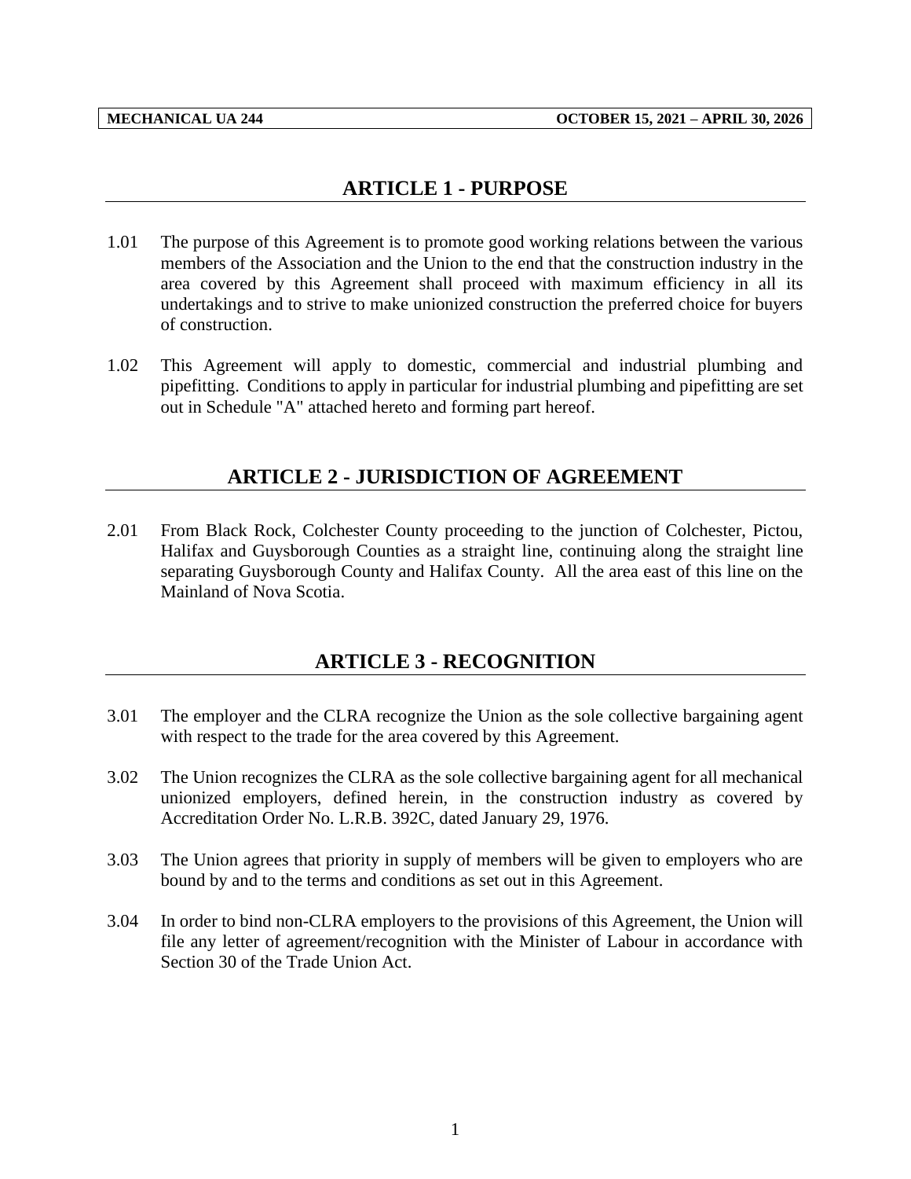## ARTICLE 1 - PURPOSE

1.01 The purpose of this Agreement is to promote good working relations between the various members of the Association and the Union to the end that the construction industry in the area covered by this Agreement shall proceed with maximum efficiency in all its undertakings and to strive to make unionized construction the preferred choice for buyers of construction.

1.02 This Agreement will apply to domestic, commercial and industrial plumbing and pipefitting. Conditions to apply in particular for industrial plumbing and pipefitting are set out in Schedule "A" attached hereto and forming part hereof.

## ARTICLE 2 - JURISDICTION OF AGREEMENT

2.01 From Black Rock, Colchester County proceeding to the junction of Colchester, Pictou, Halifax and Guysborough Counties as a straight line, continuing along the straight line separating Guysborough County and Halifax County. All the area east of this line on the Mainland of Nova Scotia.

## ARTICLE 3 - RECOGNITION

3.01 The employer and the CLRA recognize the Union as the sole collective bargaining agent with respect to the trade for the area covered by this Agreement.

3.02 The Union recognizes the CLRA as the sole collective bargaining agent for all mechanical unionized employers, defined herein, in the construction industry as covered by Accreditation Order No. L.R.B. 392C, dated January 29, 1976.

3.03 The Union agrees that priority in supply of members will be given to employers who are bound by and to the terms and conditions as set out in this Agreement.

3.04 In order to bind non-CLRA employers to the provisions of this Agreement, the Union will file any letter of agreement/recognition with the Minister of Labour in accordance with Section 30 of the Trade Union Act.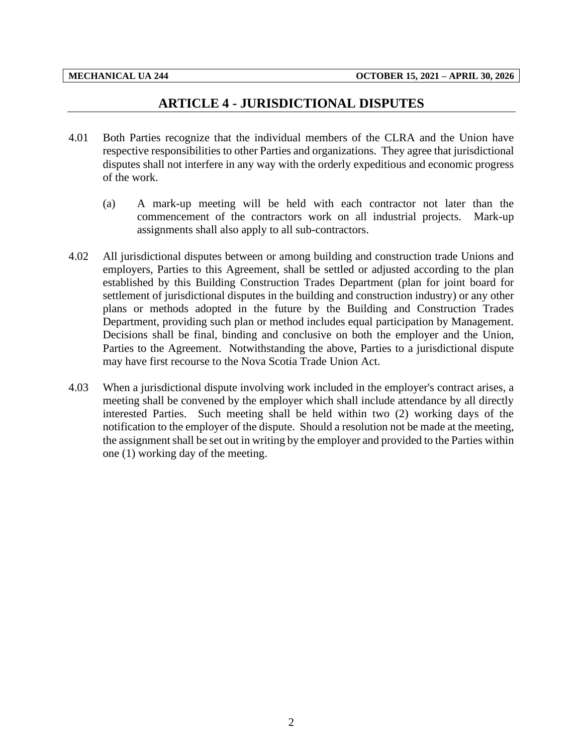## ARTICLE 4 - JURISDICTIONAL DISPUTES

4.01 Both Parties recognize that the individual members of the CLRA and the Union have respective responsibilities to other Parties and organizations. They agree that jurisdictional disputes shall not interfere in any way with the orderly expeditious and economic progress of the work.

(a) A mark-up meeting will be held with each contractor not later than the commencement of the contractors work on all industrial projects. Mark-up assignments shall also apply to all sub-contractors.

4.02 All jurisdictional disputes between or among building and construction trade Unions and employers, Parties to this Agreement, shall be settled or adjusted according to the plan established by this Building Construction Trades Department (plan for joint board for settlement of jurisdictional disputes in the building and construction industry) or any other plans or methods adopted in the future by the Building and Construction Trades Department, providing such plan or method includes equal participation by Management. Decisions shall be final, binding and conclusive on both the employer and the Union, Parties to the Agreement. Notwithstanding the above, Parties to a jurisdictional dispute may have first recourse to the Nova Scotia Trade Union Act.

4.03 When a jurisdictional dispute involving work included in the employer's contract arises, a meeting shall be convened by the employer which shall include attendance by all directly interested Parties. Such meeting shall be held within two (2) working days of the notification to the employer of the dispute. Should a resolution not be made at the meeting, the assignment shall be set out in writing by the employer and provided to the Parties within one (1) working day of the meeting.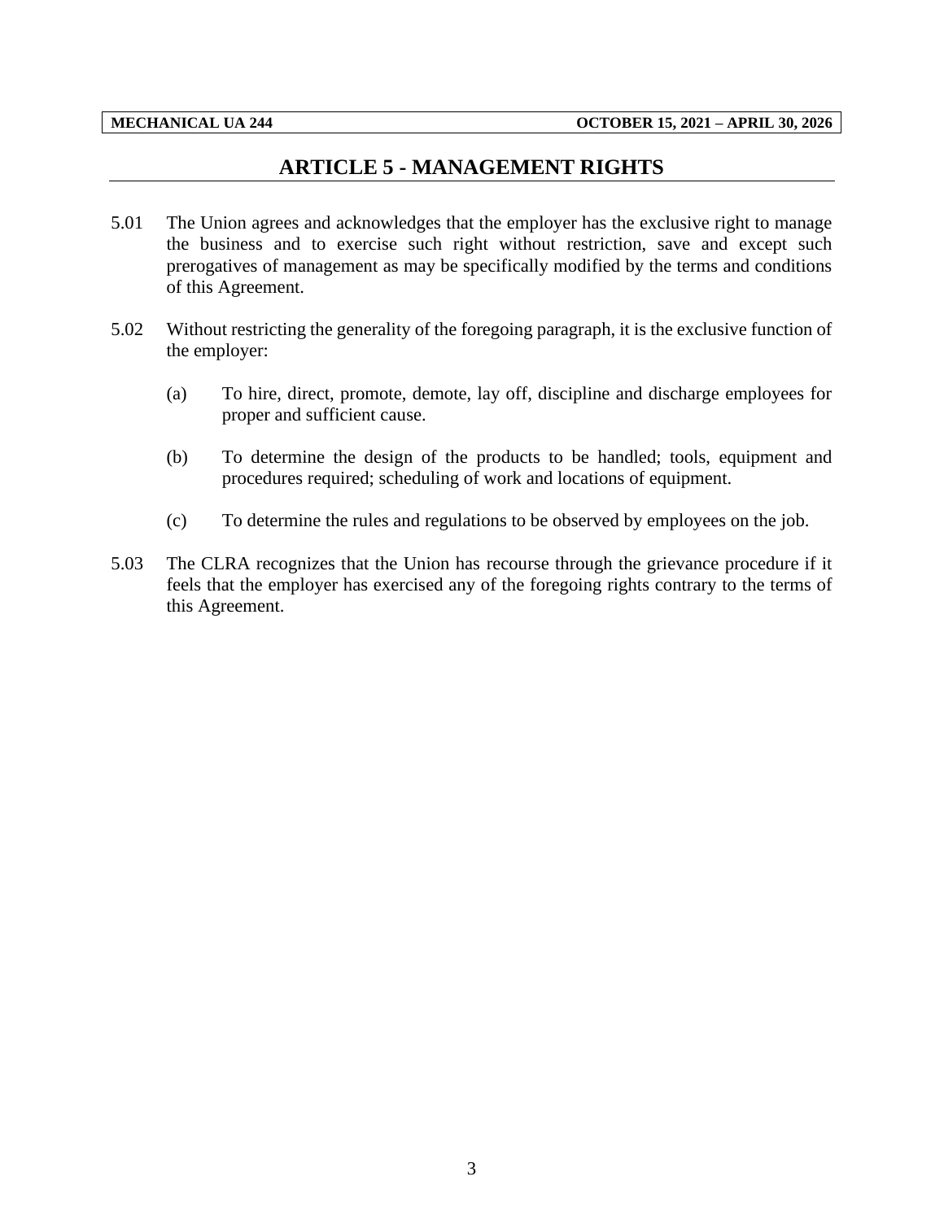# ARTICLE 5 - MANAGEMENT RIGHTS

5.01 The Union agrees and acknowledges that the employer has the exclusive right to manage the business and to exercise such right without restriction, save and except such prerogatives of management as may be specifically modified by the terms and conditions of this Agreement.

5.02 Without restricting the generality of the foregoing paragraph, it is the exclusive function of the employer:

(a) To hire, direct, promote, demote, lay off, discipline and discharge employees for proper and sufficient cause.

(b) To determine the design of the products to be handled; tools, equipment and procedures required; scheduling of work and locations of equipment.

(c) To determine the rules and regulations to be observed by employees on the job.

5.03 The CLRA recognizes that the Union has recourse through the grievance procedure if it feels that the employer has exercised any of the foregoing rights contrary to the terms of this Agreement.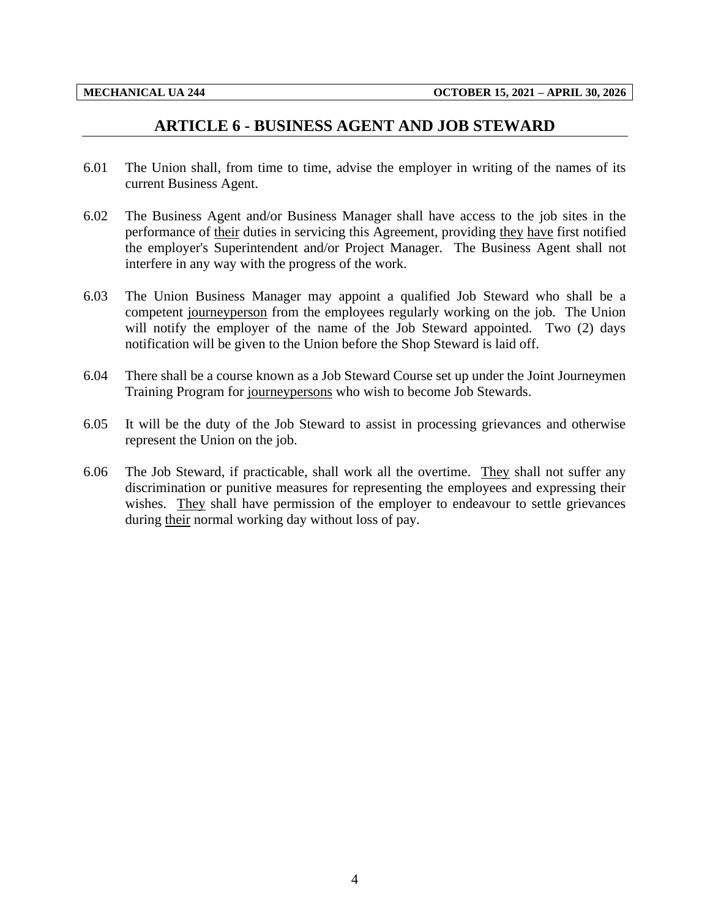## ARTICLE 6 - BUSINESS AGENT AND JOB STEWARD

6.01 The Union shall, from time to time, advise the employer in writing of the names of its current Business Agent.

6.02 The Business Agent and/or Business Manager shall have access to the job sites in the performance of <u>their</u> duties in servicing this Agreement, providing <u>they</u> <u>have</u> first notified the employer's Superintendent and/or Project Manager. The Business Agent shall not interfere in any way with the progress of the work.

6.03 The Union Business Manager may appoint a qualified Job Steward who shall be a competent <u>journeyperson</u> from the employees regularly working on the job. The Union will notify the employer of the name of the Job Steward appointed. Two (2) days notification will be given to the Union before the Shop Steward is laid off.

6.04 There shall be a course known as a Job Steward Course set up under the Joint Journeymen Training Program for <u>journeypersons</u> who wish to become Job Stewards.

6.05 It will be the duty of the Job Steward to assist in processing grievances and otherwise represent the Union on the job.

6.06 The Job Steward, if practicable, shall work all the overtime. <u>They</u> shall not suffer any discrimination or punitive measures for representing the employees and expressing their wishes. <u>They</u> shall have permission of the employer to endeavour to settle grievances during <u>their</u> normal working day without loss of pay.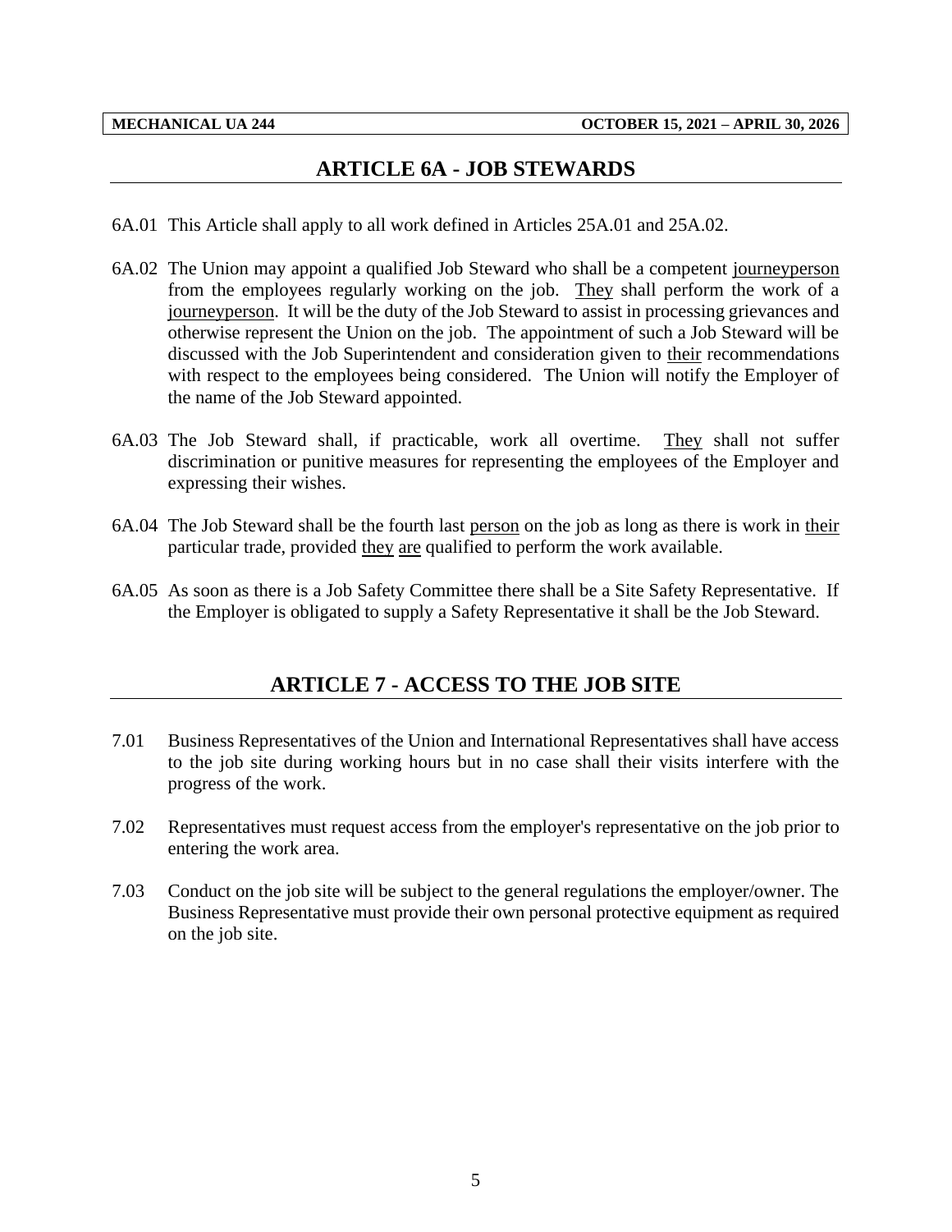## ARTICLE 6A - JOB STEWARDS

6A.01 This Article shall apply to all work defined in Articles 25A.01 and 25A.02.

6A.02 The Union may appoint a qualified Job Steward who shall be a competent journeyperson from the employees regularly working on the job. They shall perform the work of a journeyperson. It will be the duty of the Job Steward to assist in processing grievances and otherwise represent the Union on the job. The appointment of such a Job Steward will be discussed with the Job Superintendent and consideration given to their recommendations with respect to the employees being considered. The Union will notify the Employer of the name of the Job Steward appointed.

6A.03 The Job Steward shall, if practicable, work all overtime. They shall not suffer discrimination or punitive measures for representing the employees of the Employer and expressing their wishes.

6A.04 The Job Steward shall be the fourth last person on the job as long as there is work in their particular trade, provided they are qualified to perform the work available.

6A.05 As soon as there is a Job Safety Committee there shall be a Site Safety Representative. If the Employer is obligated to supply a Safety Representative it shall be the Job Steward.

## ARTICLE 7 - ACCESS TO THE JOB SITE

7.01 Business Representatives of the Union and International Representatives shall have access to the job site during working hours but in no case shall their visits interfere with the progress of the work.

7.02 Representatives must request access from the employer's representative on the job prior to entering the work area.

7.03 Conduct on the job site will be subject to the general regulations the employer/owner. The Business Representative must provide their own personal protective equipment as required on the job site.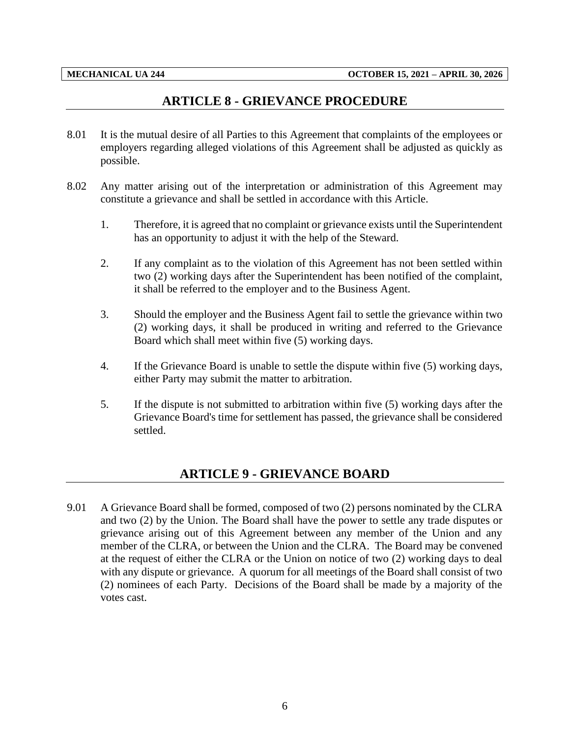## ARTICLE 8 - GRIEVANCE PROCEDURE

8.01 It is the mutual desire of all Parties to this Agreement that complaints of the employees or employers regarding alleged violations of this Agreement shall be adjusted as quickly as possible.

8.02 Any matter arising out of the interpretation or administration of this Agreement may constitute a grievance and shall be settled in accordance with this Article.

1. Therefore, it is agreed that no complaint or grievance exists until the Superintendent has an opportunity to adjust it with the help of the Steward.

2. If any complaint as to the violation of this Agreement has not been settled within two (2) working days after the Superintendent has been notified of the complaint, it shall be referred to the employer and to the Business Agent.

3. Should the employer and the Business Agent fail to settle the grievance within two (2) working days, it shall be produced in writing and referred to the Grievance Board which shall meet within five (5) working days.

4. If the Grievance Board is unable to settle the dispute within five (5) working days, either Party may submit the matter to arbitration.

5. If the dispute is not submitted to arbitration within five (5) working days after the Grievance Board's time for settlement has passed, the grievance shall be considered settled.

## ARTICLE 9 - GRIEVANCE BOARD

9.01 A Grievance Board shall be formed, composed of two (2) persons nominated by the CLRA and two (2) by the Union. The Board shall have the power to settle any trade disputes or grievance arising out of this Agreement between any member of the Union and any member of the CLRA, or between the Union and the CLRA. The Board may be convened at the request of either the CLRA or the Union on notice of two (2) working days to deal with any dispute or grievance. A quorum for all meetings of the Board shall consist of two (2) nominees of each Party. Decisions of the Board shall be made by a majority of the votes cast.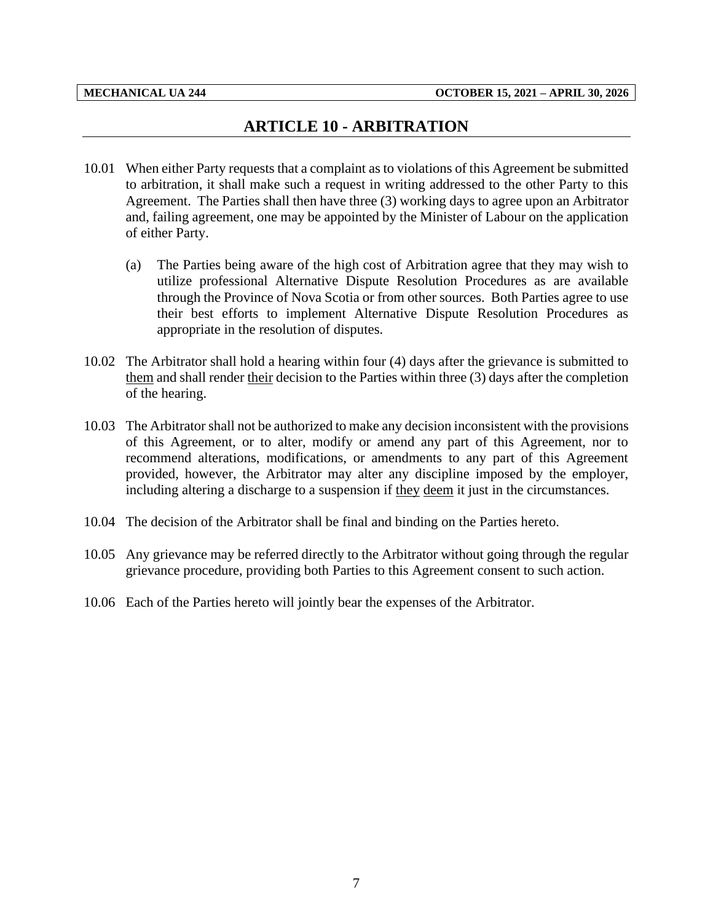# ARTICLE 10 - ARBITRATION

10.01 When either Party requests that a complaint as to violations of this Agreement be submitted to arbitration, it shall make such a request in writing addressed to the other Party to this Agreement. The Parties shall then have three (3) working days to agree upon an Arbitrator and, failing agreement, one may be appointed by the Minister of Labour on the application of either Party.

(a) The Parties being aware of the high cost of Arbitration agree that they may wish to utilize professional Alternative Dispute Resolution Procedures as are available through the Province of Nova Scotia or from other sources. Both Parties agree to use their best efforts to implement Alternative Dispute Resolution Procedures as appropriate in the resolution of disputes.

10.02 The Arbitrator shall hold a hearing within four (4) days after the grievance is submitted to them and shall render their decision to the Parties within three (3) days after the completion of the hearing.

10.03 The Arbitrator shall not be authorized to make any decision inconsistent with the provisions of this Agreement, or to alter, modify or amend any part of this Agreement, nor to recommend alterations, modifications, or amendments to any part of this Agreement provided, however, the Arbitrator may alter any discipline imposed by the employer, including altering a discharge to a suspension if they deem it just in the circumstances.

10.04 The decision of the Arbitrator shall be final and binding on the Parties hereto.

10.05 Any grievance may be referred directly to the Arbitrator without going through the regular grievance procedure, providing both Parties to this Agreement consent to such action.

10.06 Each of the Parties hereto will jointly bear the expenses of the Arbitrator.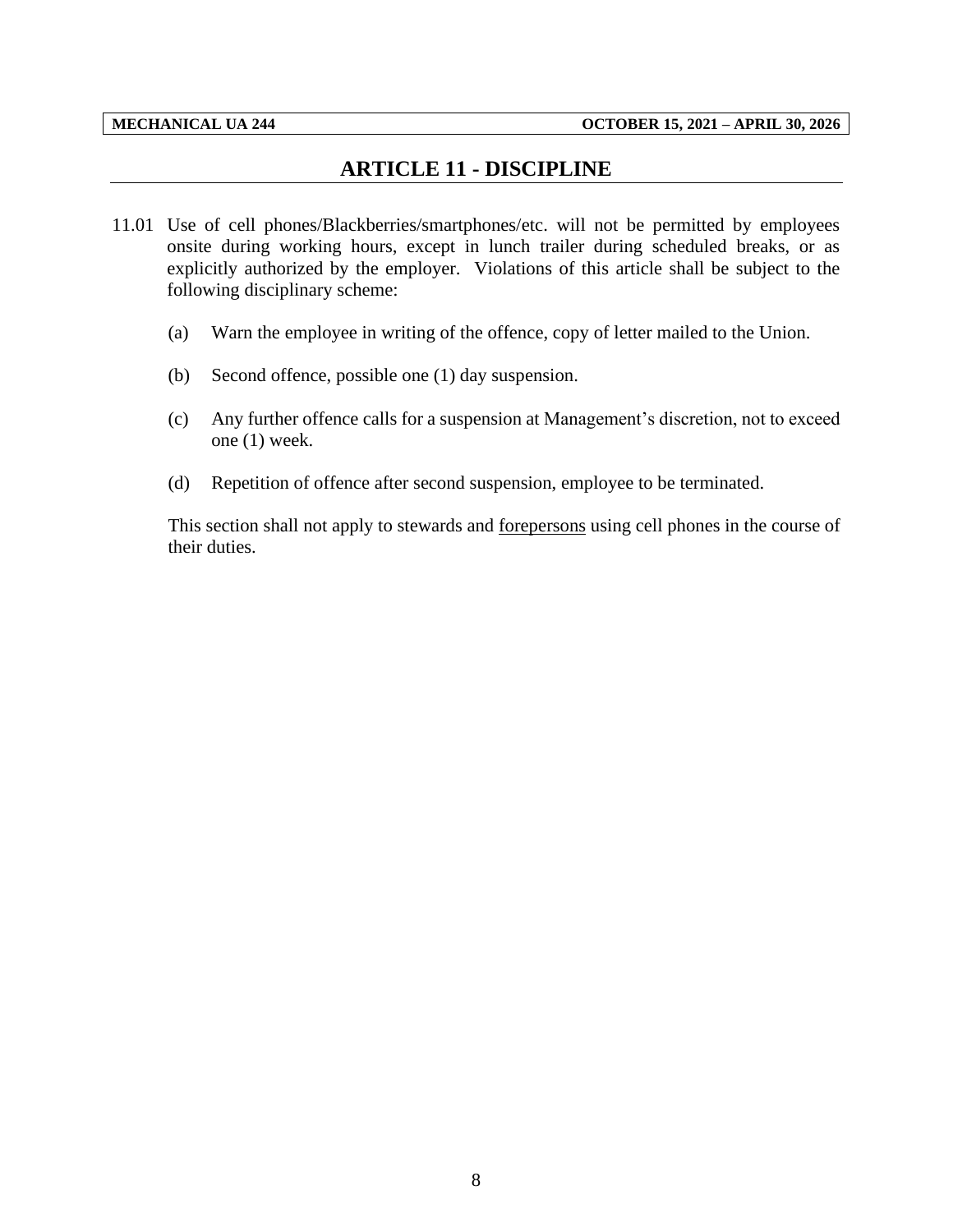## ARTICLE 11 - DISCIPLINE

11.01 Use of cell phones/Blackberries/smartphones/etc. will not be permitted by employees onsite during working hours, except in lunch trailer during scheduled breaks, or as explicitly authorized by the employer. Violations of this article shall be subject to the following disciplinary scheme:

(a) Warn the employee in writing of the offence, copy of letter mailed to the Union.

(b) Second offence, possible one (1) day suspension.

(c) Any further offence calls for a suspension at Management's discretion, not to exceed one (1) week.

(d) Repetition of offence after second suspension, employee to be terminated.

This section shall not apply to stewards and <u>forepersons</u> using cell phones in the course of their duties.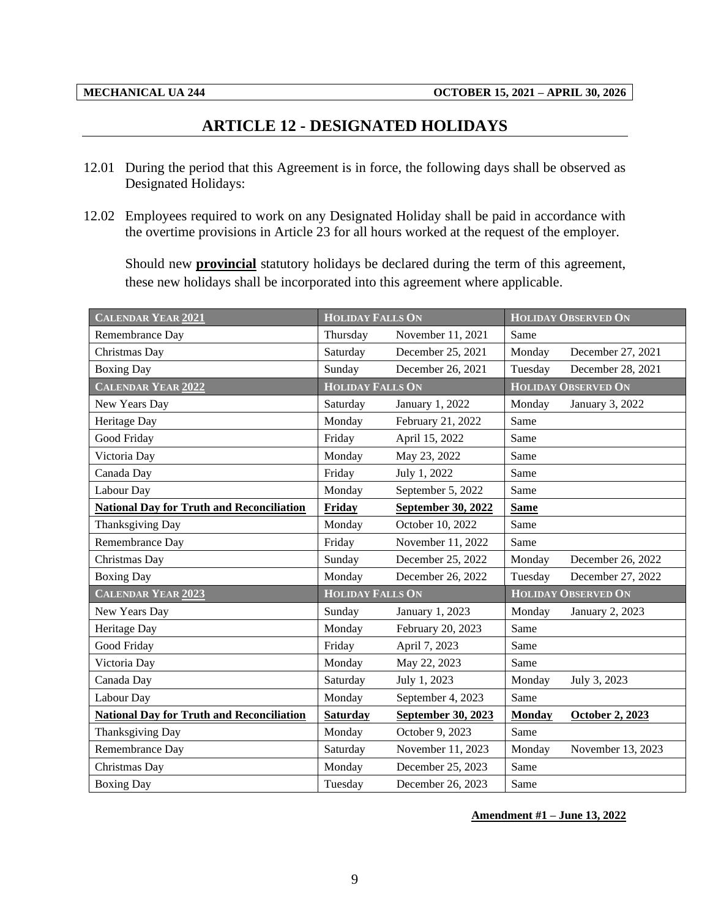## ARTICLE 12 - DESIGNATED HOLIDAYS

12.01 During the period that this Agreement is in force, the following days shall be observed as Designated Holidays:

12.02 Employees required to work on any Designated Holiday shall be paid in accordance with the overtime provisions in Article 23 for all hours worked at the request of the employer.

Should new **provincial** statutory holidays be declared during the term of this agreement, these new holidays shall be incorporated into this agreement where applicable.

| CALENDAR YEAR 2021 | HOLIDAY FALLS ON | | HOLIDAY OBSERVED ON | |
|---|---|---|---|---|
| Remembrance Day | Thursday | November 11, 2021 | Same | |
| Christmas Day | Saturday | December 25, 2021 | Monday | December 27, 2021 |
| Boxing Day | Sunday | December 26, 2021 | Tuesday | December 28, 2021 |
| **CALENDAR YEAR 2022** | **HOLIDAY FALLS ON** | | **HOLIDAY OBSERVED ON** | |
| New Years Day | Saturday | January 1, 2022 | Monday | January 3, 2022 |
| Heritage Day | Monday | February 21, 2022 | Same | |
| Good Friday | Friday | April 15, 2022 | Same | |
| Victoria Day | Monday | May 23, 2022 | Same | |
| Canada Day | Friday | July 1, 2022 | Same | |
| Labour Day | Monday | September 5, 2022 | Same | |
| **National Day for Truth and Reconciliation** | **Friday** | **September 30, 2022** | **Same** | |
| Thanksgiving Day | Monday | October 10, 2022 | Same | |
| Remembrance Day | Friday | November 11, 2022 | Same | |
| Christmas Day | Sunday | December 25, 2022 | Monday | December 26, 2022 |
| Boxing Day | Monday | December 26, 2022 | Tuesday | December 27, 2022 |
| **CALENDAR YEAR 2023** | **HOLIDAY FALLS ON** | | **HOLIDAY OBSERVED ON** | |
| New Years Day | Sunday | January 1, 2023 | Monday | January 2, 2023 |
| Heritage Day | Monday | February 20, 2023 | Same | |
| Good Friday | Friday | April 7, 2023 | Same | |
| Victoria Day | Monday | May 22, 2023 | Same | |
| Canada Day | Saturday | July 1, 2023 | Monday | July 3, 2023 |
| Labour Day | Monday | September 4, 2023 | Same | |
| **National Day for Truth and Reconciliation** | **Saturday** | **September 30, 2023** | **Monday** | **October 2, 2023** |
| Thanksgiving Day | Monday | October 9, 2023 | Same | |
| Remembrance Day | Saturday | November 11, 2023 | Monday | November 13, 2023 |
| Christmas Day | Monday | December 25, 2023 | Same | |
| Boxing Day | Tuesday | December 26, 2023 | Same | |

**Amendment #1 – June 13, 2022**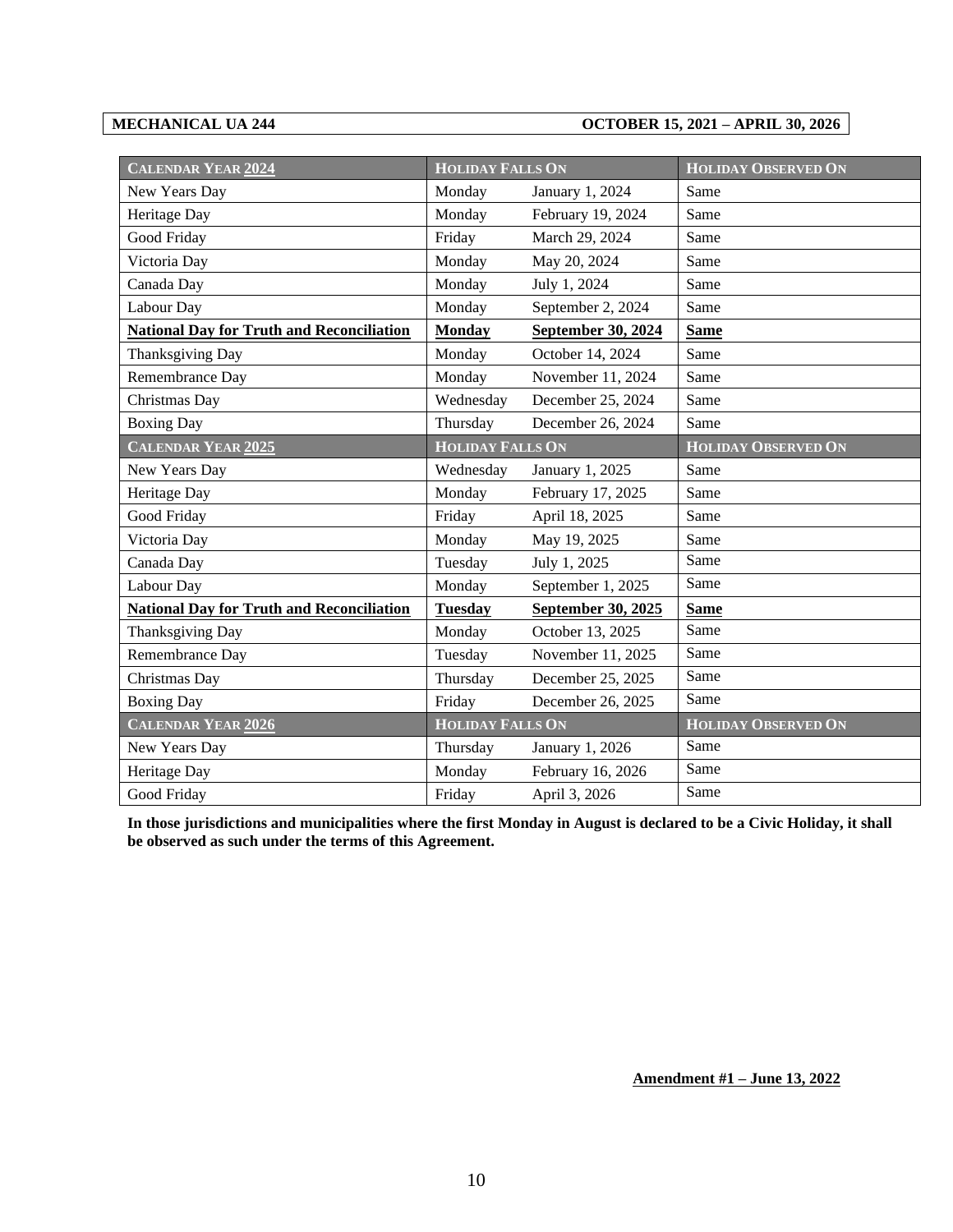| **CALENDAR YEAR 2024** | **HOLIDAY FALLS ON** | | **HOLIDAY OBSERVED ON** |
|---|---|---|---|
| New Years Day | Monday | January 1, 2024 | Same |
| Heritage Day | Monday | February 19, 2024 | Same |
| Good Friday | Friday | March 29, 2024 | Same |
| Victoria Day | Monday | May 20, 2024 | Same |
| Canada Day | Monday | July 1, 2024 | Same |
| Labour Day | Monday | September 2, 2024 | Same |
| **National Day for Truth and Reconciliation** | **Monday** | **September 30, 2024** | **Same** |
| Thanksgiving Day | Monday | October 14, 2024 | Same |
| Remembrance Day | Monday | November 11, 2024 | Same |
| Christmas Day | Wednesday | December 25, 2024 | Same |
| Boxing Day | Thursday | December 26, 2024 | Same |
| **CALENDAR YEAR 2025** | **HOLIDAY FALLS ON** | | **HOLIDAY OBSERVED ON** |
| New Years Day | Wednesday | January 1, 2025 | Same |
| Heritage Day | Monday | February 17, 2025 | Same |
| Good Friday | Friday | April 18, 2025 | Same |
| Victoria Day | Monday | May 19, 2025 | Same |
| Canada Day | Tuesday | July 1, 2025 | Same |
| Labour Day | Monday | September 1, 2025 | Same |
| **National Day for Truth and Reconciliation** | **Tuesday** | **September 30, 2025** | **Same** |
| Thanksgiving Day | Monday | October 13, 2025 | Same |
| Remembrance Day | Tuesday | November 11, 2025 | Same |
| Christmas Day | Thursday | December 25, 2025 | Same |
| Boxing Day | Friday | December 26, 2025 | Same |
| **CALENDAR YEAR 2026** | **HOLIDAY FALLS ON** | | **HOLIDAY OBSERVED ON** |
| New Years Day | Thursday | January 1, 2026 | Same |
| Heritage Day | Monday | February 16, 2026 | Same |
| Good Friday | Friday | April 3, 2026 | Same |

**In those jurisdictions and municipalities where the first Monday in August is declared to be a Civic Holiday, it shall be observed as such under the terms of this Agreement.**

**Amendment #1 – June 13, 2022**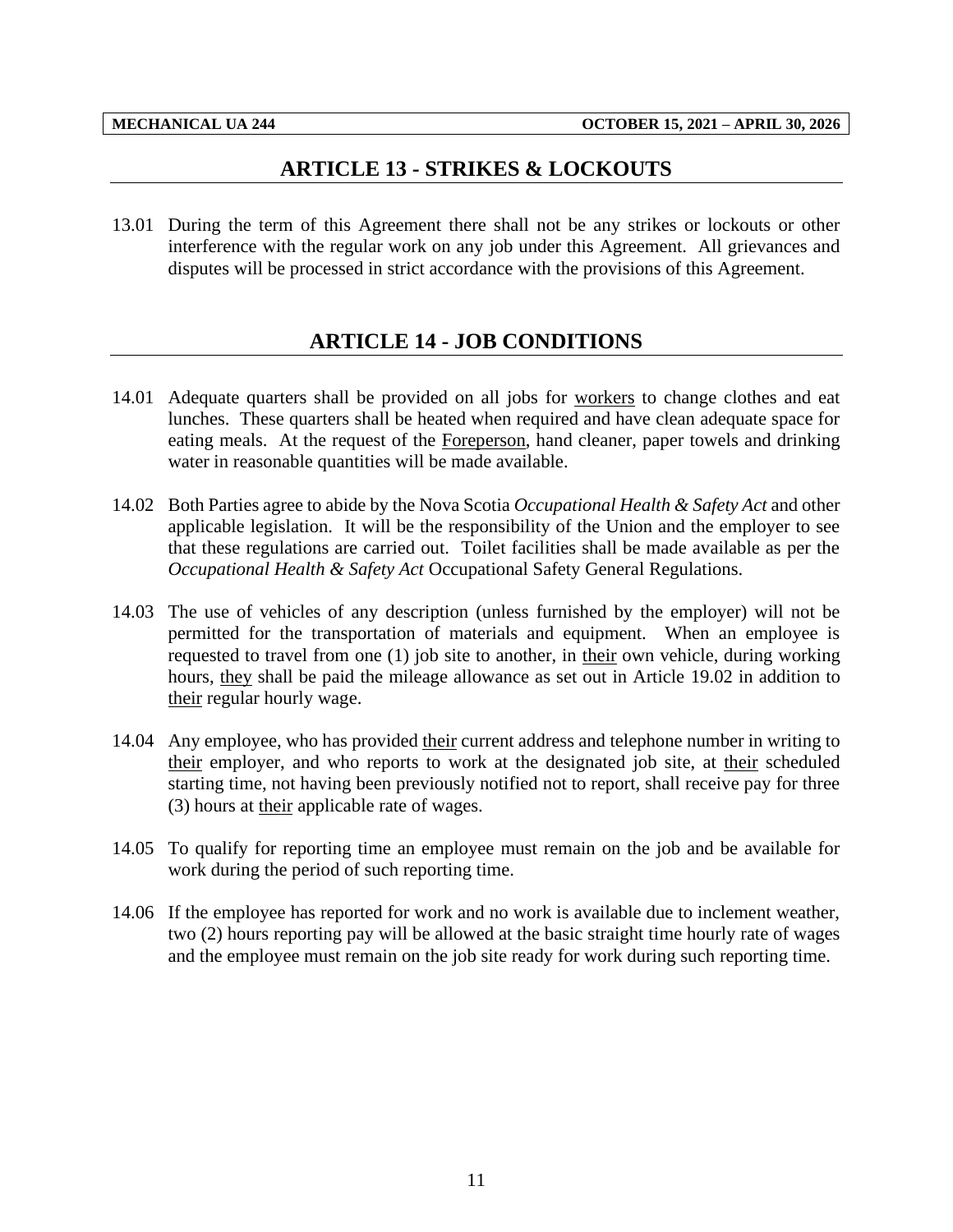## ARTICLE 13 - STRIKES & LOCKOUTS

13.01 During the term of this Agreement there shall not be any strikes or lockouts or other interference with the regular work on any job under this Agreement. All grievances and disputes will be processed in strict accordance with the provisions of this Agreement.

## ARTICLE 14 - JOB CONDITIONS

14.01 Adequate quarters shall be provided on all jobs for <u>workers</u> to change clothes and eat lunches. These quarters shall be heated when required and have clean adequate space for eating meals. At the request of the <u>Foreperson</u>, hand cleaner, paper towels and drinking water in reasonable quantities will be made available.

14.02 Both Parties agree to abide by the Nova Scotia *Occupational Health & Safety Act* and other applicable legislation. It will be the responsibility of the Union and the employer to see that these regulations are carried out. Toilet facilities shall be made available as per the *Occupational Health & Safety Act* Occupational Safety General Regulations.

14.03 The use of vehicles of any description (unless furnished by the employer) will not be permitted for the transportation of materials and equipment. When an employee is requested to travel from one (1) job site to another, in <u>their</u> own vehicle, during working hours, <u>they</u> shall be paid the mileage allowance as set out in Article 19.02 in addition to <u>their</u> regular hourly wage.

14.04 Any employee, who has provided <u>their</u> current address and telephone number in writing to <u>their</u> employer, and who reports to work at the designated job site, at <u>their</u> scheduled starting time, not having been previously notified not to report, shall receive pay for three (3) hours at <u>their</u> applicable rate of wages.

14.05 To qualify for reporting time an employee must remain on the job and be available for work during the period of such reporting time.

14.06 If the employee has reported for work and no work is available due to inclement weather, two (2) hours reporting pay will be allowed at the basic straight time hourly rate of wages and the employee must remain on the job site ready for work during such reporting time.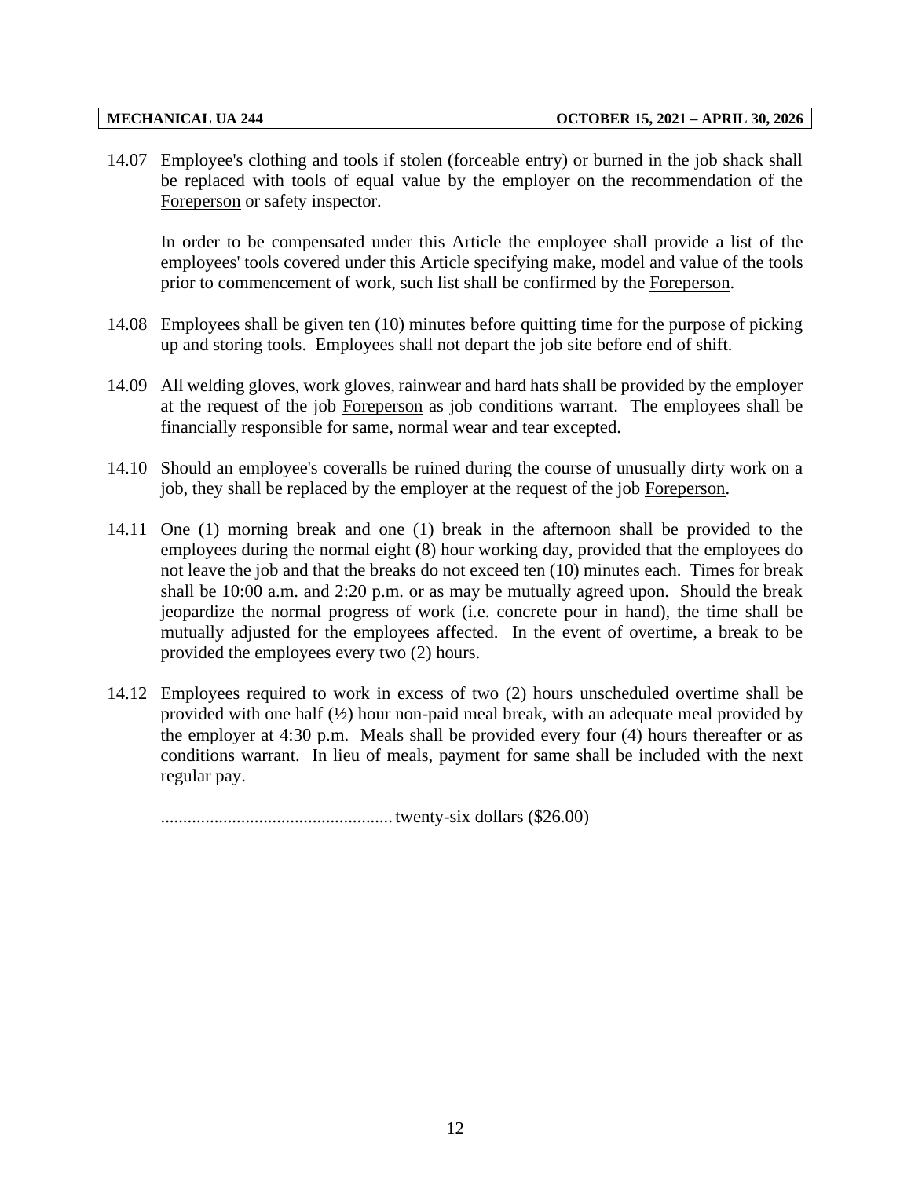14.07 Employee's clothing and tools if stolen (forceable entry) or burned in the job shack shall be replaced with tools of equal value by the employer on the recommendation of the Foreperson or safety inspector.

In order to be compensated under this Article the employee shall provide a list of the employees' tools covered under this Article specifying make, model and value of the tools prior to commencement of work, such list shall be confirmed by the Foreperson.

14.08 Employees shall be given ten (10) minutes before quitting time for the purpose of picking up and storing tools. Employees shall not depart the job site before end of shift.

14.09 All welding gloves, work gloves, rainwear and hard hats shall be provided by the employer at the request of the job Foreperson as job conditions warrant. The employees shall be financially responsible for same, normal wear and tear excepted.

14.10 Should an employee's coveralls be ruined during the course of unusually dirty work on a job, they shall be replaced by the employer at the request of the job Foreperson.

14.11 One (1) morning break and one (1) break in the afternoon shall be provided to the employees during the normal eight (8) hour working day, provided that the employees do not leave the job and that the breaks do not exceed ten (10) minutes each. Times for break shall be 10:00 a.m. and 2:20 p.m. or as may be mutually agreed upon. Should the break jeopardize the normal progress of work (i.e. concrete pour in hand), the time shall be mutually adjusted for the employees affected. In the event of overtime, a break to be provided the employees every two (2) hours.

14.12 Employees required to work in excess of two (2) hours unscheduled overtime shall be provided with one half (½) hour non-paid meal break, with an adequate meal provided by the employer at 4:30 p.m. Meals shall be provided every four (4) hours thereafter or as conditions warrant. In lieu of meals, payment for same shall be included with the next regular pay.

................................................... twenty-six dollars ($26.00)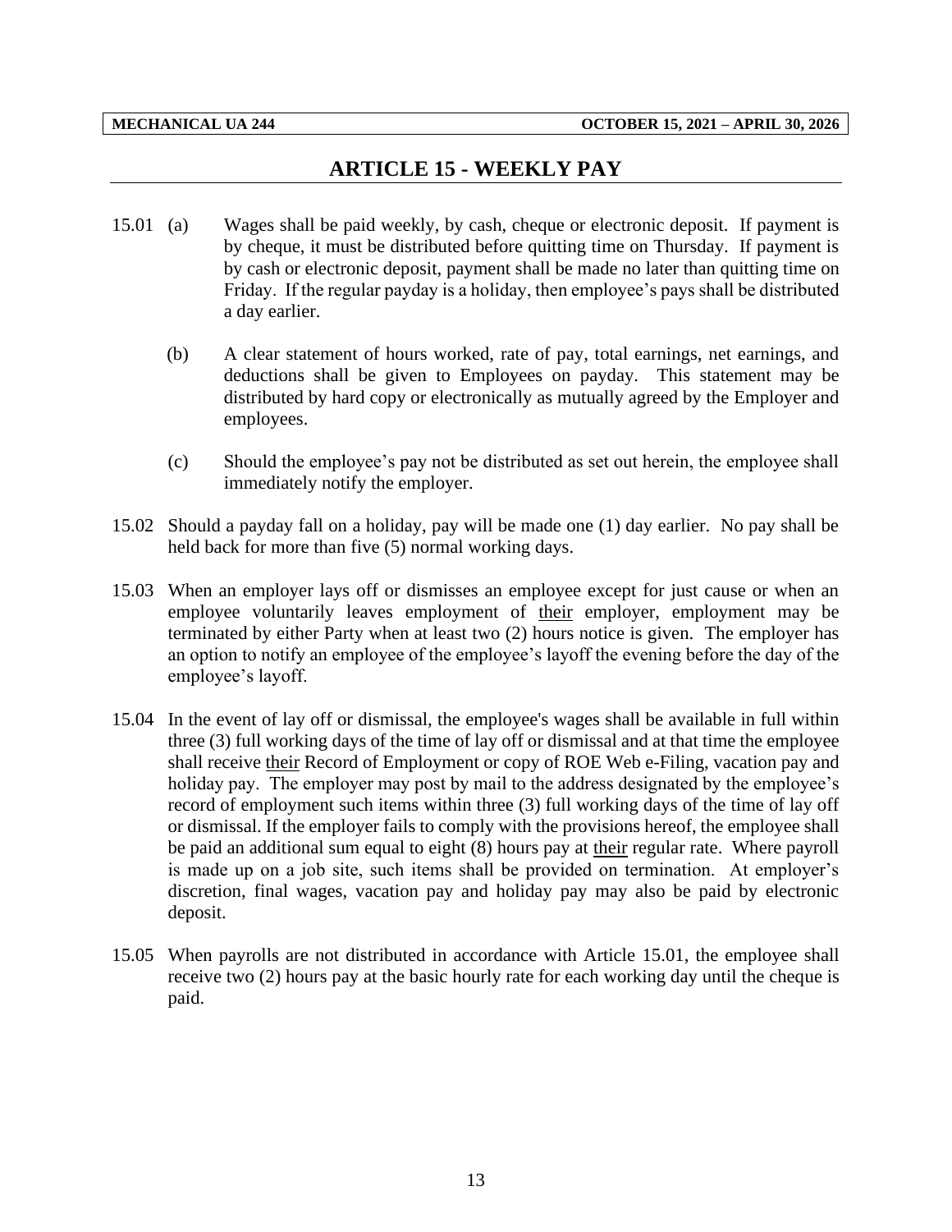## ARTICLE 15 - WEEKLY PAY

15.01 (a) Wages shall be paid weekly, by cash, cheque or electronic deposit. If payment is by cheque, it must be distributed before quitting time on Thursday. If payment is by cash or electronic deposit, payment shall be made no later than quitting time on Friday. If the regular payday is a holiday, then employee's pays shall be distributed a day earlier.

(b) A clear statement of hours worked, rate of pay, total earnings, net earnings, and deductions shall be given to Employees on payday. This statement may be distributed by hard copy or electronically as mutually agreed by the Employer and employees.

(c) Should the employee's pay not be distributed as set out herein, the employee shall immediately notify the employer.

15.02 Should a payday fall on a holiday, pay will be made one (1) day earlier. No pay shall be held back for more than five (5) normal working days.

15.03 When an employer lays off or dismisses an employee except for just cause or when an employee voluntarily leaves employment of their employer, employment may be terminated by either Party when at least two (2) hours notice is given. The employer has an option to notify an employee of the employee's layoff the evening before the day of the employee's layoff.

15.04 In the event of lay off or dismissal, the employee's wages shall be available in full within three (3) full working days of the time of lay off or dismissal and at that time the employee shall receive their Record of Employment or copy of ROE Web e-Filing, vacation pay and holiday pay. The employer may post by mail to the address designated by the employee's record of employment such items within three (3) full working days of the time of lay off or dismissal. If the employer fails to comply with the provisions hereof, the employee shall be paid an additional sum equal to eight (8) hours pay at their regular rate. Where payroll is made up on a job site, such items shall be provided on termination. At employer's discretion, final wages, vacation pay and holiday pay may also be paid by electronic deposit.

15.05 When payrolls are not distributed in accordance with Article 15.01, the employee shall receive two (2) hours pay at the basic hourly rate for each working day until the cheque is paid.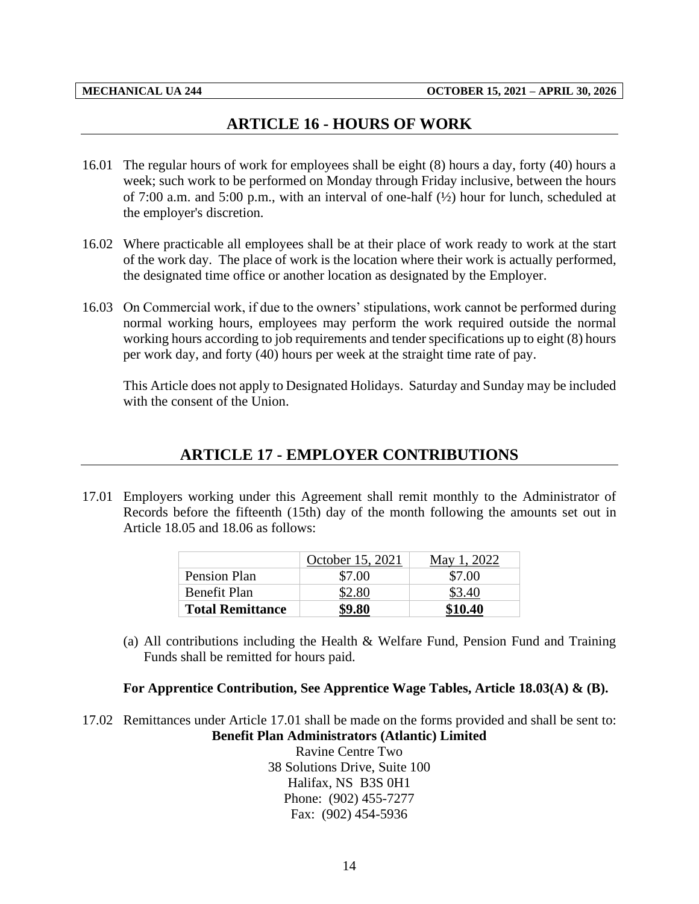## ARTICLE 16 - HOURS OF WORK

16.01 The regular hours of work for employees shall be eight (8) hours a day, forty (40) hours a week; such work to be performed on Monday through Friday inclusive, between the hours of 7:00 a.m. and 5:00 p.m., with an interval of one-half (½) hour for lunch, scheduled at the employer's discretion.

16.02 Where practicable all employees shall be at their place of work ready to work at the start of the work day. The place of work is the location where their work is actually performed, the designated time office or another location as designated by the Employer.

16.03 On Commercial work, if due to the owners' stipulations, work cannot be performed during normal working hours, employees may perform the work required outside the normal working hours according to job requirements and tender specifications up to eight (8) hours per work day, and forty (40) hours per week at the straight time rate of pay.

This Article does not apply to Designated Holidays. Saturday and Sunday may be included with the consent of the Union.

## ARTICLE 17 - EMPLOYER CONTRIBUTIONS

17.01 Employers working under this Agreement shall remit monthly to the Administrator of Records before the fifteenth (15th) day of the month following the amounts set out in Article 18.05 and 18.06 as follows:

| | October 15, 2021 | May 1, 2022 |
|---|---|---|
| Pension Plan | $7.00 | $7.00 |
| Benefit Plan | $2.80 | $3.40 |
| **Total Remittance** | **$9.80** | **$10.40** |

(a) All contributions including the Health & Welfare Fund, Pension Fund and Training Funds shall be remitted for hours paid.

**For Apprentice Contribution, See Apprentice Wage Tables, Article 18.03(A) & (B).**

17.02 Remittances under Article 17.01 shall be made on the forms provided and shall be sent to:

**Benefit Plan Administrators (Atlantic) Limited**
Ravine Centre Two
38 Solutions Drive, Suite 100
Halifax, NS B3S 0H1
Phone: (902) 455-7277
Fax: (902) 454-5936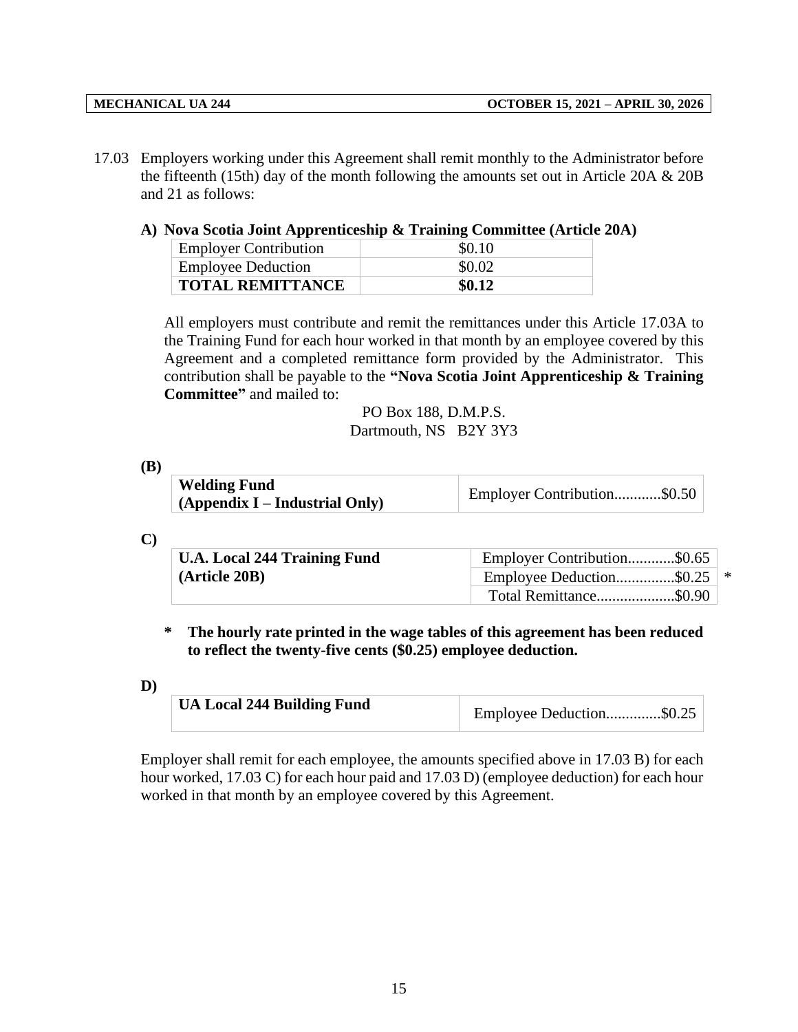17.03 Employers working under this Agreement shall remit monthly to the Administrator before the fifteenth (15th) day of the month following the amounts set out in Article 20A & 20B and 21 as follows:

**A) Nova Scotia Joint Apprenticeship & Training Committee (Article 20A)**

| Employer Contribution | $0.10 |
|---|---|
| Employee Deduction | $0.02 |
| **TOTAL REMITTANCE** | **$0.12** |

All employers must contribute and remit the remittances under this Article 17.03A to the Training Fund for each hour worked in that month by an employee covered by this Agreement and a completed remittance form provided by the Administrator. This contribution shall be payable to the **"Nova Scotia Joint Apprenticeship & Training Committee"** and mailed to:

PO Box 188, D.M.P.S.
Dartmouth, NS B2Y 3Y3

**(B)**

| **Welding Fund (Appendix I – Industrial Only)** | Employer Contribution............$0.50 |
|---|---|

**C)**

| **U.A. Local 244 Training Fund (Article 20B)** | Employer Contribution............$0.65 |
|---|---|
| | Employee Deduction...............$0.25 * |
| | Total Remittance....................$0.90 |

**\* The hourly rate printed in the wage tables of this agreement has been reduced to reflect the twenty-five cents ($0.25) employee deduction.**

**D)**

| **UA Local 244 Building Fund** | Employee Deduction..............$0.25 |
|---|---|

Employer shall remit for each employee, the amounts specified above in 17.03 B) for each hour worked, 17.03 C) for each hour paid and 17.03 D) (employee deduction) for each hour worked in that month by an employee covered by this Agreement.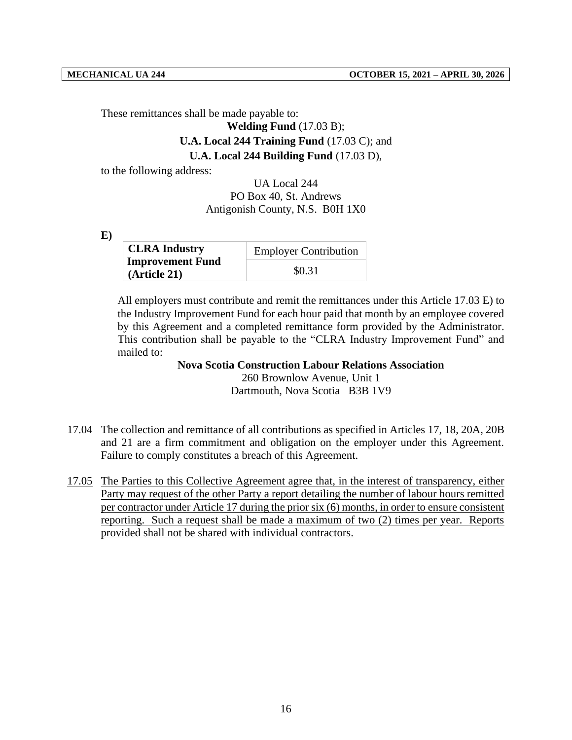These remittances shall be made payable to:

**Welding Fund** (17.03 B);
**U.A. Local 244 Training Fund** (17.03 C); and
**U.A. Local 244 Building Fund** (17.03 D),

to the following address:

UA Local 244
PO Box 40, St. Andrews
Antigonish County, N.S. B0H 1X0

**E)**

| **CLRA Industry Improvement Fund (Article 21)** | Employer Contribution |
|---|---|
| | $0.31 |

All employers must contribute and remit the remittances under this Article 17.03 E) to the Industry Improvement Fund for each hour paid that month by an employee covered by this Agreement and a completed remittance form provided by the Administrator. This contribution shall be payable to the "CLRA Industry Improvement Fund" and mailed to:

**Nova Scotia Construction Labour Relations Association**
260 Brownlow Avenue, Unit 1
Dartmouth, Nova Scotia B3B 1V9

17.04 The collection and remittance of all contributions as specified in Articles 17, 18, 20A, 20B and 21 are a firm commitment and obligation on the employer under this Agreement. Failure to comply constitutes a breach of this Agreement.

<u>17.05</u> <u>The Parties to this Collective Agreement agree that, in the interest of transparency, either Party may request of the other Party a report detailing the number of labour hours remitted per contractor under Article 17 during the prior six (6) months, in order to ensure consistent reporting. Such a request shall be made a maximum of two (2) times per year. Reports provided shall not be shared with individual contractors.</u>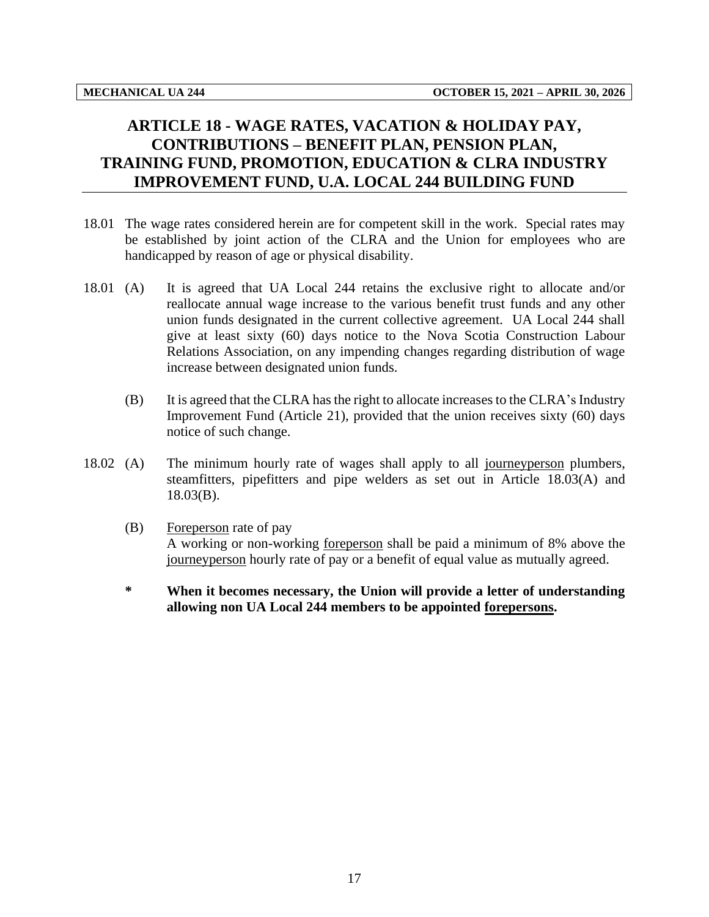## ARTICLE 18 - WAGE RATES, VACATION & HOLIDAY PAY, CONTRIBUTIONS – BENEFIT PLAN, PENSION PLAN, TRAINING FUND, PROMOTION, EDUCATION & CLRA INDUSTRY IMPROVEMENT FUND, U.A. LOCAL 244 BUILDING FUND

18.01 The wage rates considered herein are for competent skill in the work. Special rates may be established by joint action of the CLRA and the Union for employees who are handicapped by reason of age or physical disability.

18.01 (A) It is agreed that UA Local 244 retains the exclusive right to allocate and/or reallocate annual wage increase to the various benefit trust funds and any other union funds designated in the current collective agreement. UA Local 244 shall give at least sixty (60) days notice to the Nova Scotia Construction Labour Relations Association, on any impending changes regarding distribution of wage increase between designated union funds.

(B) It is agreed that the CLRA has the right to allocate increases to the CLRA's Industry Improvement Fund (Article 21), provided that the union receives sixty (60) days notice of such change.

18.02 (A) The minimum hourly rate of wages shall apply to all journeyperson plumbers, steamfitters, pipefitters and pipe welders as set out in Article 18.03(A) and 18.03(B).

(B) Foreperson rate of pay
A working or non-working foreperson shall be paid a minimum of 8% above the journeyperson hourly rate of pay or a benefit of equal value as mutually agreed.

**\* When it becomes necessary, the Union will provide a letter of understanding allowing non UA Local 244 members to be appointed forepersons.**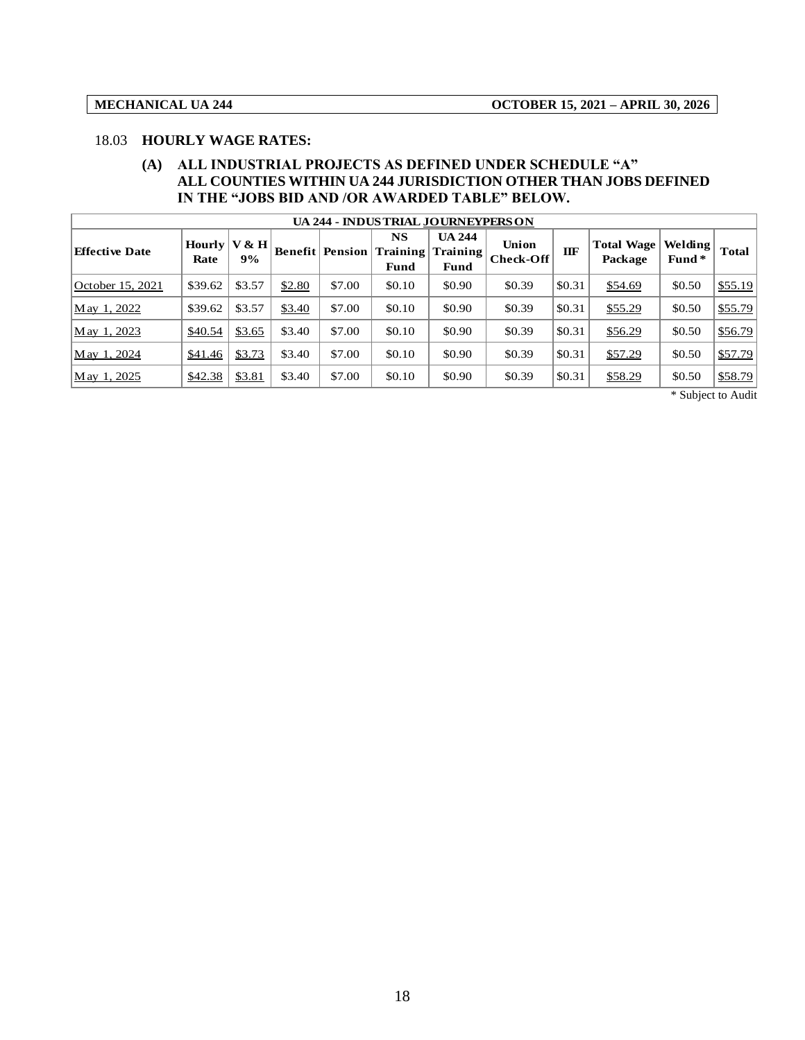### 18.03 HOURLY WAGE RATES:

**(A) ALL INDUSTRIAL PROJECTS AS DEFINED UNDER SCHEDULE "A" ALL COUNTIES WITHIN UA 244 JURISDICTION OTHER THAN JOBS DEFINED IN THE "JOBS BID AND /OR AWARDED TABLE" BELOW.**

| UA 244 - INDUSTRIAL JOURNEYPERSON | | | | | | | | | | | |
|---|---|---|---|---|---|---|---|---|---|---|---|
| Effective Date | Hourly Rate | V & H 9% | Benefit | Pension | NS Training Fund | UA 244 Training Fund | Union Check-Off | IIF | Total Wage Package | Welding Fund* | Total |
| October 15, 2021 | $39.62 | $3.57 | $2.80 | $7.00 | $0.10 | $0.90 | $0.39 | $0.31 | $54.69 | $0.50 | $55.19 |
| May 1, 2022 | $39.62 | $3.57 | $3.40 | $7.00 | $0.10 | $0.90 | $0.39 | $0.31 | $55.29 | $0.50 | $55.79 |
| May 1, 2023 | $40.54 | $3.65 | $3.40 | $7.00 | $0.10 | $0.90 | $0.39 | $0.31 | $56.29 | $0.50 | $56.79 |
| May 1, 2024 | $41.46 | $3.73 | $3.40 | $7.00 | $0.10 | $0.90 | $0.39 | $0.31 | $57.29 | $0.50 | $57.79 |
| May 1, 2025 | $42.38 | $3.81 | $3.40 | $7.00 | $0.10 | $0.90 | $0.39 | $0.31 | $58.29 | $0.50 | $58.79 |

* Subject to Audit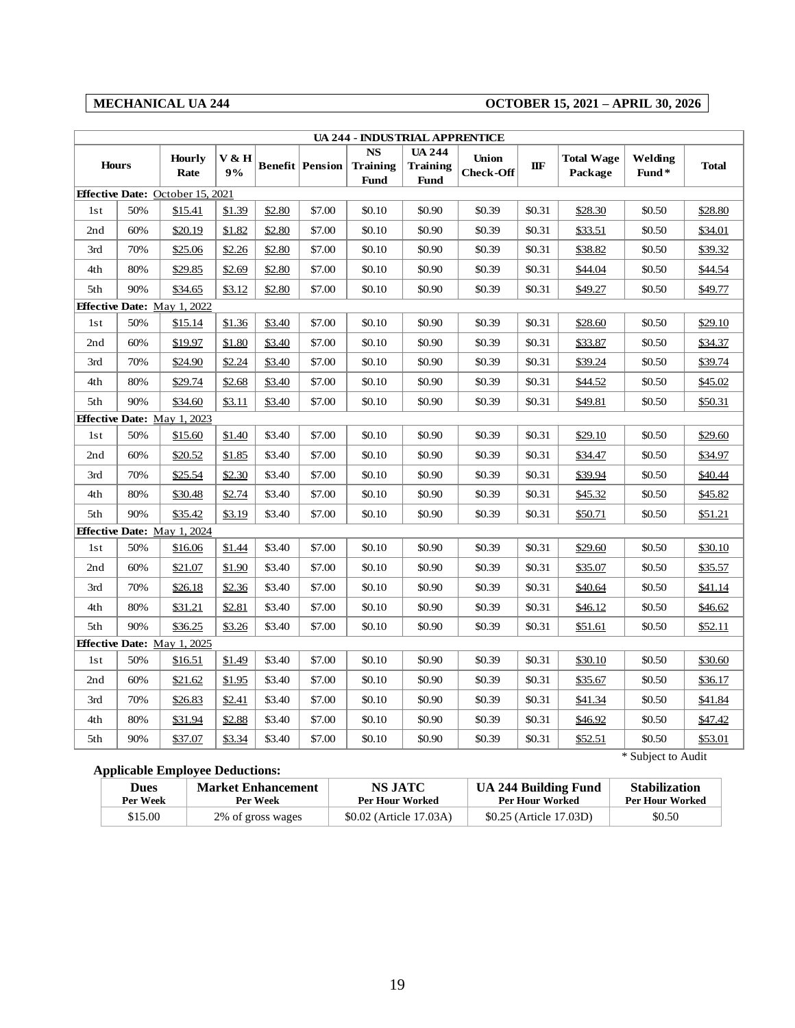**MECHANICAL UA 244** **OCTOBER 15, 2021 – APRIL 30, 2026**

| UA 244 - INDUSTRIAL APPRENTICE | | | | | | | | | | | | |
|---|---|---|---|---|---|---|---|---|---|---|---|---|
| Hours | | Hourly Rate | V & H 9% | Benefit | Pension | NS Training Fund | UA 244 Training Fund | Union Check-Off | IIF | Total Wage Package | Welding Fund* | Total |
| **Effective Date:** October 15, 2021 | | | | | | | | | | | | |
| 1st | 50% | $15.41 | $1.39 | $2.80 | $7.00 | $0.10 | $0.90 | $0.39 | $0.31 | $28.30 | $0.50 | $28.80 |
| 2nd | 60% | $20.19 | $1.82 | $2.80 | $7.00 | $0.10 | $0.90 | $0.39 | $0.31 | $33.51 | $0.50 | $34.01 |
| 3rd | 70% | $25.06 | $2.26 | $2.80 | $7.00 | $0.10 | $0.90 | $0.39 | $0.31 | $38.82 | $0.50 | $39.32 |
| 4th | 80% | $29.85 | $2.69 | $2.80 | $7.00 | $0.10 | $0.90 | $0.39 | $0.31 | $44.04 | $0.50 | $44.54 |
| 5th | 90% | $34.65 | $3.12 | $2.80 | $7.00 | $0.10 | $0.90 | $0.39 | $0.31 | $49.27 | $0.50 | $49.77 |
| **Effective Date:** May 1, 2022 | | | | | | | | | | | | |
| 1st | 50% | $15.14 | $1.36 | $3.40 | $7.00 | $0.10 | $0.90 | $0.39 | $0.31 | $28.60 | $0.50 | $29.10 |
| 2nd | 60% | $19.97 | $1.80 | $3.40 | $7.00 | $0.10 | $0.90 | $0.39 | $0.31 | $33.87 | $0.50 | $34.37 |
| 3rd | 70% | $24.90 | $2.24 | $3.40 | $7.00 | $0.10 | $0.90 | $0.39 | $0.31 | $39.24 | $0.50 | $39.74 |
| 4th | 80% | $29.74 | $2.68 | $3.40 | $7.00 | $0.10 | $0.90 | $0.39 | $0.31 | $44.52 | $0.50 | $45.02 |
| 5th | 90% | $34.60 | $3.11 | $3.40 | $7.00 | $0.10 | $0.90 | $0.39 | $0.31 | $49.81 | $0.50 | $50.31 |
| **Effective Date:** May 1, 2023 | | | | | | | | | | | | |
| 1st | 50% | $15.60 | $1.40 | $3.40 | $7.00 | $0.10 | $0.90 | $0.39 | $0.31 | $29.10 | $0.50 | $29.60 |
| 2nd | 60% | $20.52 | $1.85 | $3.40 | $7.00 | $0.10 | $0.90 | $0.39 | $0.31 | $34.47 | $0.50 | $34.97 |
| 3rd | 70% | $25.54 | $2.30 | $3.40 | $7.00 | $0.10 | $0.90 | $0.39 | $0.31 | $39.94 | $0.50 | $40.44 |
| 4th | 80% | $30.48 | $2.74 | $3.40 | $7.00 | $0.10 | $0.90 | $0.39 | $0.31 | $45.32 | $0.50 | $45.82 |
| 5th | 90% | $35.42 | $3.19 | $3.40 | $7.00 | $0.10 | $0.90 | $0.39 | $0.31 | $50.71 | $0.50 | $51.21 |
| **Effective Date:** May 1, 2024 | | | | | | | | | | | | |
| 1st | 50% | $16.06 | $1.44 | $3.40 | $7.00 | $0.10 | $0.90 | $0.39 | $0.31 | $29.60 | $0.50 | $30.10 |
| 2nd | 60% | $21.07 | $1.90 | $3.40 | $7.00 | $0.10 | $0.90 | $0.39 | $0.31 | $35.07 | $0.50 | $35.57 |
| 3rd | 70% | $26.18 | $2.36 | $3.40 | $7.00 | $0.10 | $0.90 | $0.39 | $0.31 | $40.64 | $0.50 | $41.14 |
| 4th | 80% | $31.21 | $2.81 | $3.40 | $7.00 | $0.10 | $0.90 | $0.39 | $0.31 | $46.12 | $0.50 | $46.62 |
| 5th | 90% | $36.25 | $3.26 | $3.40 | $7.00 | $0.10 | $0.90 | $0.39 | $0.31 | $51.61 | $0.50 | $52.11 |
| **Effective Date:** May 1, 2025 | | | | | | | | | | | | |
| 1st | 50% | $16.51 | $1.49 | $3.40 | $7.00 | $0.10 | $0.90 | $0.39 | $0.31 | $30.10 | $0.50 | $30.60 |
| 2nd | 60% | $21.62 | $1.95 | $3.40 | $7.00 | $0.10 | $0.90 | $0.39 | $0.31 | $35.67 | $0.50 | $36.17 |
| 3rd | 70% | $26.83 | $2.41 | $3.40 | $7.00 | $0.10 | $0.90 | $0.39 | $0.31 | $41.34 | $0.50 | $41.84 |
| 4th | 80% | $31.94 | $2.88 | $3.40 | $7.00 | $0.10 | $0.90 | $0.39 | $0.31 | $46.92 | $0.50 | $47.42 |
| 5th | 90% | $37.07 | $3.34 | $3.40 | $7.00 | $0.10 | $0.90 | $0.39 | $0.31 | $52.51 | $0.50 | $53.01 |

\* Subject to Audit

**Applicable Employee Deductions:**

| Dues Per Week | Market Enhancement Per Week | NS JATC Per Hour Worked | UA 244 Building Fund Per Hour Worked | Stabilization Per Hour Worked |
|---|---|---|---|---|
| $15.00 | 2% of gross wages | $0.02 (Article 17.03A) | $0.25 (Article 17.03D) | $0.50 |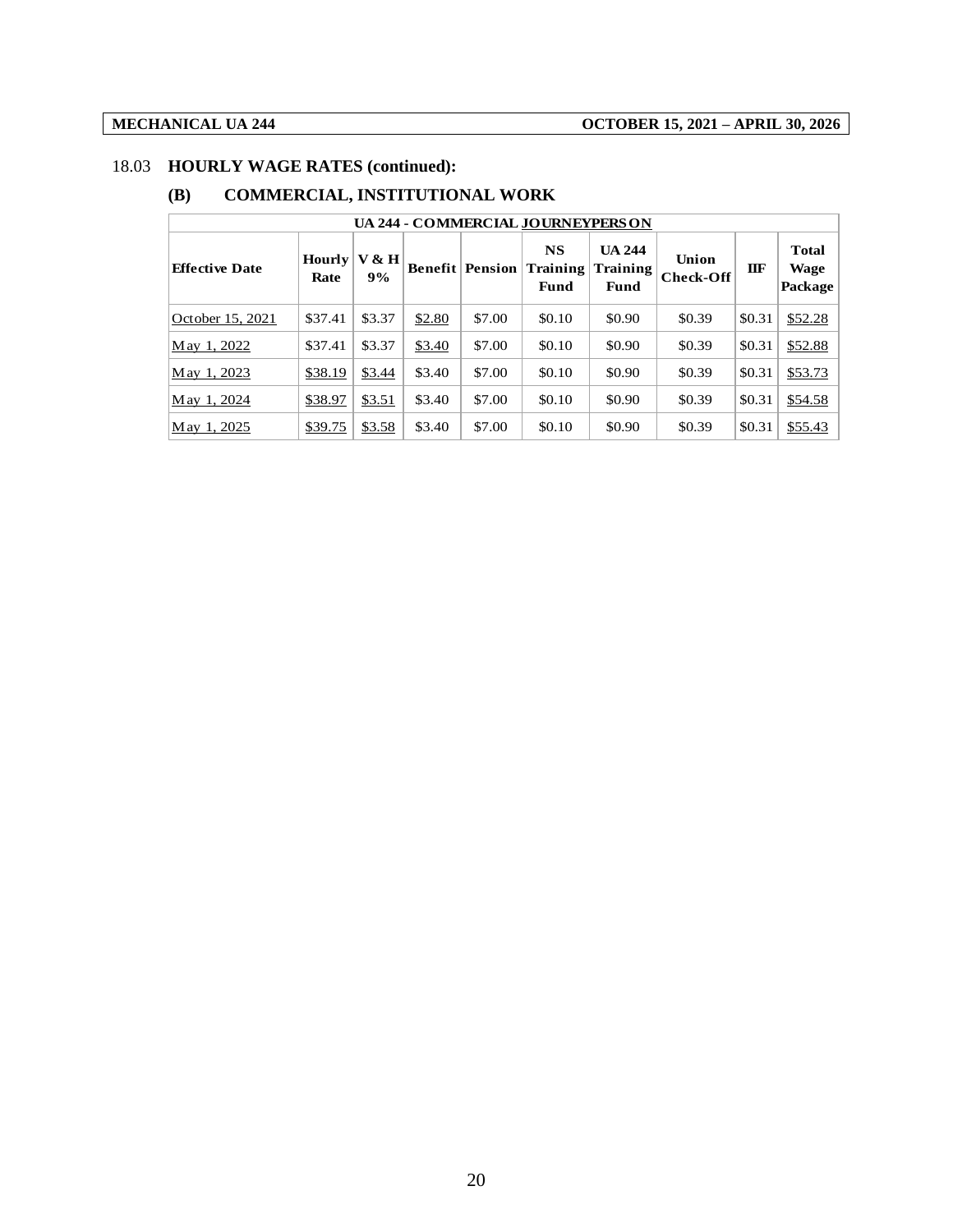18.03 **HOURLY WAGE RATES (continued):**

**(B) COMMERCIAL, INSTITUTIONAL WORK**

| UA 244 - COMMERCIAL JOURNEYPERSON | | | | | | | | | |
|---|---|---|---|---|---|---|---|---|---|
| **Effective Date** | **Hourly Rate** | **V & H 9%** | **Benefit** | **Pension** | **NS Training Fund** | **UA 244 Training Fund** | **Union Check-Off** | **IIF** | **Total Wage Package** |
| October 15, 2021 | $37.41 | $3.37 | $2.80 | $7.00 | $0.10 | $0.90 | $0.39 | $0.31 | $52.28 |
| May 1, 2022 | $37.41 | $3.37 | $3.40 | $7.00 | $0.10 | $0.90 | $0.39 | $0.31 | $52.88 |
| May 1, 2023 | $38.19 | $3.44 | $3.40 | $7.00 | $0.10 | $0.90 | $0.39 | $0.31 | $53.73 |
| May 1, 2024 | $38.97 | $3.51 | $3.40 | $7.00 | $0.10 | $0.90 | $0.39 | $0.31 | $54.58 |
| May 1, 2025 | $39.75 | $3.58 | $3.40 | $7.00 | $0.10 | $0.90 | $0.39 | $0.31 | $55.43 |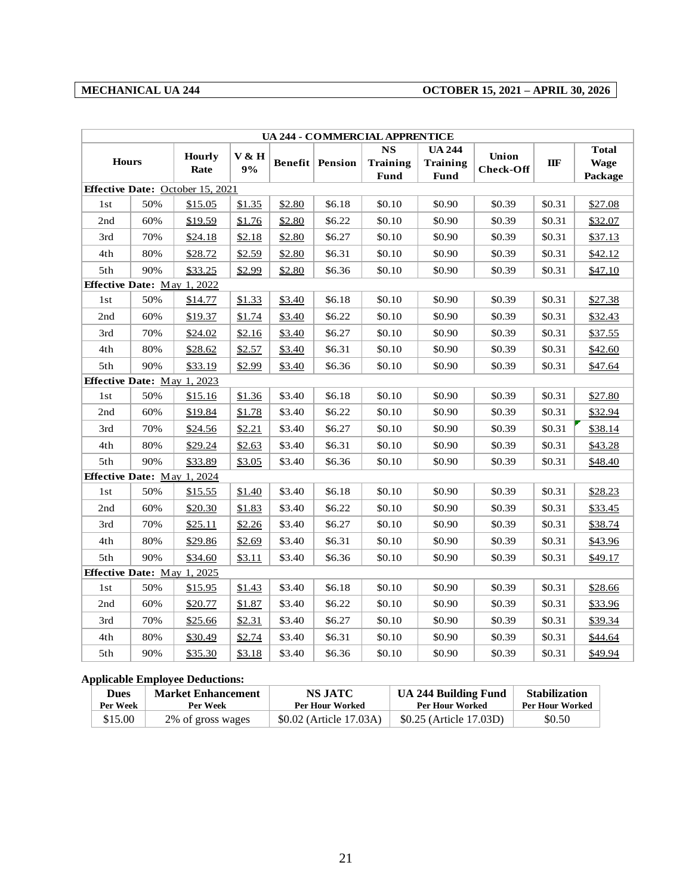**MECHANICAL UA 244** **OCTOBER 15, 2021 – APRIL 30, 2026**

| UA 244 - COMMERCIAL APPRENTICE | | | | | | | | | | |
|---|---|---|---|---|---|---|---|---|---|---|
| Hours | | Hourly Rate | V & H 9% | Benefit | Pension | NS Training Fund | UA 244 Training Fund | Union Check-Off | IIF | Total Wage Package |
| **Effective Date: October 15, 2021** | | | | | | | | | | |
| 1st | 50% | $15.05 | $1.35 | $2.80 | $6.18 | $0.10 | $0.90 | $0.39 | $0.31 | $27.08 |
| 2nd | 60% | $19.59 | $1.76 | $2.80 | $6.22 | $0.10 | $0.90 | $0.39 | $0.31 | $32.07 |
| 3rd | 70% | $24.18 | $2.18 | $2.80 | $6.27 | $0.10 | $0.90 | $0.39 | $0.31 | $37.13 |
| 4th | 80% | $28.72 | $2.59 | $2.80 | $6.31 | $0.10 | $0.90 | $0.39 | $0.31 | $42.12 |
| 5th | 90% | $33.25 | $2.99 | $2.80 | $6.36 | $0.10 | $0.90 | $0.39 | $0.31 | $47.10 |
| **Effective Date: May 1, 2022** | | | | | | | | | | |
| 1st | 50% | $14.77 | $1.33 | $3.40 | $6.18 | $0.10 | $0.90 | $0.39 | $0.31 | $27.38 |
| 2nd | 60% | $19.37 | $1.74 | $3.40 | $6.22 | $0.10 | $0.90 | $0.39 | $0.31 | $32.43 |
| 3rd | 70% | $24.02 | $2.16 | $3.40 | $6.27 | $0.10 | $0.90 | $0.39 | $0.31 | $37.55 |
| 4th | 80% | $28.62 | $2.57 | $3.40 | $6.31 | $0.10 | $0.90 | $0.39 | $0.31 | $42.60 |
| 5th | 90% | $33.19 | $2.99 | $3.40 | $6.36 | $0.10 | $0.90 | $0.39 | $0.31 | $47.64 |
| **Effective Date: May 1, 2023** | | | | | | | | | | |
| 1st | 50% | $15.16 | $1.36 | $3.40 | $6.18 | $0.10 | $0.90 | $0.39 | $0.31 | $27.80 |
| 2nd | 60% | $19.84 | $1.78 | $3.40 | $6.22 | $0.10 | $0.90 | $0.39 | $0.31 | $32.94 |
| 3rd | 70% | $24.56 | $2.21 | $3.40 | $6.27 | $0.10 | $0.90 | $0.39 | $0.31 | $38.14 |
| 4th | 80% | $29.24 | $2.63 | $3.40 | $6.31 | $0.10 | $0.90 | $0.39 | $0.31 | $43.28 |
| 5th | 90% | $33.89 | $3.05 | $3.40 | $6.36 | $0.10 | $0.90 | $0.39 | $0.31 | $48.40 |
| **Effective Date: May 1, 2024** | | | | | | | | | | |
| 1st | 50% | $15.55 | $1.40 | $3.40 | $6.18 | $0.10 | $0.90 | $0.39 | $0.31 | $28.23 |
| 2nd | 60% | $20.30 | $1.83 | $3.40 | $6.22 | $0.10 | $0.90 | $0.39 | $0.31 | $33.45 |
| 3rd | 70% | $25.11 | $2.26 | $3.40 | $6.27 | $0.10 | $0.90 | $0.39 | $0.31 | $38.74 |
| 4th | 80% | $29.86 | $2.69 | $3.40 | $6.31 | $0.10 | $0.90 | $0.39 | $0.31 | $43.96 |
| 5th | 90% | $34.60 | $3.11 | $3.40 | $6.36 | $0.10 | $0.90 | $0.39 | $0.31 | $49.17 |
| **Effective Date: May 1, 2025** | | | | | | | | | | |
| 1st | 50% | $15.95 | $1.43 | $3.40 | $6.18 | $0.10 | $0.90 | $0.39 | $0.31 | $28.66 |
| 2nd | 60% | $20.77 | $1.87 | $3.40 | $6.22 | $0.10 | $0.90 | $0.39 | $0.31 | $33.96 |
| 3rd | 70% | $25.66 | $2.31 | $3.40 | $6.27 | $0.10 | $0.90 | $0.39 | $0.31 | $39.34 |
| 4th | 80% | $30.49 | $2.74 | $3.40 | $6.31 | $0.10 | $0.90 | $0.39 | $0.31 | $44.64 |
| 5th | 90% | $35.30 | $3.18 | $3.40 | $6.36 | $0.10 | $0.90 | $0.39 | $0.31 | $49.94 |

**Applicable Employee Deductions:**

| Dues Per Week | Market Enhancement Per Week | NS JATC Per Hour Worked | UA 244 Building Fund Per Hour Worked | Stabilization Per Hour Worked |
|---|---|---|---|---|
| $15.00 | 2% of gross wages | $0.02 (Article 17.03A) | $0.25 (Article 17.03D) | $0.50 |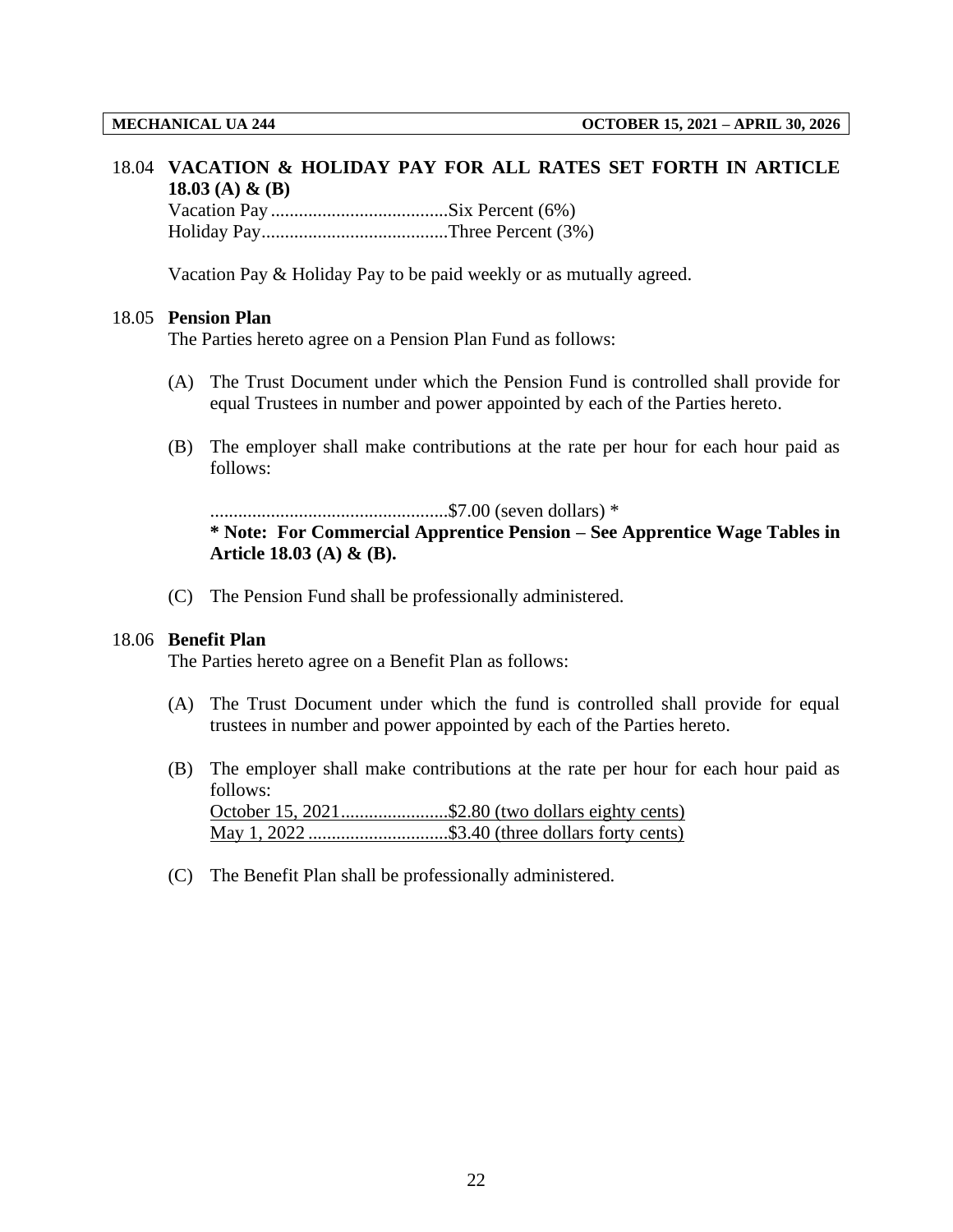18.04 **VACATION & HOLIDAY PAY FOR ALL RATES SET FORTH IN ARTICLE 18.03 (A) & (B)**

Vacation Pay......................................Six Percent (6%)
Holiday Pay........................................Three Percent (3%)

Vacation Pay & Holiday Pay to be paid weekly or as mutually agreed.

18.05 **Pension Plan**

The Parties hereto agree on a Pension Plan Fund as follows:

(A) The Trust Document under which the Pension Fund is controlled shall provide for equal Trustees in number and power appointed by each of the Parties hereto.

(B) The employer shall make contributions at the rate per hour for each hour paid as follows:

...................................................$7.00 (seven dollars) *

**\* Note: For Commercial Apprentice Pension – See Apprentice Wage Tables in Article 18.03 (A) & (B).**

(C) The Pension Fund shall be professionally administered.

18.06 **Benefit Plan**

The Parties hereto agree on a Benefit Plan as follows:

(A) The Trust Document under which the fund is controlled shall provide for equal trustees in number and power appointed by each of the Parties hereto.

(B) The employer shall make contributions at the rate per hour for each hour paid as follows:

<u>October 15, 2021.......................$2.80 (two dollars eighty cents)</u>
<u>May 1, 2022 .............................$3.40 (three dollars forty cents)</u>

(C) The Benefit Plan shall be professionally administered.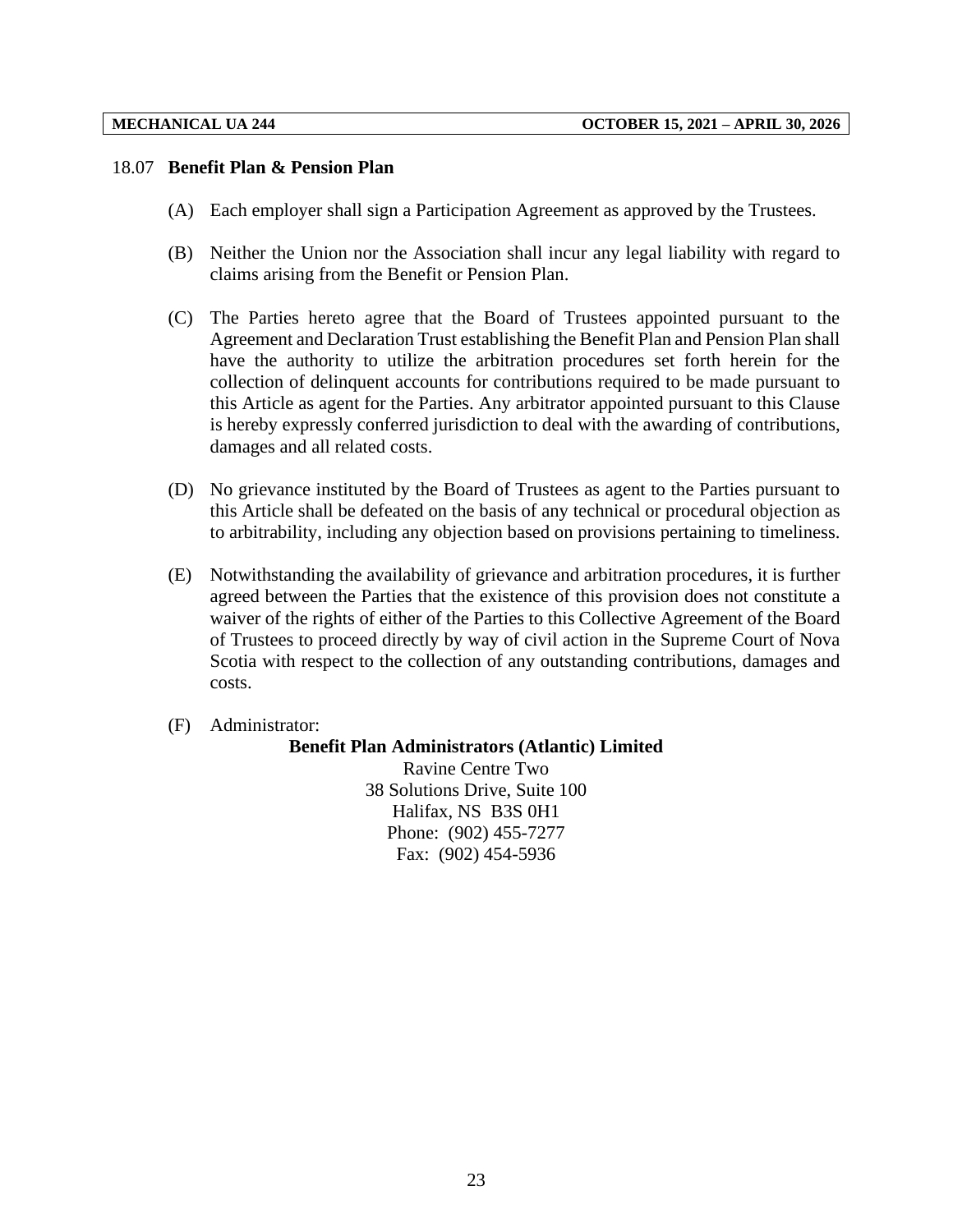18.07 **Benefit Plan & Pension Plan**

(A) Each employer shall sign a Participation Agreement as approved by the Trustees.

(B) Neither the Union nor the Association shall incur any legal liability with regard to claims arising from the Benefit or Pension Plan.

(C) The Parties hereto agree that the Board of Trustees appointed pursuant to the Agreement and Declaration Trust establishing the Benefit Plan and Pension Plan shall have the authority to utilize the arbitration procedures set forth herein for the collection of delinquent accounts for contributions required to be made pursuant to this Article as agent for the Parties. Any arbitrator appointed pursuant to this Clause is hereby expressly conferred jurisdiction to deal with the awarding of contributions, damages and all related costs.

(D) No grievance instituted by the Board of Trustees as agent to the Parties pursuant to this Article shall be defeated on the basis of any technical or procedural objection as to arbitrability, including any objection based on provisions pertaining to timeliness.

(E) Notwithstanding the availability of grievance and arbitration procedures, it is further agreed between the Parties that the existence of this provision does not constitute a waiver of the rights of either of the Parties to this Collective Agreement of the Board of Trustees to proceed directly by way of civil action in the Supreme Court of Nova Scotia with respect to the collection of any outstanding contributions, damages and costs.

(F) Administrator:

**Benefit Plan Administrators (Atlantic) Limited**
Ravine Centre Two
38 Solutions Drive, Suite 100
Halifax, NS B3S 0H1
Phone: (902) 455-7277
Fax: (902) 454-5936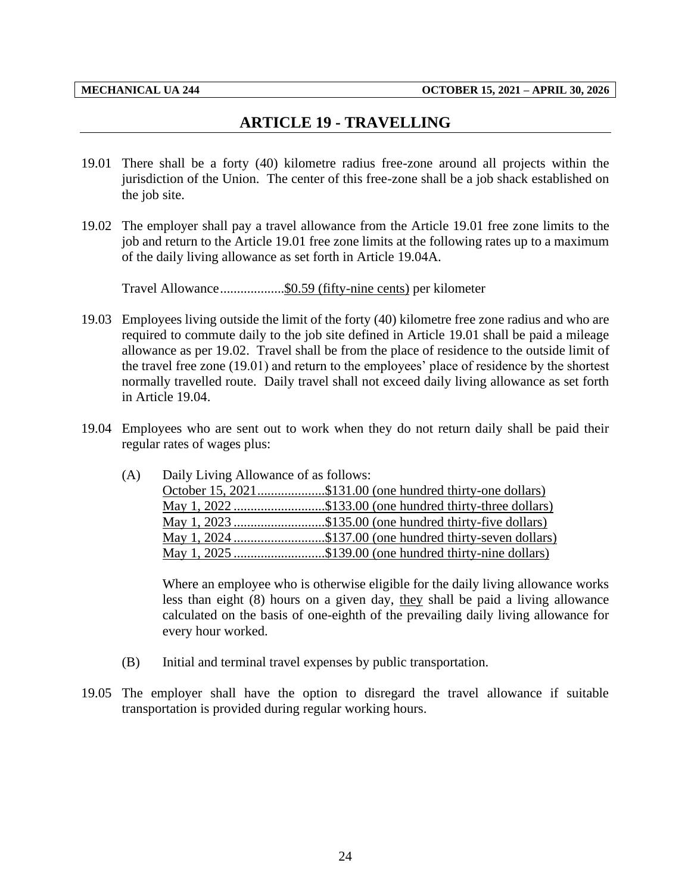## ARTICLE 19 - TRAVELLING

19.01 There shall be a forty (40) kilometre radius free-zone around all projects within the jurisdiction of the Union. The center of this free-zone shall be a job shack established on the job site.

19.02 The employer shall pay a travel allowance from the Article 19.01 free zone limits to the job and return to the Article 19.01 free zone limits at the following rates up to a maximum of the daily living allowance as set forth in Article 19.04A.

Travel Allowance...................$0.59 (fifty-nine cents) per kilometer

19.03 Employees living outside the limit of the forty (40) kilometre free zone radius and who are required to commute daily to the job site defined in Article 19.01 shall be paid a mileage allowance as per 19.02. Travel shall be from the place of residence to the outside limit of the travel free zone (19.01) and return to the employees' place of residence by the shortest normally travelled route. Daily travel shall not exceed daily living allowance as set forth in Article 19.04.

19.04 Employees who are sent out to work when they do not return daily shall be paid their regular rates of wages plus:

(A) Daily Living Allowance of as follows:
October 15, 2021....................$131.00 (one hundred thirty-one dollars)
May 1, 2022 ...........................$133.00 (one hundred thirty-three dollars)
May 1, 2023 ...........................$135.00 (one hundred thirty-five dollars)
May 1, 2024 ...........................$137.00 (one hundred thirty-seven dollars)
May 1, 2025 ...........................$139.00 (one hundred thirty-nine dollars)

Where an employee who is otherwise eligible for the daily living allowance works less than eight (8) hours on a given day, they shall be paid a living allowance calculated on the basis of one-eighth of the prevailing daily living allowance for every hour worked.

(B) Initial and terminal travel expenses by public transportation.

19.05 The employer shall have the option to disregard the travel allowance if suitable transportation is provided during regular working hours.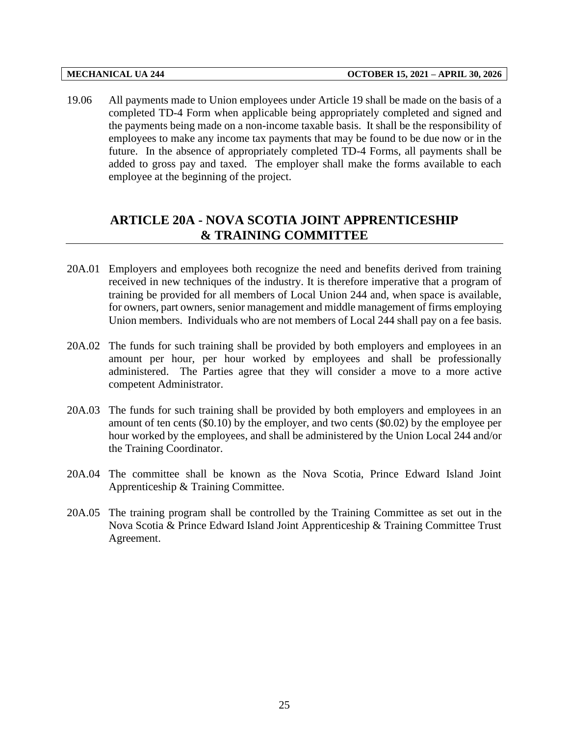19.06 All payments made to Union employees under Article 19 shall be made on the basis of a completed TD-4 Form when applicable being appropriately completed and signed and the payments being made on a non-income taxable basis. It shall be the responsibility of employees to make any income tax payments that may be found to be due now or in the future. In the absence of appropriately completed TD-4 Forms, all payments shall be added to gross pay and taxed. The employer shall make the forms available to each employee at the beginning of the project.

## ARTICLE 20A - NOVA SCOTIA JOINT APPRENTICESHIP & TRAINING COMMITTEE

20A.01 Employers and employees both recognize the need and benefits derived from training received in new techniques of the industry. It is therefore imperative that a program of training be provided for all members of Local Union 244 and, when space is available, for owners, part owners, senior management and middle management of firms employing Union members. Individuals who are not members of Local 244 shall pay on a fee basis.

20A.02 The funds for such training shall be provided by both employers and employees in an amount per hour, per hour worked by employees and shall be professionally administered. The Parties agree that they will consider a move to a more active competent Administrator.

20A.03 The funds for such training shall be provided by both employers and employees in an amount of ten cents ($0.10) by the employer, and two cents ($0.02) by the employee per hour worked by the employees, and shall be administered by the Union Local 244 and/or the Training Coordinator.

20A.04 The committee shall be known as the Nova Scotia, Prince Edward Island Joint Apprenticeship & Training Committee.

20A.05 The training program shall be controlled by the Training Committee as set out in the Nova Scotia & Prince Edward Island Joint Apprenticeship & Training Committee Trust Agreement.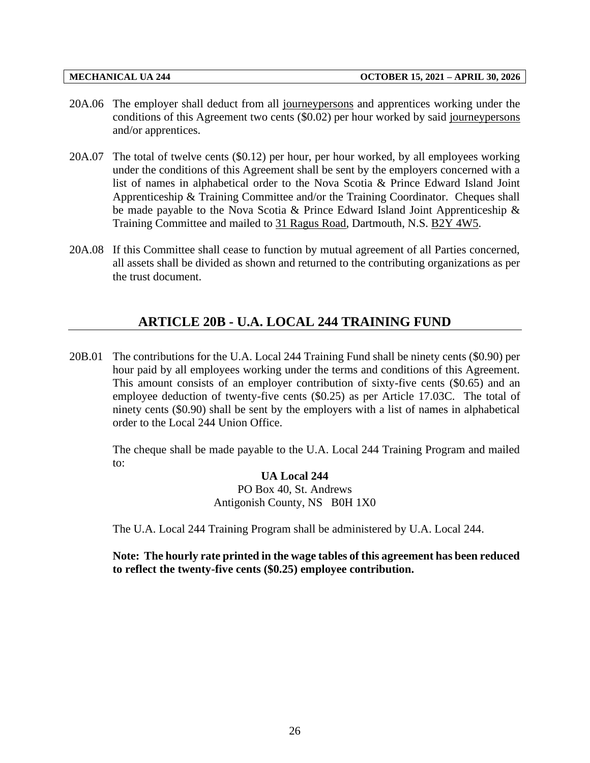20A.06 The employer shall deduct from all journeypersons and apprentices working under the conditions of this Agreement two cents ($0.02) per hour worked by said journeypersons and/or apprentices.

20A.07 The total of twelve cents ($0.12) per hour, per hour worked, by all employees working under the conditions of this Agreement shall be sent by the employers concerned with a list of names in alphabetical order to the Nova Scotia & Prince Edward Island Joint Apprenticeship & Training Committee and/or the Training Coordinator. Cheques shall be made payable to the Nova Scotia & Prince Edward Island Joint Apprenticeship & Training Committee and mailed to 31 Ragus Road, Dartmouth, N.S. B2Y 4W5.

20A.08 If this Committee shall cease to function by mutual agreement of all Parties concerned, all assets shall be divided as shown and returned to the contributing organizations as per the trust document.

## ARTICLE 20B - U.A. LOCAL 244 TRAINING FUND

20B.01 The contributions for the U.A. Local 244 Training Fund shall be ninety cents ($0.90) per hour paid by all employees working under the terms and conditions of this Agreement. This amount consists of an employer contribution of sixty-five cents ($0.65) and an employee deduction of twenty-five cents ($0.25) as per Article 17.03C. The total of ninety cents ($0.90) shall be sent by the employers with a list of names in alphabetical order to the Local 244 Union Office.

The cheque shall be made payable to the U.A. Local 244 Training Program and mailed to:

**UA Local 244**
PO Box 40, St. Andrews
Antigonish County, NS B0H 1X0

The U.A. Local 244 Training Program shall be administered by U.A. Local 244.

**Note: The hourly rate printed in the wage tables of this agreement has been reduced to reflect the twenty-five cents ($0.25) employee contribution.**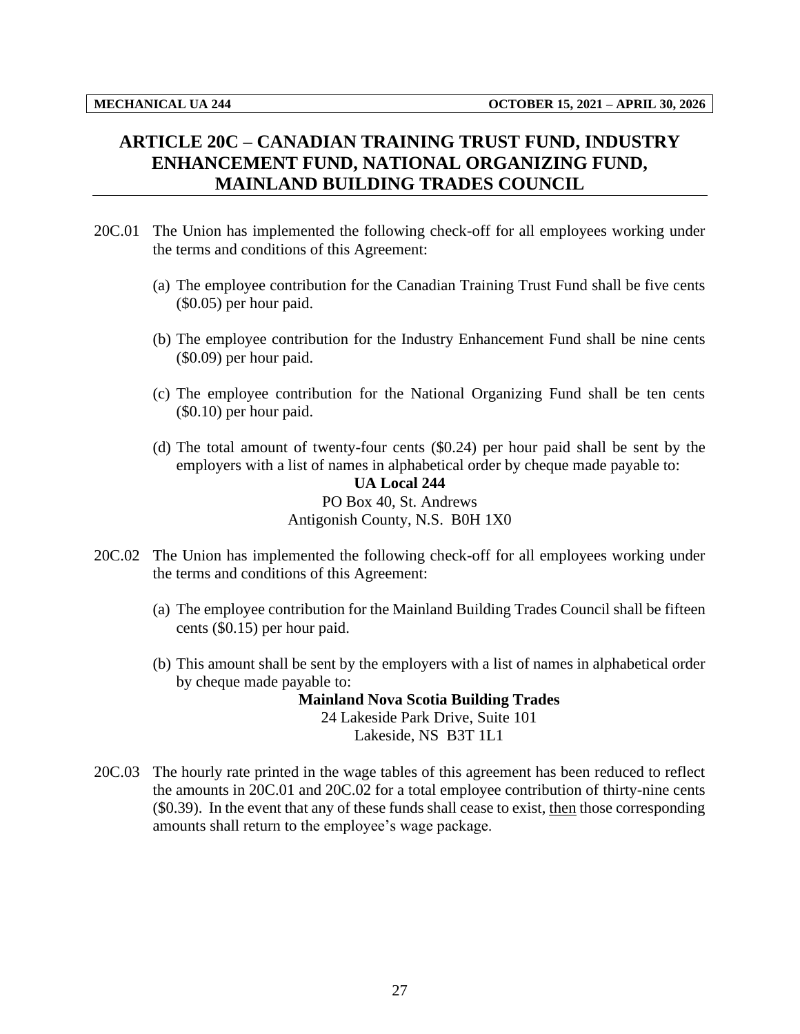## ARTICLE 20C – CANADIAN TRAINING TRUST FUND, INDUSTRY ENHANCEMENT FUND, NATIONAL ORGANIZING FUND, MAINLAND BUILDING TRADES COUNCIL

20C.01 The Union has implemented the following check-off for all employees working under the terms and conditions of this Agreement:

(a) The employee contribution for the Canadian Training Trust Fund shall be five cents ($0.05) per hour paid.

(b) The employee contribution for the Industry Enhancement Fund shall be nine cents ($0.09) per hour paid.

(c) The employee contribution for the National Organizing Fund shall be ten cents ($0.10) per hour paid.

(d) The total amount of twenty-four cents ($0.24) per hour paid shall be sent by the employers with a list of names in alphabetical order by cheque made payable to:

**UA Local 244**
PO Box 40, St. Andrews
Antigonish County, N.S. B0H 1X0

20C.02 The Union has implemented the following check-off for all employees working under the terms and conditions of this Agreement:

(a) The employee contribution for the Mainland Building Trades Council shall be fifteen cents ($0.15) per hour paid.

(b) This amount shall be sent by the employers with a list of names in alphabetical order by cheque made payable to:

**Mainland Nova Scotia Building Trades**
24 Lakeside Park Drive, Suite 101
Lakeside, NS B3T 1L1

20C.03 The hourly rate printed in the wage tables of this agreement has been reduced to reflect the amounts in 20C.01 and 20C.02 for a total employee contribution of thirty-nine cents ($0.39). In the event that any of these funds shall cease to exist, <u>then</u> those corresponding amounts shall return to the employee's wage package.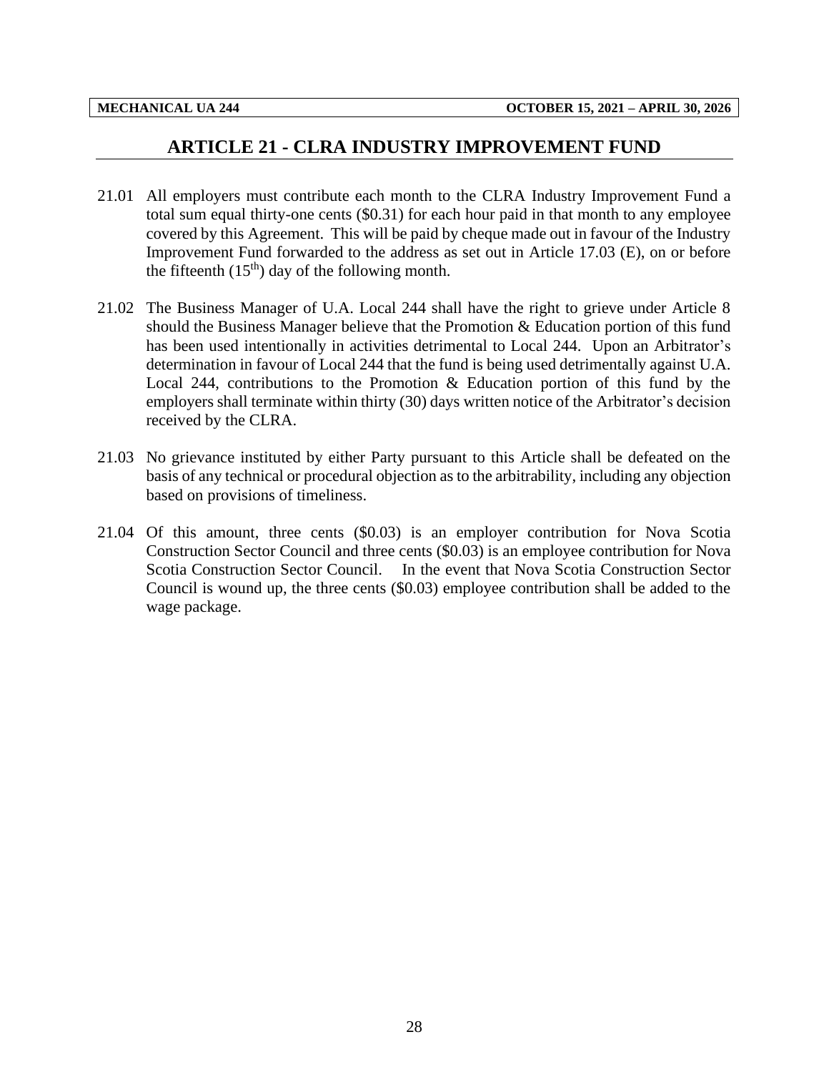## ARTICLE 21 - CLRA INDUSTRY IMPROVEMENT FUND

21.01 All employers must contribute each month to the CLRA Industry Improvement Fund a total sum equal thirty-one cents ($0.31) for each hour paid in that month to any employee covered by this Agreement. This will be paid by cheque made out in favour of the Industry Improvement Fund forwarded to the address as set out in Article 17.03 (E), on or before the fifteenth ($15^{th}$) day of the following month.

21.02 The Business Manager of U.A. Local 244 shall have the right to grieve under Article 8 should the Business Manager believe that the Promotion & Education portion of this fund has been used intentionally in activities detrimental to Local 244. Upon an Arbitrator's determination in favour of Local 244 that the fund is being used detrimentally against U.A. Local 244, contributions to the Promotion & Education portion of this fund by the employers shall terminate within thirty (30) days written notice of the Arbitrator's decision received by the CLRA.

21.03 No grievance instituted by either Party pursuant to this Article shall be defeated on the basis of any technical or procedural objection as to the arbitrability, including any objection based on provisions of timeliness.

21.04 Of this amount, three cents ($0.03) is an employer contribution for Nova Scotia Construction Sector Council and three cents ($0.03) is an employee contribution for Nova Scotia Construction Sector Council. In the event that Nova Scotia Construction Sector Council is wound up, the three cents ($0.03) employee contribution shall be added to the wage package.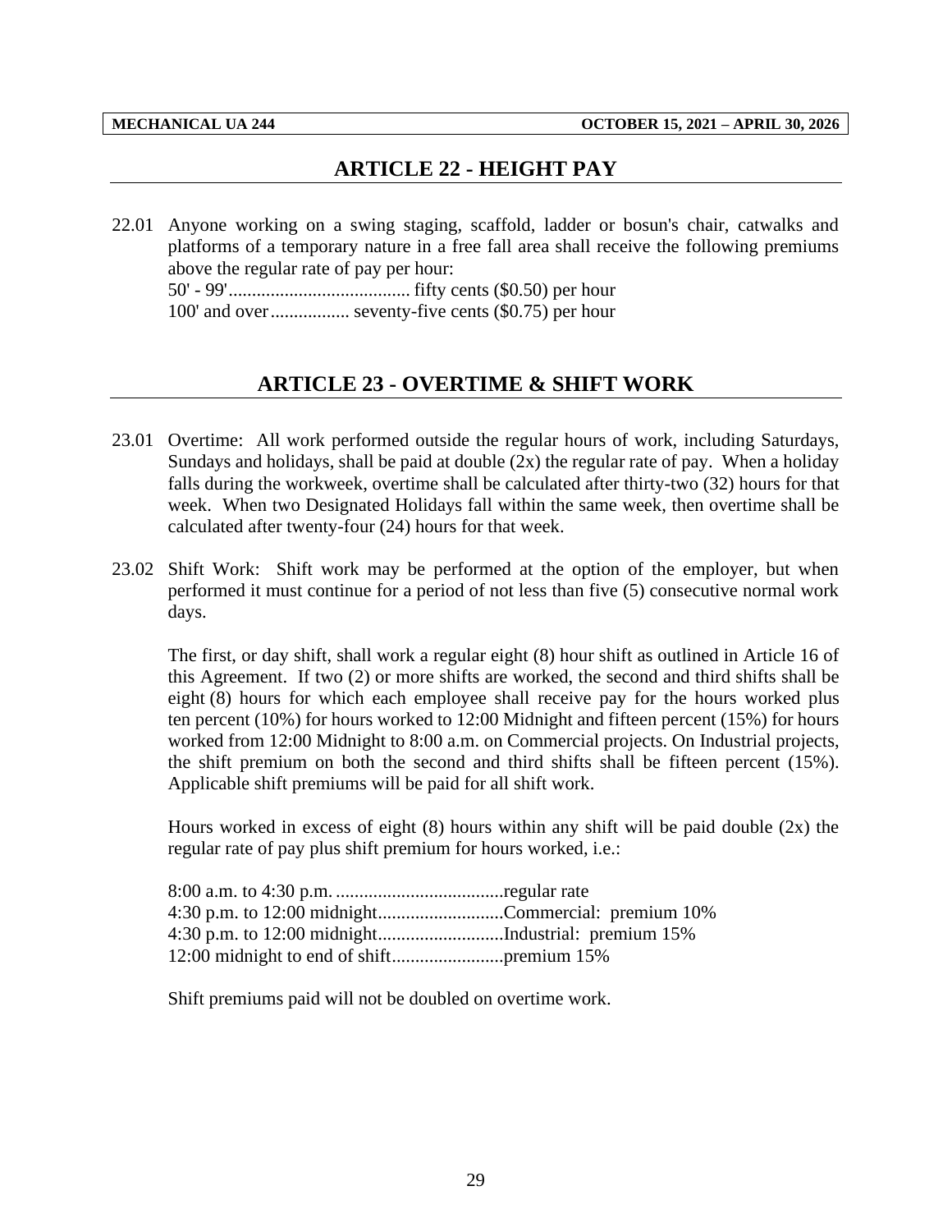## ARTICLE 22 - HEIGHT PAY

22.01 Anyone working on a swing staging, scaffold, ladder or bosun's chair, catwalks and platforms of a temporary nature in a free fall area shall receive the following premiums above the regular rate of pay per hour:

50' - 99'...................................... fifty cents ($0.50) per hour
100' and over................. seventy-five cents ($0.75) per hour

## ARTICLE 23 - OVERTIME & SHIFT WORK

23.01 Overtime: All work performed outside the regular hours of work, including Saturdays, Sundays and holidays, shall be paid at double (2x) the regular rate of pay. When a holiday falls during the workweek, overtime shall be calculated after thirty-two (32) hours for that week. When two Designated Holidays fall within the same week, then overtime shall be calculated after twenty-four (24) hours for that week.

23.02 Shift Work: Shift work may be performed at the option of the employer, but when performed it must continue for a period of not less than five (5) consecutive normal work days.

The first, or day shift, shall work a regular eight (8) hour shift as outlined in Article 16 of this Agreement. If two (2) or more shifts are worked, the second and third shifts shall be eight (8) hours for which each employee shall receive pay for the hours worked plus ten percent (10%) for hours worked to 12:00 Midnight and fifteen percent (15%) for hours worked from 12:00 Midnight to 8:00 a.m. on Commercial projects. On Industrial projects, the shift premium on both the second and third shifts shall be fifteen percent (15%). Applicable shift premiums will be paid for all shift work.

Hours worked in excess of eight (8) hours within any shift will be paid double (2x) the regular rate of pay plus shift premium for hours worked, i.e.:

8:00 a.m. to 4:30 p.m. ....................................regular rate
4:30 p.m. to 12:00 midnight...........................Commercial: premium 10%
4:30 p.m. to 12:00 midnight...........................Industrial: premium 15%
12:00 midnight to end of shift........................premium 15%

Shift premiums paid will not be doubled on overtime work.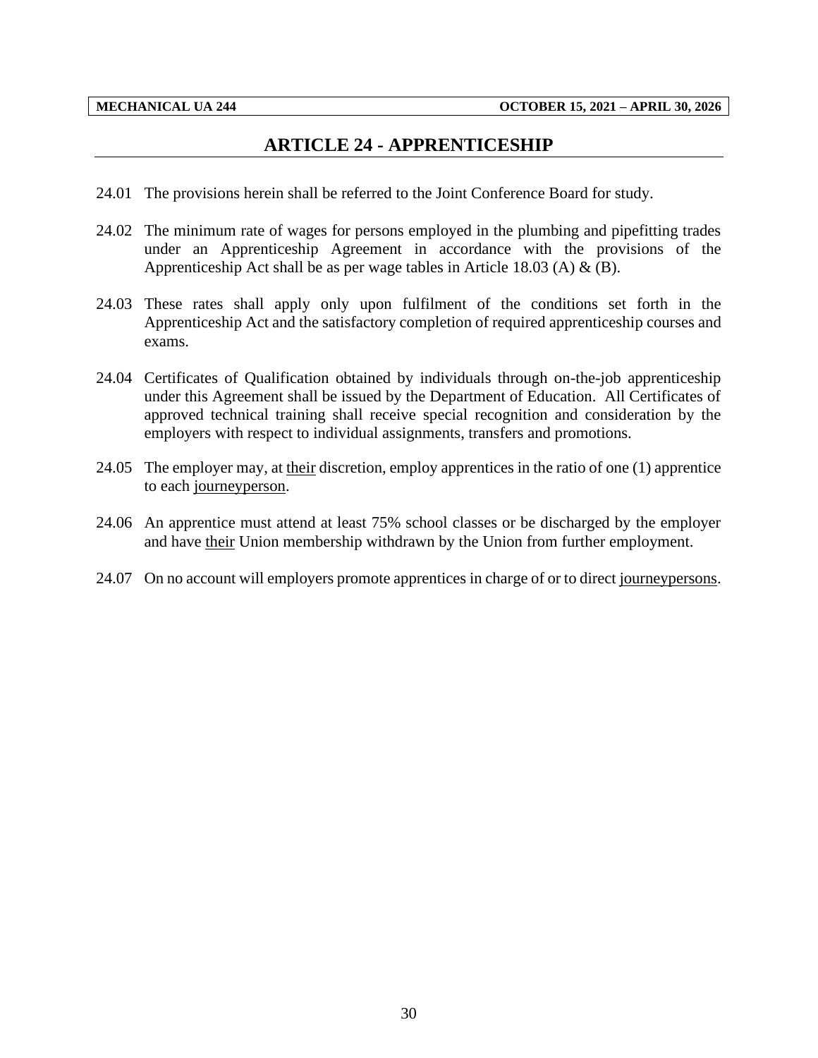# ARTICLE 24 - APPRENTICESHIP

24.01 The provisions herein shall be referred to the Joint Conference Board for study.

24.02 The minimum rate of wages for persons employed in the plumbing and pipefitting trades under an Apprenticeship Agreement in accordance with the provisions of the Apprenticeship Act shall be as per wage tables in Article 18.03 (A) & (B).

24.03 These rates shall apply only upon fulfilment of the conditions set forth in the Apprenticeship Act and the satisfactory completion of required apprenticeship courses and exams.

24.04 Certificates of Qualification obtained by individuals through on-the-job apprenticeship under this Agreement shall be issued by the Department of Education. All Certificates of approved technical training shall receive special recognition and consideration by the employers with respect to individual assignments, transfers and promotions.

24.05 The employer may, at <u>their</u> discretion, employ apprentices in the ratio of one (1) apprentice to each <u>journeyperson</u>.

24.06 An apprentice must attend at least 75% school classes or be discharged by the employer and have <u>their</u> Union membership withdrawn by the Union from further employment.

24.07 On no account will employers promote apprentices in charge of or to direct <u>journeypersons</u>.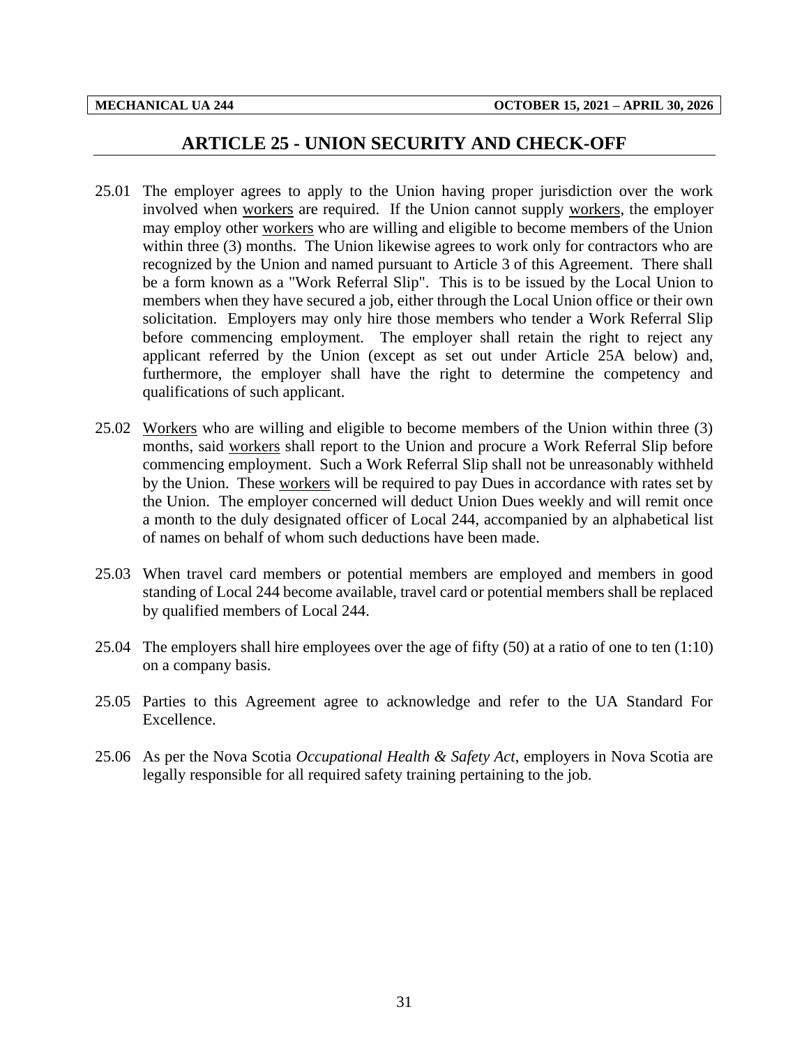## ARTICLE 25 - UNION SECURITY AND CHECK-OFF

25.01 The employer agrees to apply to the Union having proper jurisdiction over the work involved when <u>workers</u> are required. If the Union cannot supply <u>workers</u>, the employer may employ other <u>workers</u> who are willing and eligible to become members of the Union within three (3) months. The Union likewise agrees to work only for contractors who are recognized by the Union and named pursuant to Article 3 of this Agreement. There shall be a form known as a "Work Referral Slip". This is to be issued by the Local Union to members when they have secured a job, either through the Local Union office or their own solicitation. Employers may only hire those members who tender a Work Referral Slip before commencing employment. The employer shall retain the right to reject any applicant referred by the Union (except as set out under Article 25A below) and, furthermore, the employer shall have the right to determine the competency and qualifications of such applicant.

25.02 <u>Workers</u> who are willing and eligible to become members of the Union within three (3) months, said <u>workers</u> shall report to the Union and procure a Work Referral Slip before commencing employment. Such a Work Referral Slip shall not be unreasonably withheld by the Union. These <u>workers</u> will be required to pay Dues in accordance with rates set by the Union. The employer concerned will deduct Union Dues weekly and will remit once a month to the duly designated officer of Local 244, accompanied by an alphabetical list of names on behalf of whom such deductions have been made.

25.03 When travel card members or potential members are employed and members in good standing of Local 244 become available, travel card or potential members shall be replaced by qualified members of Local 244.

25.04 The employers shall hire employees over the age of fifty (50) at a ratio of one to ten (1:10) on a company basis.

25.05 Parties to this Agreement agree to acknowledge and refer to the UA Standard For Excellence.

25.06 As per the Nova Scotia *Occupational Health & Safety Act*, employers in Nova Scotia are legally responsible for all required safety training pertaining to the job.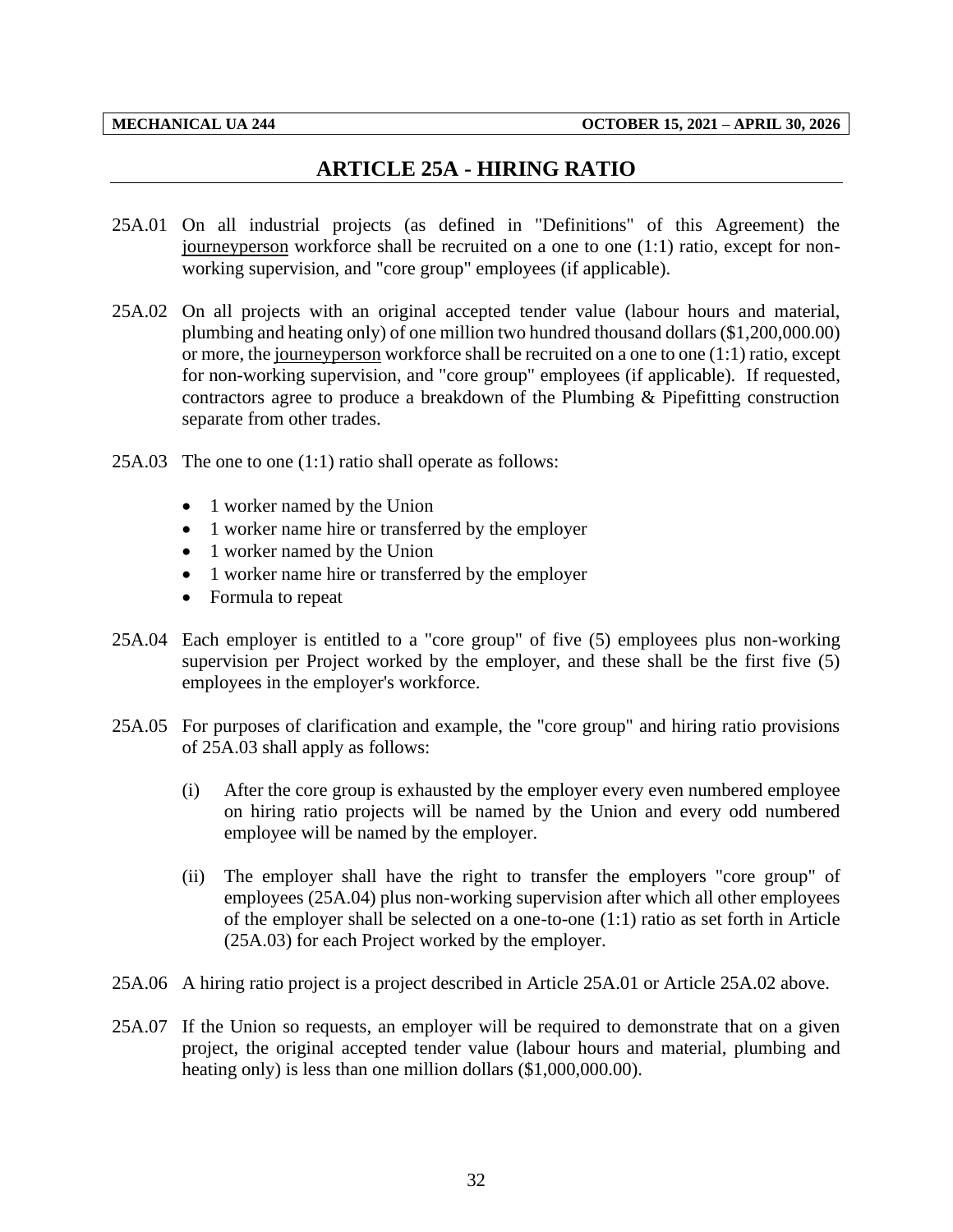# ARTICLE 25A - HIRING RATIO

25A.01 On all industrial projects (as defined in "Definitions" of this Agreement) the journeyperson workforce shall be recruited on a one to one (1:1) ratio, except for non-working supervision, and "core group" employees (if applicable).

25A.02 On all projects with an original accepted tender value (labour hours and material, plumbing and heating only) of one million two hundred thousand dollars ($1,200,000.00) or more, the journeyperson workforce shall be recruited on a one to one (1:1) ratio, except for non-working supervision, and "core group" employees (if applicable). If requested, contractors agree to produce a breakdown of the Plumbing & Pipefitting construction separate from other trades.

25A.03 The one to one (1:1) ratio shall operate as follows:

- 1 worker named by the Union
- 1 worker name hire or transferred by the employer
- 1 worker named by the Union
- 1 worker name hire or transferred by the employer
- Formula to repeat

25A.04 Each employer is entitled to a "core group" of five (5) employees plus non-working supervision per Project worked by the employer, and these shall be the first five (5) employees in the employer's workforce.

25A.05 For purposes of clarification and example, the "core group" and hiring ratio provisions of 25A.03 shall apply as follows:

(i) After the core group is exhausted by the employer every even numbered employee on hiring ratio projects will be named by the Union and every odd numbered employee will be named by the employer.

(ii) The employer shall have the right to transfer the employers "core group" of employees (25A.04) plus non-working supervision after which all other employees of the employer shall be selected on a one-to-one (1:1) ratio as set forth in Article (25A.03) for each Project worked by the employer.

25A.06 A hiring ratio project is a project described in Article 25A.01 or Article 25A.02 above.

25A.07 If the Union so requests, an employer will be required to demonstrate that on a given project, the original accepted tender value (labour hours and material, plumbing and heating only) is less than one million dollars ($1,000,000.00).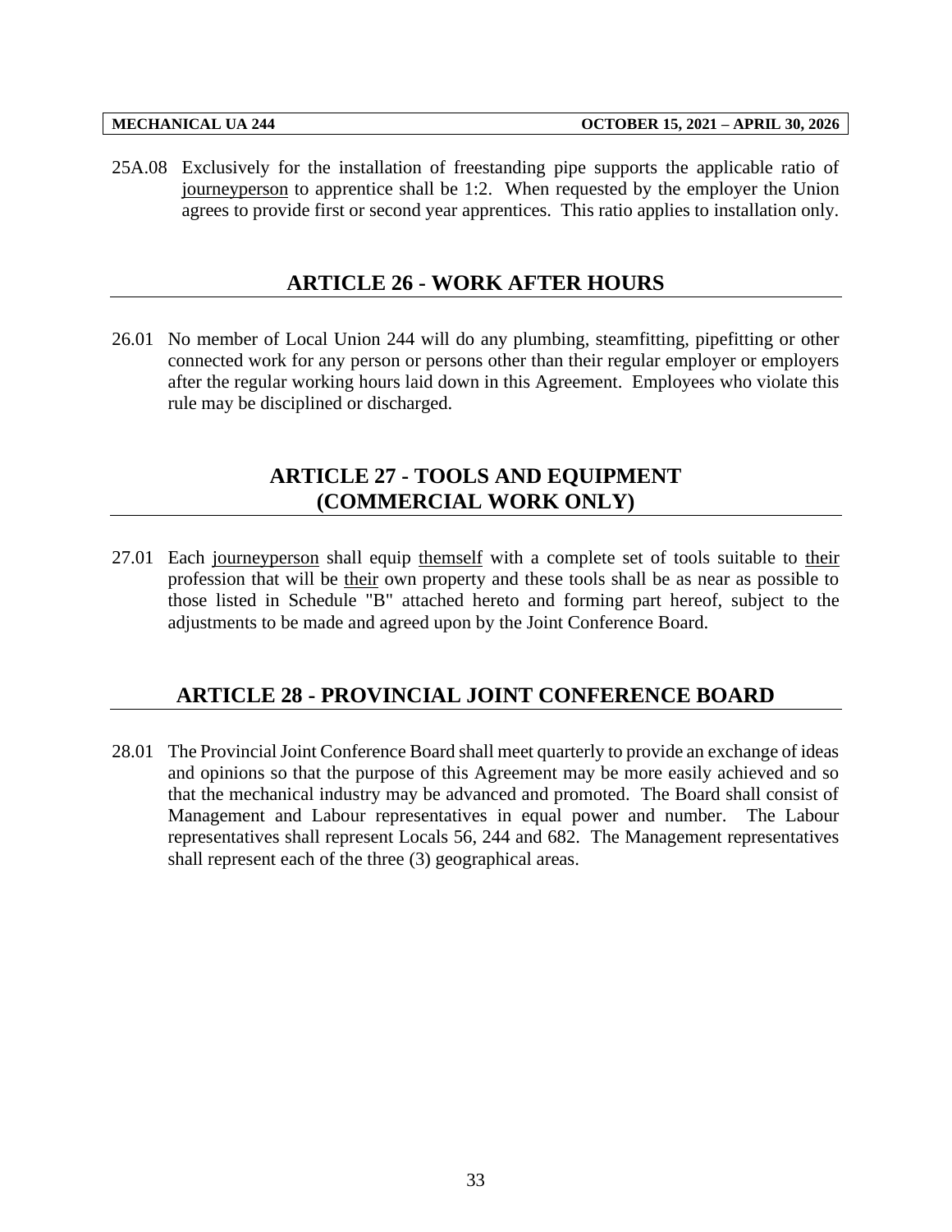25A.08 Exclusively for the installation of freestanding pipe supports the applicable ratio of journeyperson to apprentice shall be 1:2. When requested by the employer the Union agrees to provide first or second year apprentices. This ratio applies to installation only.

## ARTICLE 26 - WORK AFTER HOURS

26.01 No member of Local Union 244 will do any plumbing, steamfitting, pipefitting or other connected work for any person or persons other than their regular employer or employers after the regular working hours laid down in this Agreement. Employees who violate this rule may be disciplined or discharged.

## ARTICLE 27 - TOOLS AND EQUIPMENT (COMMERCIAL WORK ONLY)

27.01 Each journeyperson shall equip themself with a complete set of tools suitable to their profession that will be their own property and these tools shall be as near as possible to those listed in Schedule "B" attached hereto and forming part hereof, subject to the adjustments to be made and agreed upon by the Joint Conference Board.

## ARTICLE 28 - PROVINCIAL JOINT CONFERENCE BOARD

28.01 The Provincial Joint Conference Board shall meet quarterly to provide an exchange of ideas and opinions so that the purpose of this Agreement may be more easily achieved and so that the mechanical industry may be advanced and promoted. The Board shall consist of Management and Labour representatives in equal power and number. The Labour representatives shall represent Locals 56, 244 and 682. The Management representatives shall represent each of the three (3) geographical areas.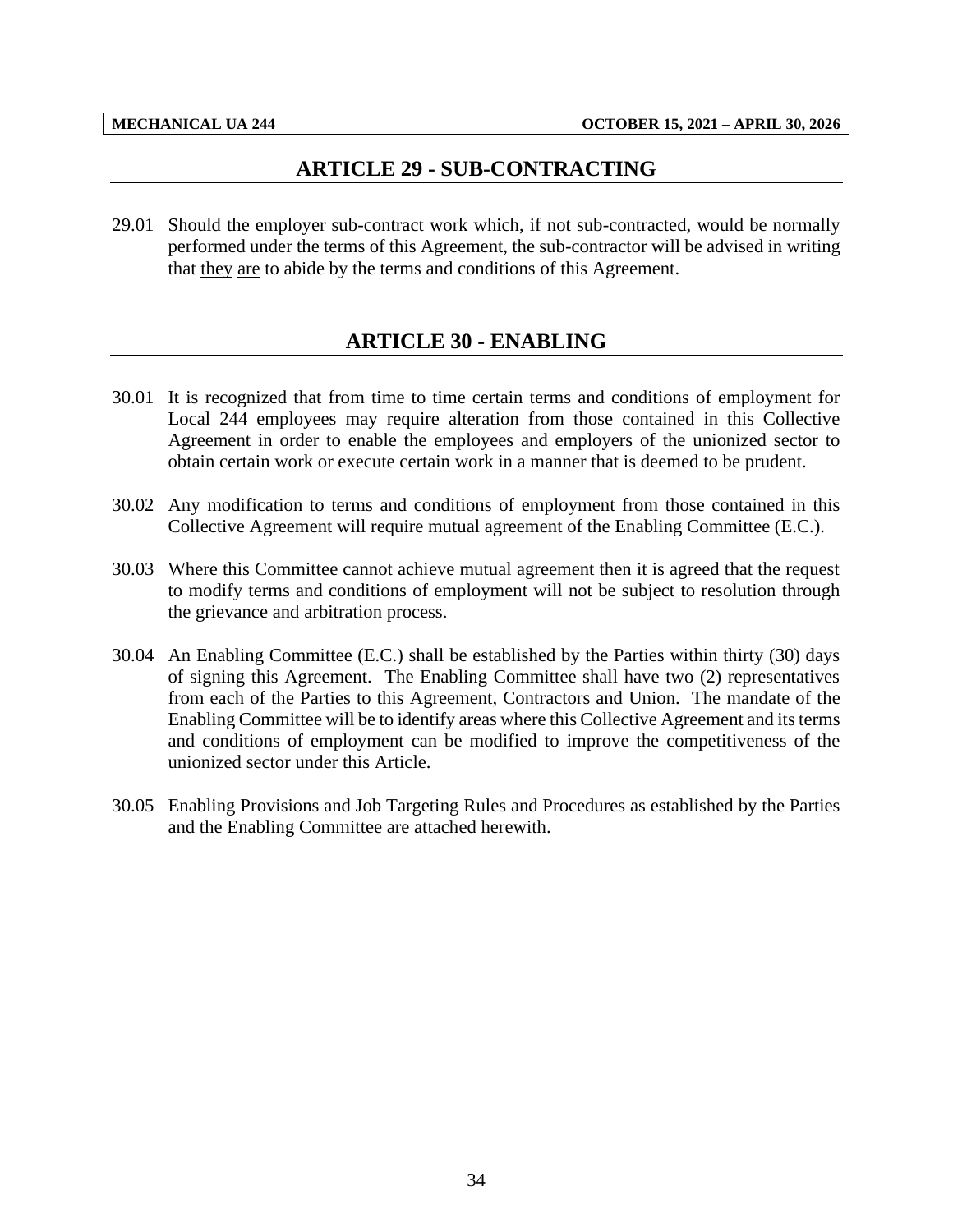# ARTICLE 29 - SUB-CONTRACTING

29.01 Should the employer sub-contract work which, if not sub-contracted, would be normally performed under the terms of this Agreement, the sub-contractor will be advised in writing that they are to abide by the terms and conditions of this Agreement.

# ARTICLE 30 - ENABLING

30.01 It is recognized that from time to time certain terms and conditions of employment for Local 244 employees may require alteration from those contained in this Collective Agreement in order to enable the employees and employers of the unionized sector to obtain certain work or execute certain work in a manner that is deemed to be prudent.

30.02 Any modification to terms and conditions of employment from those contained in this Collective Agreement will require mutual agreement of the Enabling Committee (E.C.).

30.03 Where this Committee cannot achieve mutual agreement then it is agreed that the request to modify terms and conditions of employment will not be subject to resolution through the grievance and arbitration process.

30.04 An Enabling Committee (E.C.) shall be established by the Parties within thirty (30) days of signing this Agreement. The Enabling Committee shall have two (2) representatives from each of the Parties to this Agreement, Contractors and Union. The mandate of the Enabling Committee will be to identify areas where this Collective Agreement and its terms and conditions of employment can be modified to improve the competitiveness of the unionized sector under this Article.

30.05 Enabling Provisions and Job Targeting Rules and Procedures as established by the Parties and the Enabling Committee are attached herewith.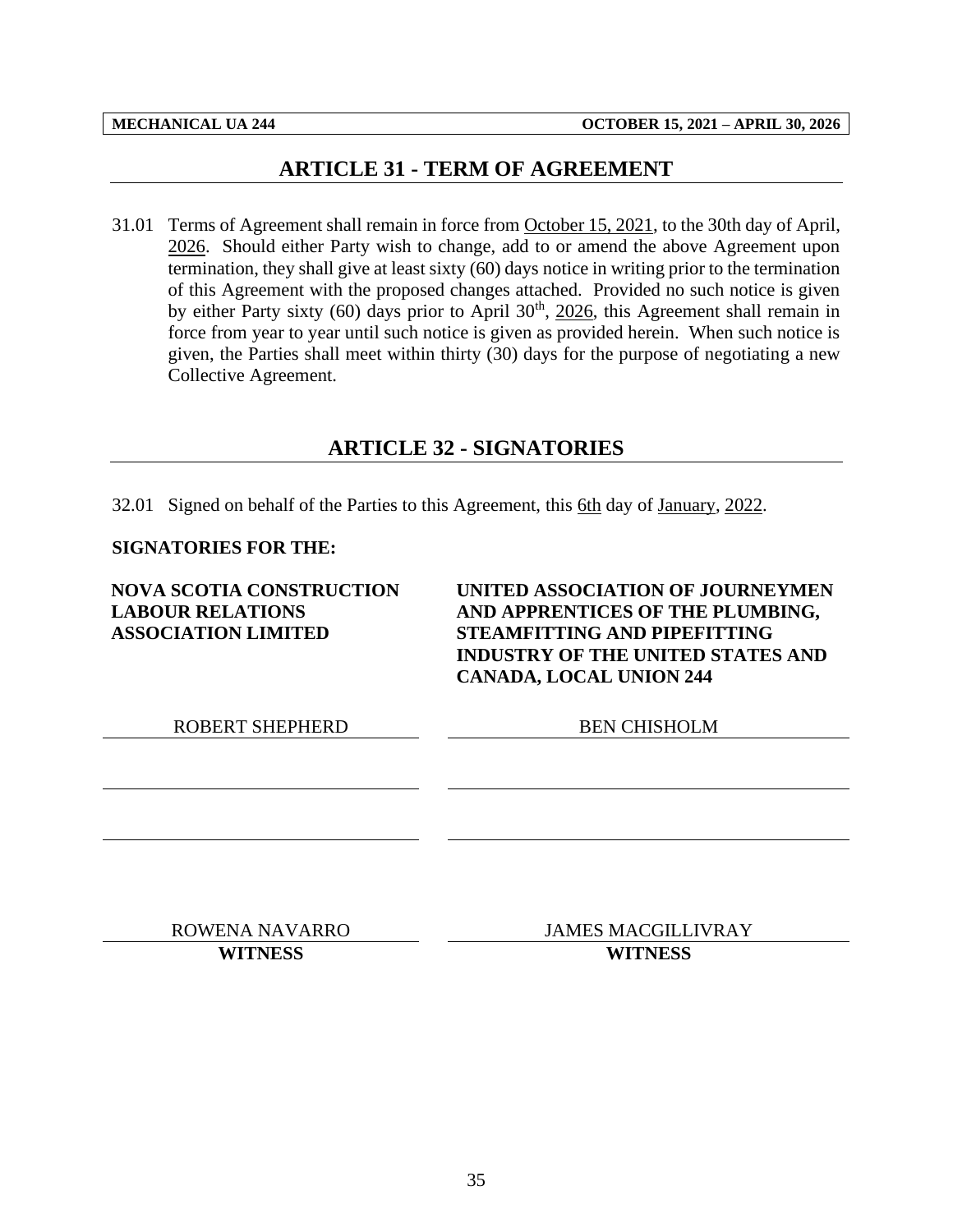## ARTICLE 31 - TERM OF AGREEMENT

31.01 Terms of Agreement shall remain in force from October 15, 2021, to the 30th day of April, 2026. Should either Party wish to change, add to or amend the above Agreement upon termination, they shall give at least sixty (60) days notice in writing prior to the termination of this Agreement with the proposed changes attached. Provided no such notice is given by either Party sixty (60) days prior to April 30th, 2026, this Agreement shall remain in force from year to year until such notice is given as provided herein. When such notice is given, the Parties shall meet within thirty (30) days for the purpose of negotiating a new Collective Agreement.

## ARTICLE 32 - SIGNATORIES

32.01 Signed on behalf of the Parties to this Agreement, this 6th day of January, 2022.

**SIGNATORIES FOR THE:**

**NOVA SCOTIA CONSTRUCTION LABOUR RELATIONS ASSOCIATION LIMITED**

ROBERT SHEPHERD

ROWENA NAVARRO
**WITNESS**

**UNITED ASSOCIATION OF JOURNEYMEN AND APPRENTICES OF THE PLUMBING, STEAMFITTING AND PIPEFITTING INDUSTRY OF THE UNITED STATES AND CANADA, LOCAL UNION 244**

BEN CHISHOLM

JAMES MACGILLIVRAY
**WITNESS**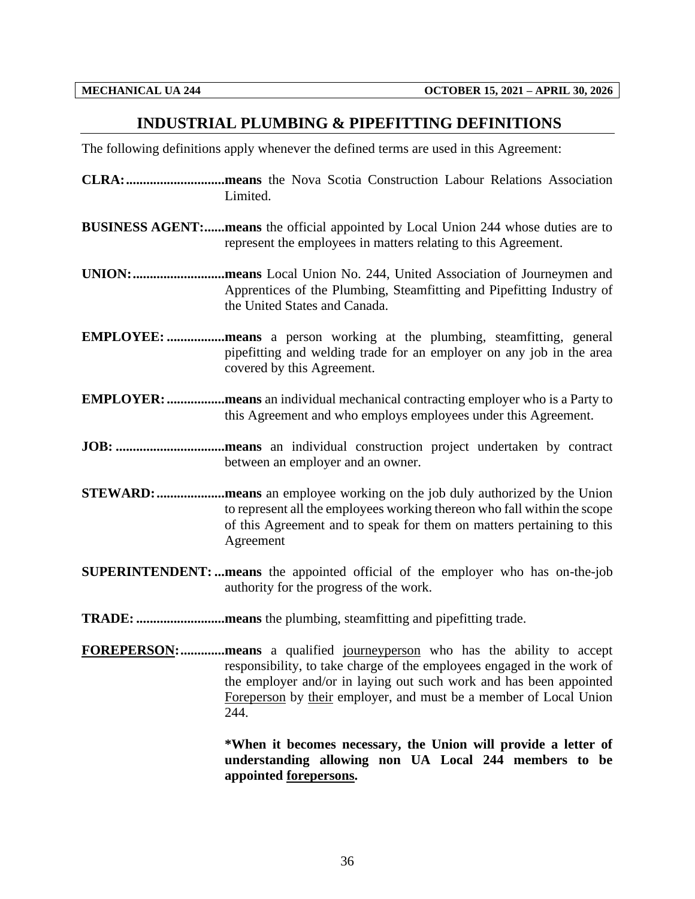## INDUSTRIAL PLUMBING & PIPEFITTING DEFINITIONS

The following definitions apply whenever the defined terms are used in this Agreement:

**CLRA:............................means** the Nova Scotia Construction Labour Relations Association Limited.

**BUSINESS AGENT:......means** the official appointed by Local Union 244 whose duties are to represent the employees in matters relating to this Agreement.

**UNION:..........................means** Local Union No. 244, United Association of Journeymen and Apprentices of the Plumbing, Steamfitting and Pipefitting Industry of the United States and Canada.

**EMPLOYEE: ................means** a person working at the plumbing, steamfitting, general pipefitting and welding trade for an employer on any job in the area covered by this Agreement.

**EMPLOYER: ................means** an individual mechanical contracting employer who is a Party to this Agreement and who employs employees under this Agreement.

**JOB: ..............................means** an individual construction project undertaken by contract between an employer and an owner.

**STEWARD: ...................means** an employee working on the job duly authorized by the Union to represent all the employees working thereon who fall within the scope of this Agreement and to speak for them on matters pertaining to this Agreement

**SUPERINTENDENT: ...means** the appointed official of the employer who has on-the-job authority for the progress of the work.

**TRADE: .........................means** the plumbing, steamfitting and pipefitting trade.

**<u>FOREPERSON</u>:............means** a qualified <u>journeyperson</u> who has the ability to accept responsibility, to take charge of the employees engaged in the work of the employer and/or in laying out such work and has been appointed <u>Foreperson</u> by <u>their</u> employer, and must be a member of Local Union 244.

**\*When it becomes necessary, the Union will provide a letter of understanding allowing non UA Local 244 members to be appointed <u>forepersons</u>.**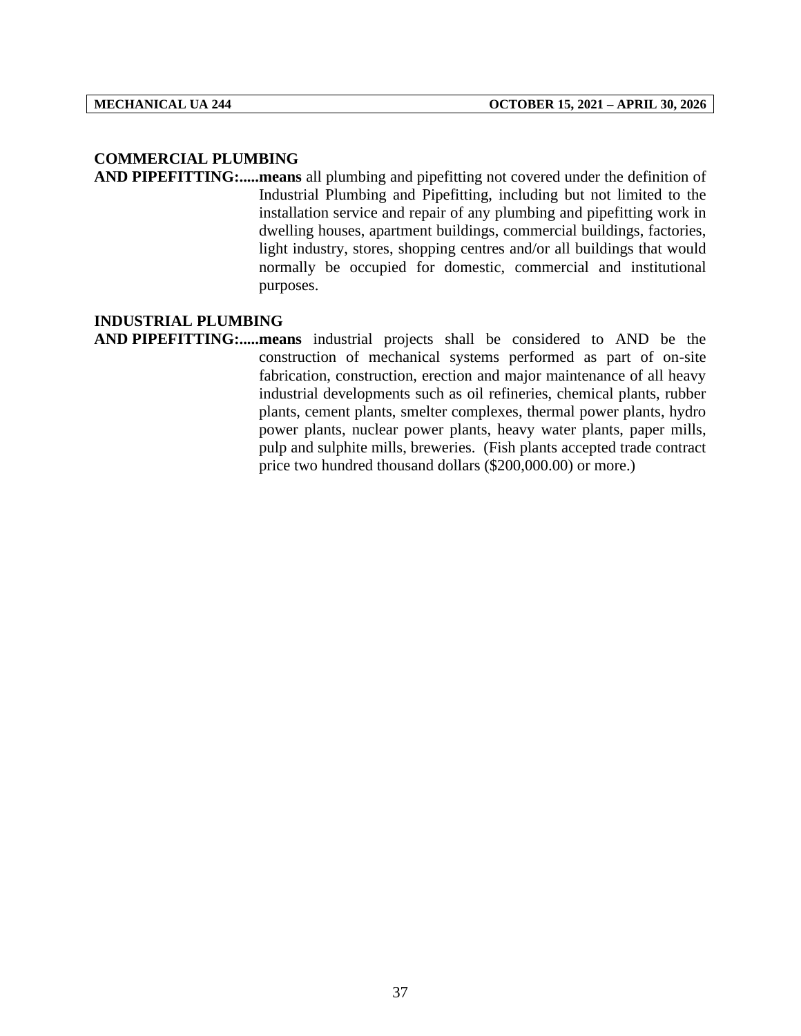**COMMERCIAL PLUMBING AND PIPEFITTING:.....means** all plumbing and pipefitting not covered under the definition of Industrial Plumbing and Pipefitting, including but not limited to the installation service and repair of any plumbing and pipefitting work in dwelling houses, apartment buildings, commercial buildings, factories, light industry, stores, shopping centres and/or all buildings that would normally be occupied for domestic, commercial and institutional purposes.

**INDUSTRIAL PLUMBING AND PIPEFITTING:.....means** industrial projects shall be considered to AND be the construction of mechanical systems performed as part of on-site fabrication, construction, erection and major maintenance of all heavy industrial developments such as oil refineries, chemical plants, rubber plants, cement plants, smelter complexes, thermal power plants, hydro power plants, nuclear power plants, heavy water plants, paper mills, pulp and sulphite mills, breweries. (Fish plants accepted trade contract price two hundred thousand dollars ($200,000.00) or more.)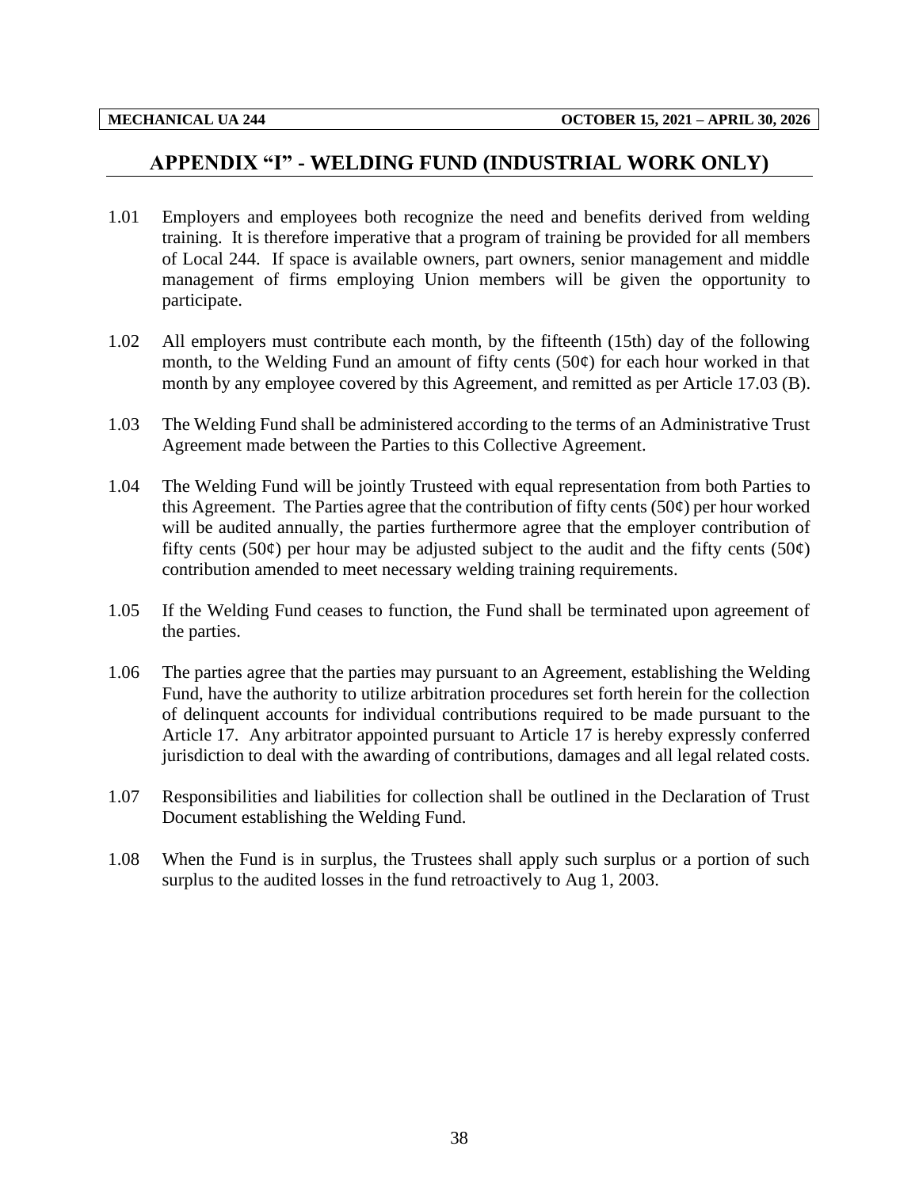# APPENDIX "I" - WELDING FUND (INDUSTRIAL WORK ONLY)

1.01 Employers and employees both recognize the need and benefits derived from welding training. It is therefore imperative that a program of training be provided for all members of Local 244. If space is available owners, part owners, senior management and middle management of firms employing Union members will be given the opportunity to participate.

1.02 All employers must contribute each month, by the fifteenth (15th) day of the following month, to the Welding Fund an amount of fifty cents (50¢) for each hour worked in that month by any employee covered by this Agreement, and remitted as per Article 17.03 (B).

1.03 The Welding Fund shall be administered according to the terms of an Administrative Trust Agreement made between the Parties to this Collective Agreement.

1.04 The Welding Fund will be jointly Trusteed with equal representation from both Parties to this Agreement. The Parties agree that the contribution of fifty cents (50¢) per hour worked will be audited annually, the parties furthermore agree that the employer contribution of fifty cents (50¢) per hour may be adjusted subject to the audit and the fifty cents (50¢) contribution amended to meet necessary welding training requirements.

1.05 If the Welding Fund ceases to function, the Fund shall be terminated upon agreement of the parties.

1.06 The parties agree that the parties may pursuant to an Agreement, establishing the Welding Fund, have the authority to utilize arbitration procedures set forth herein for the collection of delinquent accounts for individual contributions required to be made pursuant to the Article 17. Any arbitrator appointed pursuant to Article 17 is hereby expressly conferred jurisdiction to deal with the awarding of contributions, damages and all legal related costs.

1.07 Responsibilities and liabilities for collection shall be outlined in the Declaration of Trust Document establishing the Welding Fund.

1.08 When the Fund is in surplus, the Trustees shall apply such surplus or a portion of such surplus to the audited losses in the fund retroactively to Aug 1, 2003.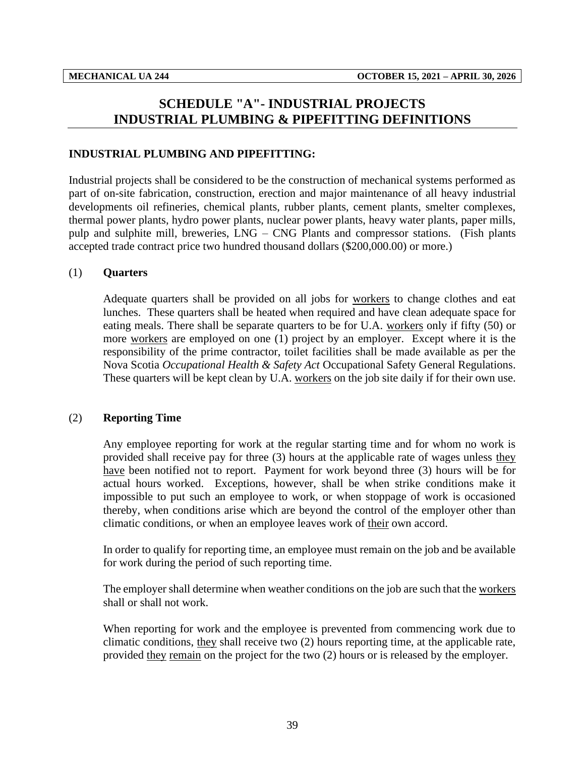# SCHEDULE "A"- INDUSTRIAL PROJECTS
# INDUSTRIAL PLUMBING & PIPEFITTING DEFINITIONS

**INDUSTRIAL PLUMBING AND PIPEFITTING:**

Industrial projects shall be considered to be the construction of mechanical systems performed as part of on-site fabrication, construction, erection and major maintenance of all heavy industrial developments oil refineries, chemical plants, rubber plants, cement plants, smelter complexes, thermal power plants, hydro power plants, nuclear power plants, heavy water plants, paper mills, pulp and sulphite mill, breweries, LNG – CNG Plants and compressor stations. (Fish plants accepted trade contract price two hundred thousand dollars ($200,000.00) or more.)

## (1) Quarters

Adequate quarters shall be provided on all jobs for workers to change clothes and eat lunches. These quarters shall be heated when required and have clean adequate space for eating meals. There shall be separate quarters to be for U.A. workers only if fifty (50) or more workers are employed on one (1) project by an employer. Except where it is the responsibility of the prime contractor, toilet facilities shall be made available as per the Nova Scotia *Occupational Health & Safety Act* Occupational Safety General Regulations. These quarters will be kept clean by U.A. workers on the job site daily if for their own use.

## (2) Reporting Time

Any employee reporting for work at the regular starting time and for whom no work is provided shall receive pay for three (3) hours at the applicable rate of wages unless they have been notified not to report. Payment for work beyond three (3) hours will be for actual hours worked. Exceptions, however, shall be when strike conditions make it impossible to put such an employee to work, or when stoppage of work is occasioned thereby, when conditions arise which are beyond the control of the employer other than climatic conditions, or when an employee leaves work of their own accord.

In order to qualify for reporting time, an employee must remain on the job and be available for work during the period of such reporting time.

The employer shall determine when weather conditions on the job are such that the workers shall or shall not work.

When reporting for work and the employee is prevented from commencing work due to climatic conditions, they shall receive two (2) hours reporting time, at the applicable rate, provided they remain on the project for the two (2) hours or is released by the employer.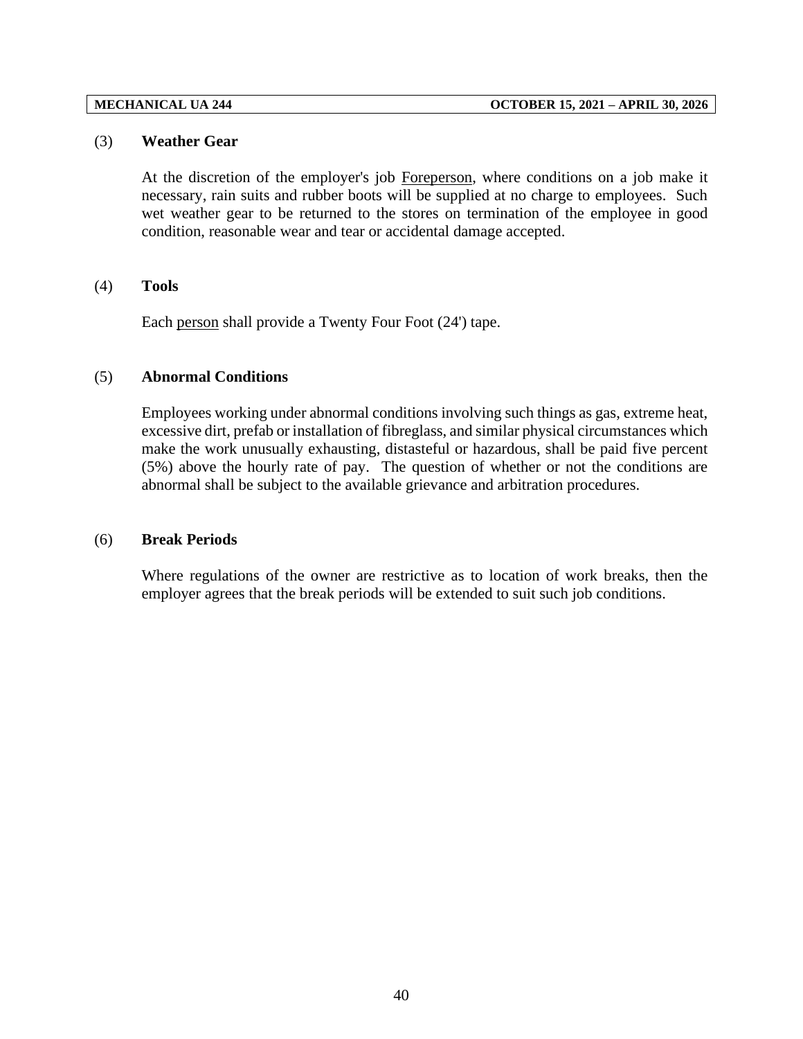(3) **Weather Gear**

At the discretion of the employer's job <u>Foreperson</u>, where conditions on a job make it necessary, rain suits and rubber boots will be supplied at no charge to employees. Such wet weather gear to be returned to the stores on termination of the employee in good condition, reasonable wear and tear or accidental damage accepted.

(4) **Tools**

Each <u>person</u> shall provide a Twenty Four Foot (24') tape.

(5) **Abnormal Conditions**

Employees working under abnormal conditions involving such things as gas, extreme heat, excessive dirt, prefab or installation of fibreglass, and similar physical circumstances which make the work unusually exhausting, distasteful or hazardous, shall be paid five percent (5%) above the hourly rate of pay. The question of whether or not the conditions are abnormal shall be subject to the available grievance and arbitration procedures.

(6) **Break Periods**

Where regulations of the owner are restrictive as to location of work breaks, then the employer agrees that the break periods will be extended to suit such job conditions.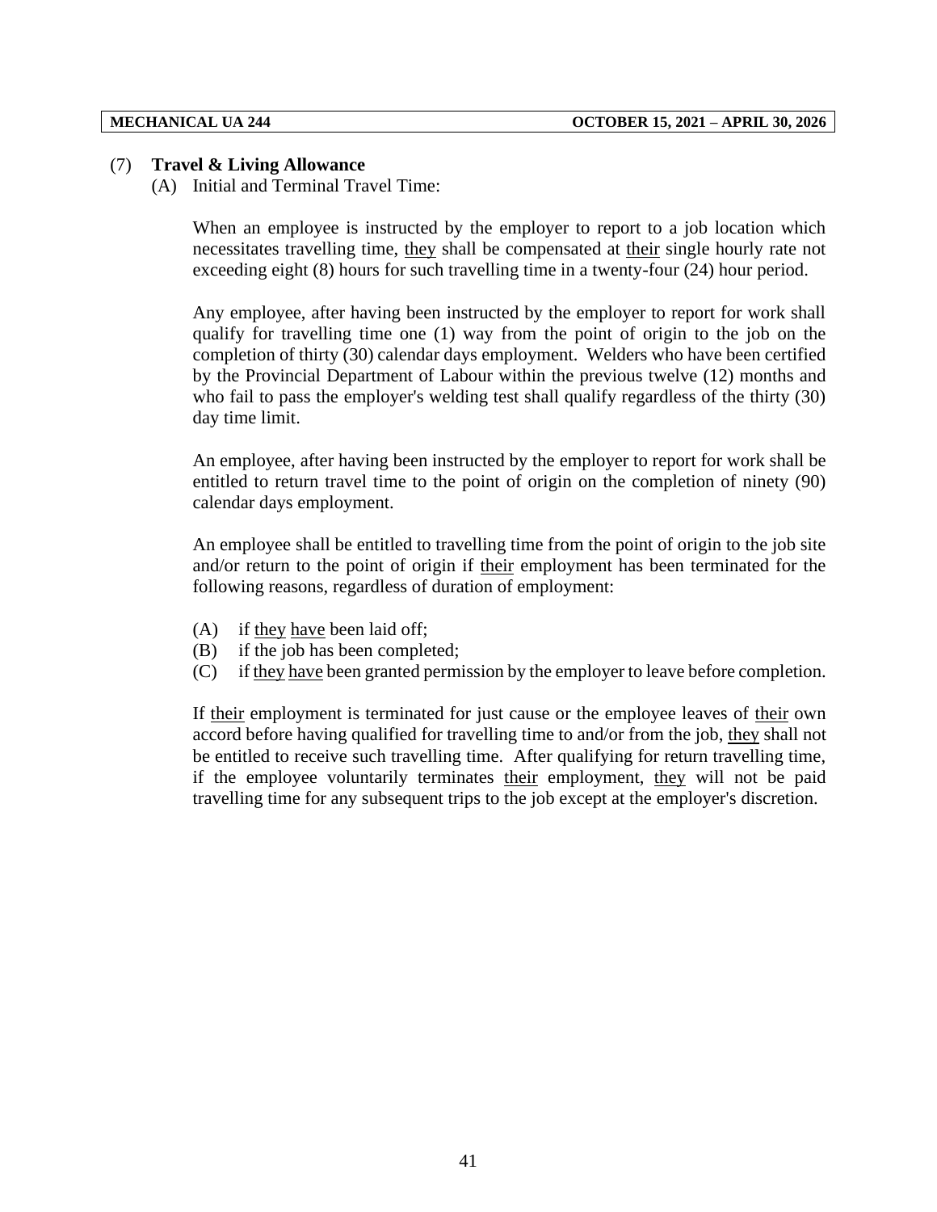(7) **Travel & Living Allowance**

(A) Initial and Terminal Travel Time:

When an employee is instructed by the employer to report to a job location which necessitates travelling time, they shall be compensated at their single hourly rate not exceeding eight (8) hours for such travelling time in a twenty-four (24) hour period.

Any employee, after having been instructed by the employer to report for work shall qualify for travelling time one (1) way from the point of origin to the job on the completion of thirty (30) calendar days employment. Welders who have been certified by the Provincial Department of Labour within the previous twelve (12) months and who fail to pass the employer's welding test shall qualify regardless of the thirty (30) day time limit.

An employee, after having been instructed by the employer to report for work shall be entitled to return travel time to the point of origin on the completion of ninety (90) calendar days employment.

An employee shall be entitled to travelling time from the point of origin to the job site and/or return to the point of origin if their employment has been terminated for the following reasons, regardless of duration of employment:

(A) if they have been laid off;
(B) if the job has been completed;
(C) if they have been granted permission by the employer to leave before completion.

If their employment is terminated for just cause or the employee leaves of their own accord before having qualified for travelling time to and/or from the job, they shall not be entitled to receive such travelling time. After qualifying for return travelling time, if the employee voluntarily terminates their employment, they will not be paid travelling time for any subsequent trips to the job except at the employer's discretion.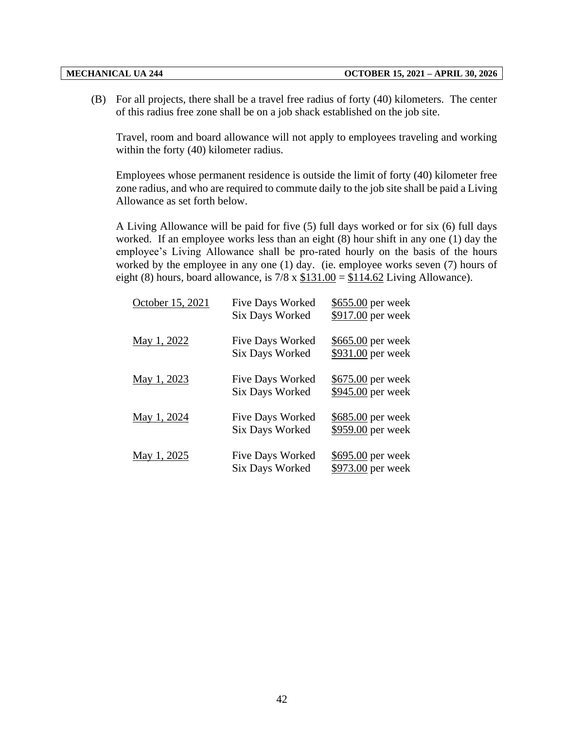(B) For all projects, there shall be a travel free radius of forty (40) kilometers. The center of this radius free zone shall be on a job shack established on the job site.

Travel, room and board allowance will not apply to employees traveling and working within the forty (40) kilometer radius.

Employees whose permanent residence is outside the limit of forty (40) kilometer free zone radius, and who are required to commute daily to the job site shall be paid a Living Allowance as set forth below.

A Living Allowance will be paid for five (5) full days worked or for six (6) full days worked. If an employee works less than an eight (8) hour shift in any one (1) day the employee's Living Allowance shall be pro-rated hourly on the basis of the hours worked by the employee in any one (1) day. (ie. employee works seven (7) hours of eight (8) hours, board allowance, is 7/8 x $131.00 = $114.62 Living Allowance).

| | | |
|---|---|---|
| October 15, 2021 | Five Days Worked | $655.00 per week |
| | Six Days Worked | $917.00 per week |
| May 1, 2022 | Five Days Worked | $665.00 per week |
| | Six Days Worked | $931.00 per week |
| May 1, 2023 | Five Days Worked | $675.00 per week |
| | Six Days Worked | $945.00 per week |
| May 1, 2024 | Five Days Worked | $685.00 per week |
| | Six Days Worked | $959.00 per week |
| May 1, 2025 | Five Days Worked | $695.00 per week |
| | Six Days Worked | $973.00 per week |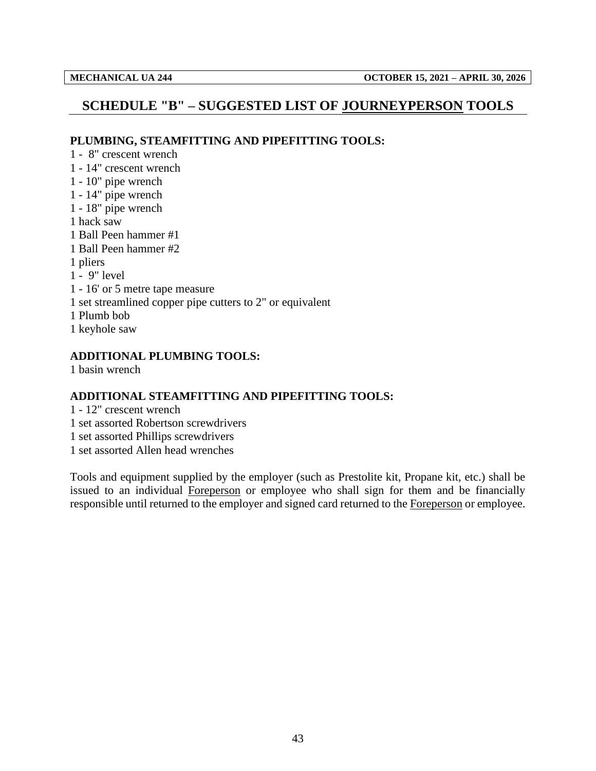## SCHEDULE "B" – SUGGESTED LIST OF JOURNEYPERSON TOOLS

**PLUMBING, STEAMFITTING AND PIPEFITTING TOOLS:**

1 - 8" crescent wrench
1 - 14" crescent wrench
1 - 10" pipe wrench
1 - 14" pipe wrench
1 - 18" pipe wrench
1 hack saw
1 Ball Peen hammer #1
1 Ball Peen hammer #2
1 pliers
1 - 9" level
1 - 16' or 5 metre tape measure
1 set streamlined copper pipe cutters to 2" or equivalent
1 Plumb bob
1 keyhole saw

**ADDITIONAL PLUMBING TOOLS:**

1 basin wrench

**ADDITIONAL STEAMFITTING AND PIPEFITTING TOOLS:**

1 - 12" crescent wrench
1 set assorted Robertson screwdrivers
1 set assorted Phillips screwdrivers
1 set assorted Allen head wrenches

Tools and equipment supplied by the employer (such as Prestolite kit, Propane kit, etc.) shall be issued to an individual Foreperson or employee who shall sign for them and be financially responsible until returned to the employer and signed card returned to the Foreperson or employee.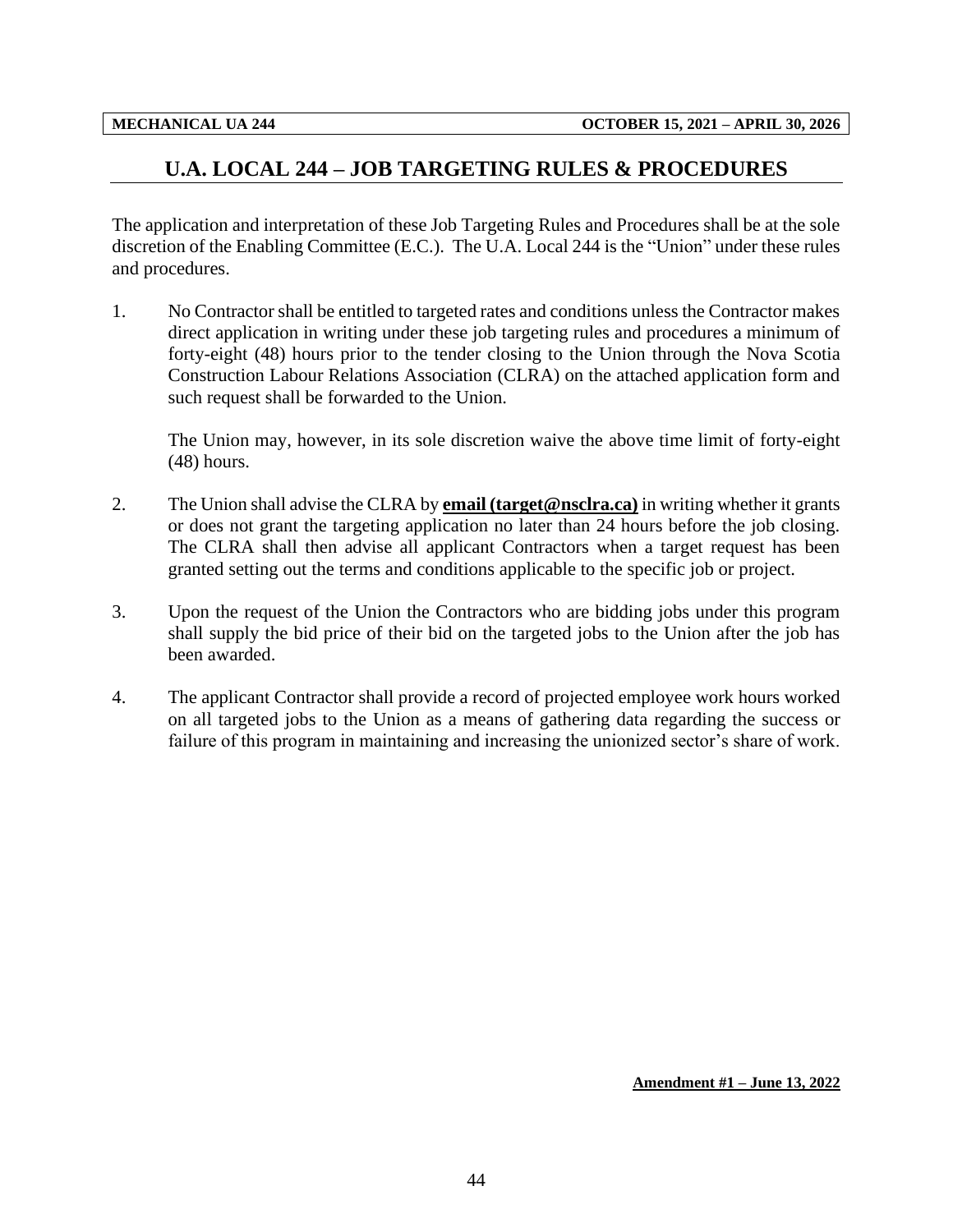# U.A. LOCAL 244 – JOB TARGETING RULES & PROCEDURES

The application and interpretation of these Job Targeting Rules and Procedures shall be at the sole discretion of the Enabling Committee (E.C.). The U.A. Local 244 is the "Union" under these rules and procedures.

1. No Contractor shall be entitled to targeted rates and conditions unless the Contractor makes direct application in writing under these job targeting rules and procedures a minimum of forty-eight (48) hours prior to the tender closing to the Union through the Nova Scotia Construction Labour Relations Association (CLRA) on the attached application form and such request shall be forwarded to the Union.

   The Union may, however, in its sole discretion waive the above time limit of forty-eight (48) hours.

2. The Union shall advise the CLRA by **email (target@nsclra.ca)** in writing whether it grants or does not grant the targeting application no later than 24 hours before the job closing. The CLRA shall then advise all applicant Contractors when a target request has been granted setting out the terms and conditions applicable to the specific job or project.

3. Upon the request of the Union the Contractors who are bidding jobs under this program shall supply the bid price of their bid on the targeted jobs to the Union after the job has been awarded.

4. The applicant Contractor shall provide a record of projected employee work hours worked on all targeted jobs to the Union as a means of gathering data regarding the success or failure of this program in maintaining and increasing the unionized sector's share of work.

**Amendment #1 – June 13, 2022**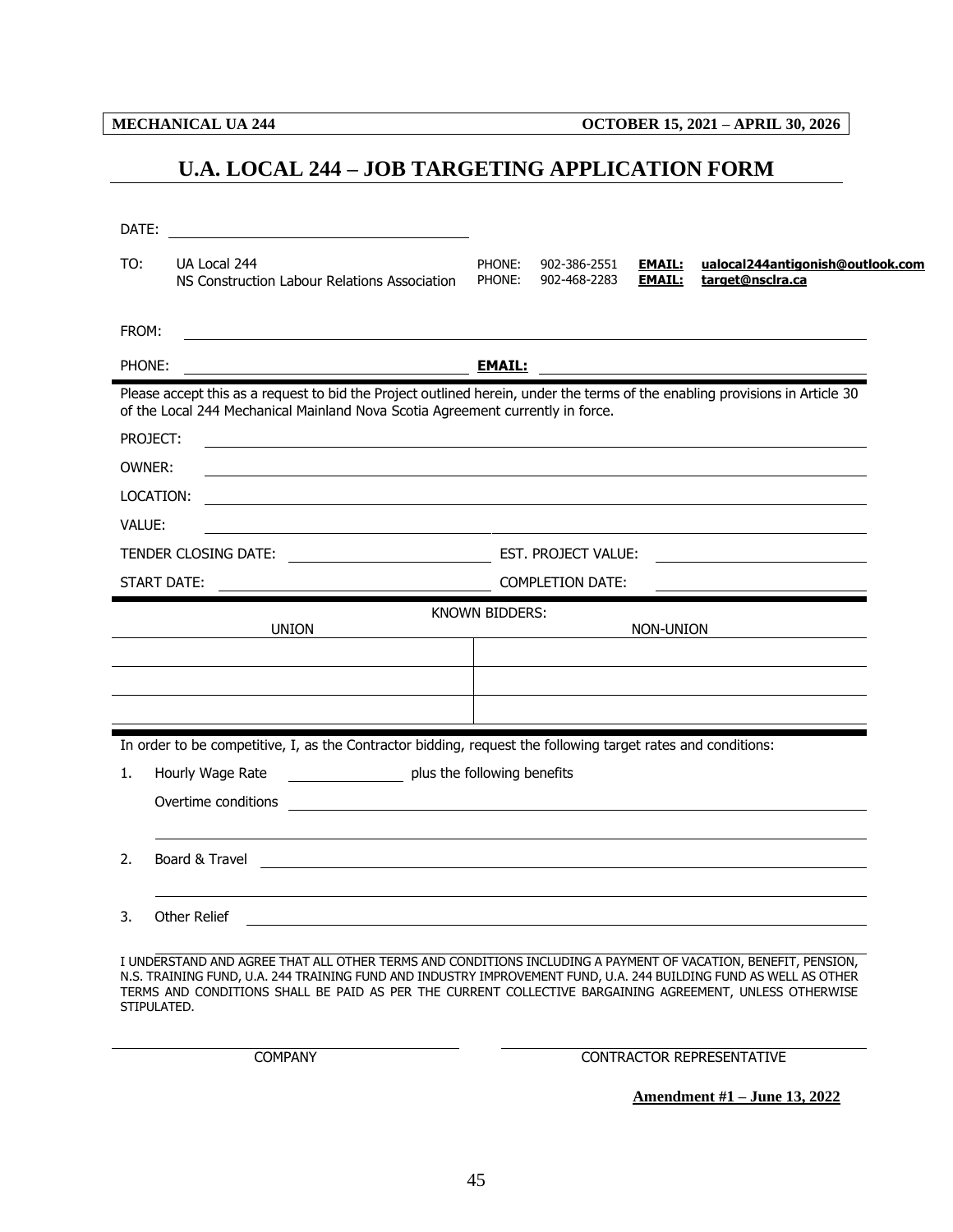# U.A. LOCAL 244 – JOB TARGETING APPLICATION FORM

DATE: ______________________________

TO: UA Local 244 — PHONE: 902-386-2551 — **EMAIL:** **ualocal244antigonish@outlook.com**
NS Construction Labour Relations Association — PHONE: 902-468-2283 — **EMAIL:** **target@nsclra.ca**

FROM: ______________________________

PHONE: ______________________________ **EMAIL:** ______________________________

Please accept this as a request to bid the Project outlined herein, under the terms of the enabling provisions in Article 30 of the Local 244 Mechanical Mainland Nova Scotia Agreement currently in force.

PROJECT: ______________________________

OWNER: ______________________________

LOCATION: ______________________________

VALUE: ______________________________

TENDER CLOSING DATE: ______________________________ EST. PROJECT VALUE: ______________________________

START DATE: ______________________________ COMPLETION DATE: ______________________________

KNOWN BIDDERS:

| UNION | NON-UNION |
|---|---|
| | |
| | |
| | |

In order to be competitive, I, as the Contractor bidding, request the following target rates and conditions:

1. Hourly Wage Rate ______________ plus the following benefits

   Overtime conditions ______________________________

   ______________________________

2. Board & Travel ______________________________

   ______________________________

3. Other Relief ______________________________

   ______________________________

I UNDERSTAND AND AGREE THAT ALL OTHER TERMS AND CONDITIONS INCLUDING A PAYMENT OF VACATION, BENEFIT, PENSION, N.S. TRAINING FUND, U.A. 244 TRAINING FUND AND INDUSTRY IMPROVEMENT FUND, U.A. 244 BUILDING FUND AS WELL AS OTHER TERMS AND CONDITIONS SHALL BE PAID AS PER THE CURRENT COLLECTIVE BARGAINING AGREEMENT, UNLESS OTHERWISE STIPULATED.

______________________________ ______________________________

COMPANY CONTRACTOR REPRESENTATIVE

**Amendment #1 – June 13, 2022**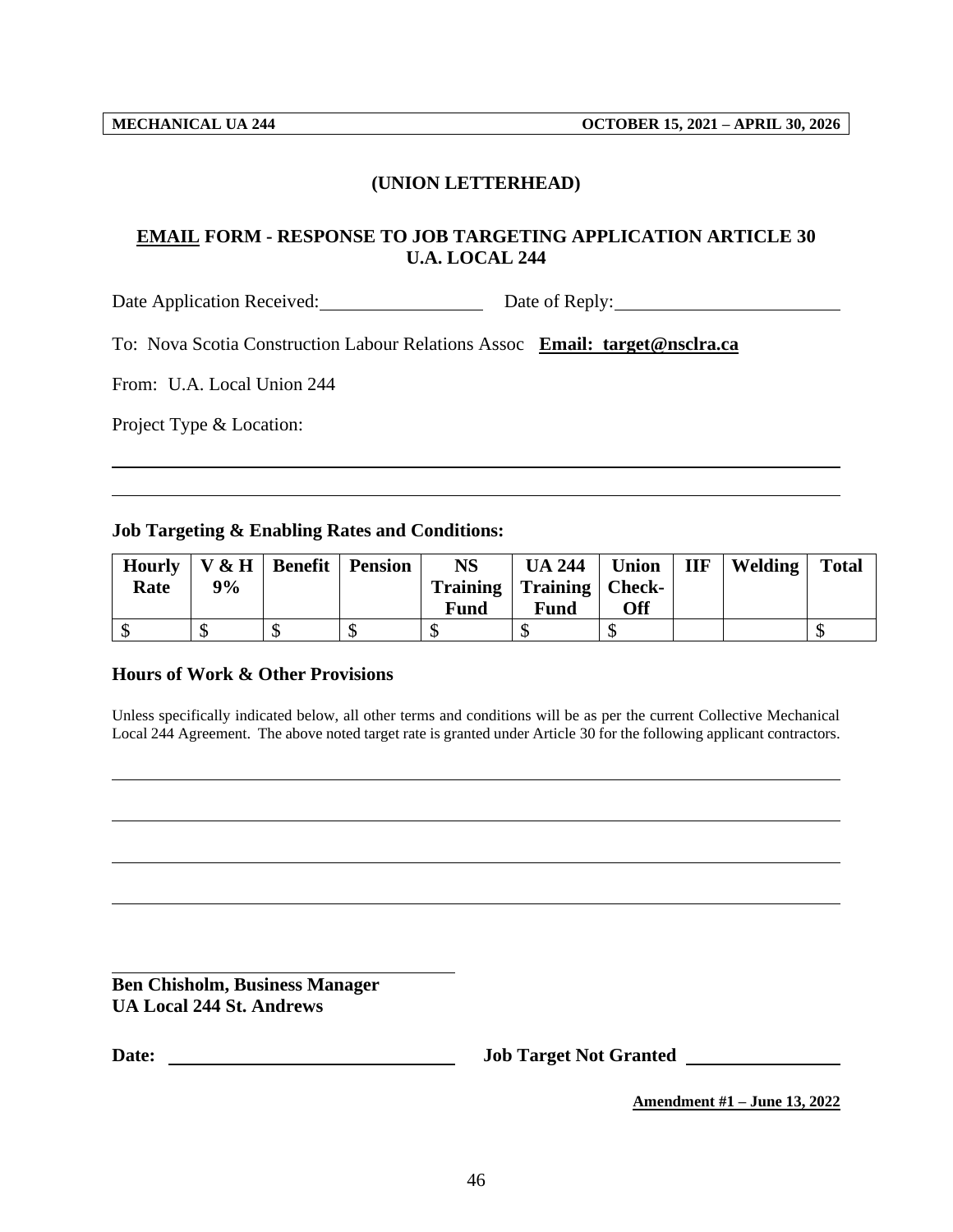**(UNION LETTERHEAD)**

## <u>EMAIL</u> FORM - RESPONSE TO JOB TARGETING APPLICATION ARTICLE 30 U.A. LOCAL 244

Date Application Received: \_\_\_\_\_\_\_\_\_\_\_\_\_\_\_\_\_\_ Date of Reply: \_\_\_\_\_\_\_\_\_\_\_\_\_\_\_\_\_\_\_\_\_\_\_\_\_\_

To: Nova Scotia Construction Labour Relations Assoc **Email: target@nsclra.ca**

From: U.A. Local Union 244

Project Type & Location:

\_\_\_\_\_\_\_\_\_\_\_\_\_\_\_\_\_\_\_\_\_\_\_\_\_\_\_\_\_\_\_\_\_\_\_\_\_\_\_\_\_\_\_\_\_\_\_\_\_\_\_\_\_\_\_\_\_\_\_\_\_\_\_\_\_\_\_\_\_\_\_\_\_\_\_\_

\_\_\_\_\_\_\_\_\_\_\_\_\_\_\_\_\_\_\_\_\_\_\_\_\_\_\_\_\_\_\_\_\_\_\_\_\_\_\_\_\_\_\_\_\_\_\_\_\_\_\_\_\_\_\_\_\_\_\_\_\_\_\_\_\_\_\_\_\_\_\_\_\_\_\_\_

### Job Targeting & Enabling Rates and Conditions:

| Hourly Rate | V & H 9% | Benefit | Pension | NS Training Fund | UA 244 Training Fund | Union Check-Off | IIF | Welding | Total |
|---|---|---|---|---|---|---|---|---|---|
| $ | $ | $ | $ | $ | $ | $ | | | $ |

### Hours of Work & Other Provisions

Unless specifically indicated below, all other terms and conditions will be as per the current Collective Mechanical Local 244 Agreement. The above noted target rate is granted under Article 30 for the following applicant contractors.

\_\_\_\_\_\_\_\_\_\_\_\_\_\_\_\_\_\_\_\_\_\_\_\_\_\_\_\_\_\_\_\_\_\_\_\_\_\_\_\_\_\_\_\_\_\_\_\_\_\_\_\_\_\_\_\_\_\_\_\_\_\_\_\_\_\_\_\_\_\_\_\_\_\_\_\_

\_\_\_\_\_\_\_\_\_\_\_\_\_\_\_\_\_\_\_\_\_\_\_\_\_\_\_\_\_\_\_\_\_\_\_\_\_\_\_\_\_\_\_\_\_\_\_\_\_\_\_\_\_\_\_\_\_\_\_\_\_\_\_\_\_\_\_\_\_\_\_\_\_\_\_\_

\_\_\_\_\_\_\_\_\_\_\_\_\_\_\_\_\_\_\_\_\_\_\_\_\_\_\_\_\_\_\_\_\_\_\_\_\_\_\_\_\_\_\_\_\_\_\_\_\_\_\_\_\_\_\_\_\_\_\_\_\_\_\_\_\_\_\_\_\_\_\_\_\_\_\_\_

\_\_\_\_\_\_\_\_\_\_\_\_\_\_\_\_\_\_\_\_\_\_\_\_\_\_\_\_\_\_\_\_\_\_\_\_\_\_\_\_\_\_\_\_\_\_\_\_\_\_\_\_\_\_\_\_\_\_\_\_\_\_\_\_\_\_\_\_\_\_\_\_\_\_\_\_

\_\_\_\_\_\_\_\_\_\_\_\_\_\_\_\_\_\_\_\_\_\_\_\_\_\_\_\_\_\_\_\_\_\_\_\_\_\_\_\_

**Ben Chisholm, Business Manager**
**UA Local 244 St. Andrews**

**Date:** \_\_\_\_\_\_\_\_\_\_\_\_\_\_\_\_\_\_\_\_\_\_\_\_\_\_\_\_\_\_\_\_\_\_ **Job Target Not Granted** \_\_\_\_\_\_\_\_\_\_\_\_\_\_\_\_\_\_

**<u>Amendment #1 – June 13, 2022</u>**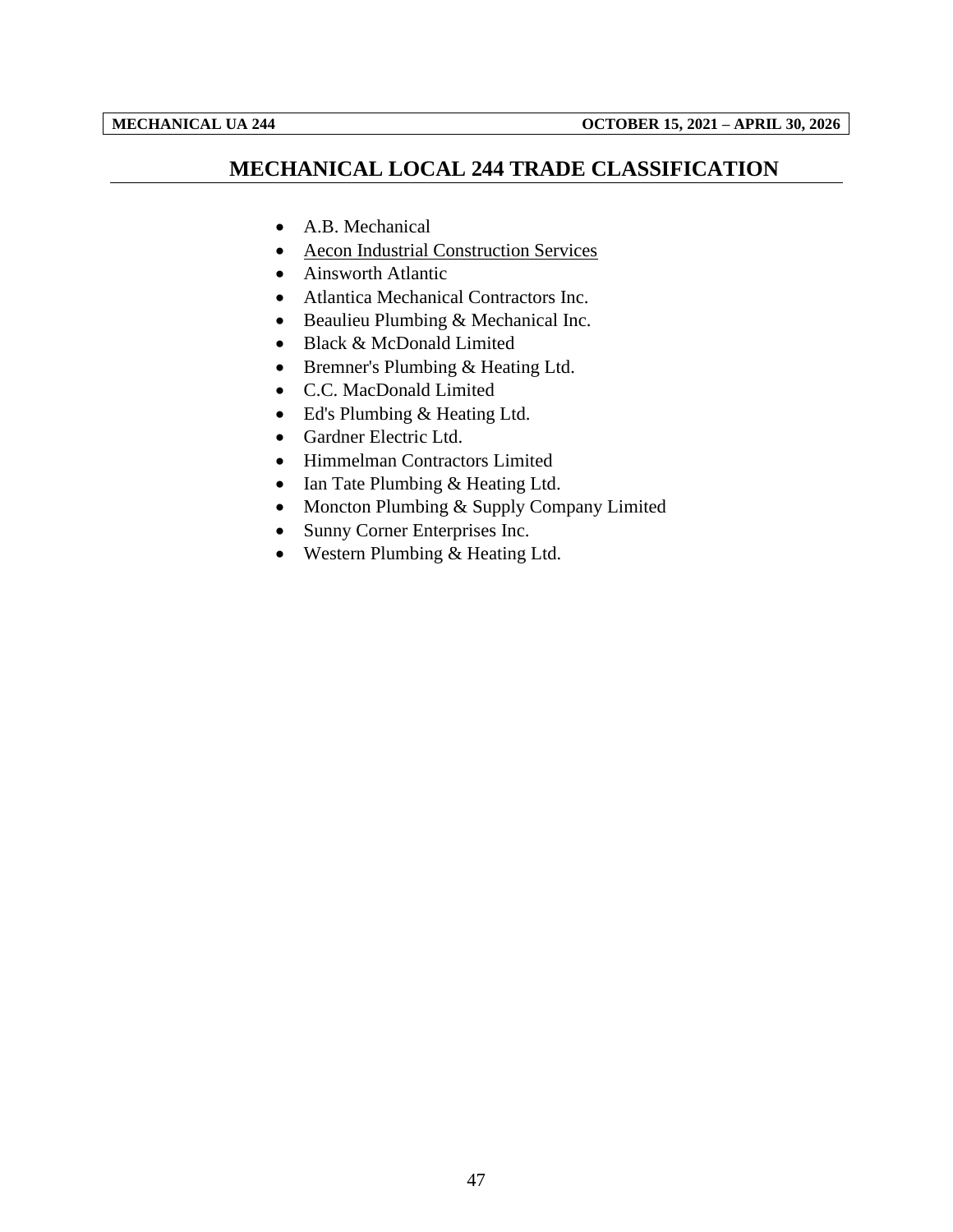## MECHANICAL LOCAL 244 TRADE CLASSIFICATION

- A.B. Mechanical
- Aecon Industrial Construction Services
- Ainsworth Atlantic
- Atlantica Mechanical Contractors Inc.
- Beaulieu Plumbing & Mechanical Inc.
- Black & McDonald Limited
- Bremner's Plumbing & Heating Ltd.
- C.C. MacDonald Limited
- Ed's Plumbing & Heating Ltd.
- Gardner Electric Ltd.
- Himmelman Contractors Limited
- Ian Tate Plumbing & Heating Ltd.
- Moncton Plumbing & Supply Company Limited
- Sunny Corner Enterprises Inc.
- Western Plumbing & Heating Ltd.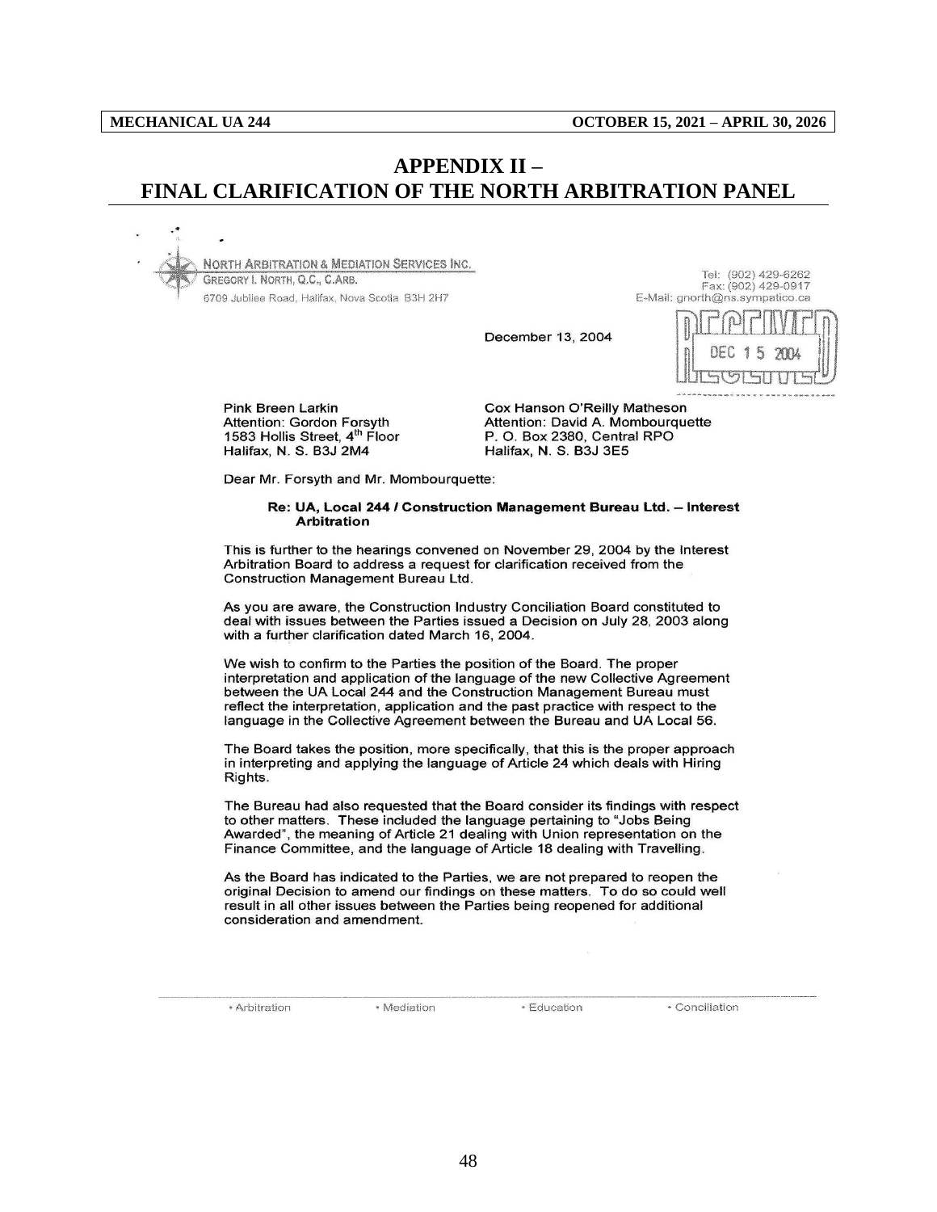# APPENDIX II – FINAL CLARIFICATION OF THE NORTH ARBITRATION PANEL

NORTH ARBITRATION & MEDIATION SERVICES INC.
GREGORY I. NORTH, Q.C., C.ARB.
6709 Jubilee Road, Halifax, Nova Scotia B3H 2H7

Tel: (902) 429-6262
Fax: (902) 429-0917
E-Mail: gnorth@ns.sympatico.ca

December 13, 2004

RECEIVED DEC 15 2004

Pink Breen Larkin
Attention: Gordon Forsyth
1583 Hollis Street, 4th Floor
Halifax, N. S. B3J 2M4

Cox Hanson O'Reilly Matheson
Attention: David A. Mombourquette
P. O. Box 2380, Central RPO
Halifax, N. S. B3J 3E5

Dear Mr. Forsyth and Mr. Mombourquette:

**Re: UA, Local 244 / Construction Management Bureau Ltd. – Interest Arbitration**

This is further to the hearings convened on November 29, 2004 by the Interest Arbitration Board to address a request for clarification received from the Construction Management Bureau Ltd.

As you are aware, the Construction Industry Conciliation Board constituted to deal with issues between the Parties issued a Decision on July 28, 2003 along with a further clarification dated March 16, 2004.

We wish to confirm to the Parties the position of the Board. The proper interpretation and application of the language of the new Collective Agreement between the UA Local 244 and the Construction Management Bureau must reflect the interpretation, application and the past practice with respect to the language in the Collective Agreement between the Bureau and UA Local 56.

The Board takes the position, more specifically, that this is the proper approach in interpreting and applying the language of Article 24 which deals with Hiring Rights.

The Bureau had also requested that the Board consider its findings with respect to other matters. These included the language pertaining to "Jobs Being Awarded", the meaning of Article 21 dealing with Union representation on the Finance Committee, and the language of Article 18 dealing with Travelling.

As the Board has indicated to the Parties, we are not prepared to reopen the original Decision to amend our findings on these matters. To do so could well result in all other issues between the Parties being reopened for additional consideration and amendment.

• Arbitration • Mediation • Education • Conciliation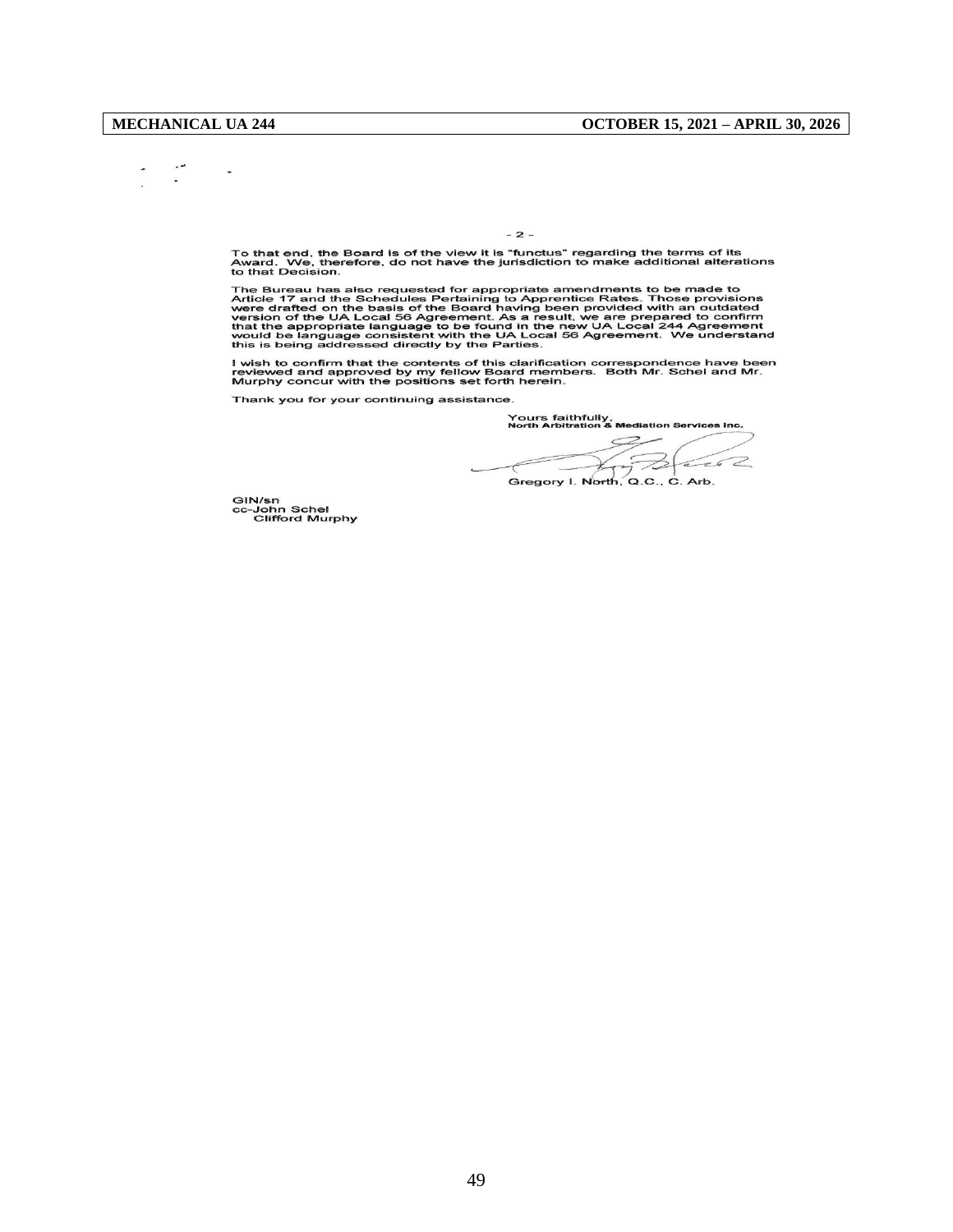- 2 -

To that end, the Board is of the view it is "functus" regarding the terms of its Award. We, therefore, do not have the jurisdiction to make additional alterations to that Decision.

The Bureau has also requested for appropriate amendments to be made to Article 17 and the Schedules Pertaining to Apprentice Rates. Those provisions were drafted on the basis of the Board having been provided with an outdated version of the UA Local 56 Agreement. As a result, we are prepared to confirm that the appropriate language to be found in the new UA Local 244 Agreement would be language consistent with the UA Local 56 Agreement. We understand this is being addressed directly by the Parties.

I wish to confirm that the contents of this clarification correspondence have been reviewed and approved by my fellow Board members. Both Mr. Schel and Mr. Murphy concur with the positions set forth herein.

Thank you for your continuing assistance.

Yours faithfully,
**North Arbitration & Mediation Services Inc.**

Gregory I. North, Q.C., C. Arb.

GIN/sn
cc-John Schel
Clifford Murphy